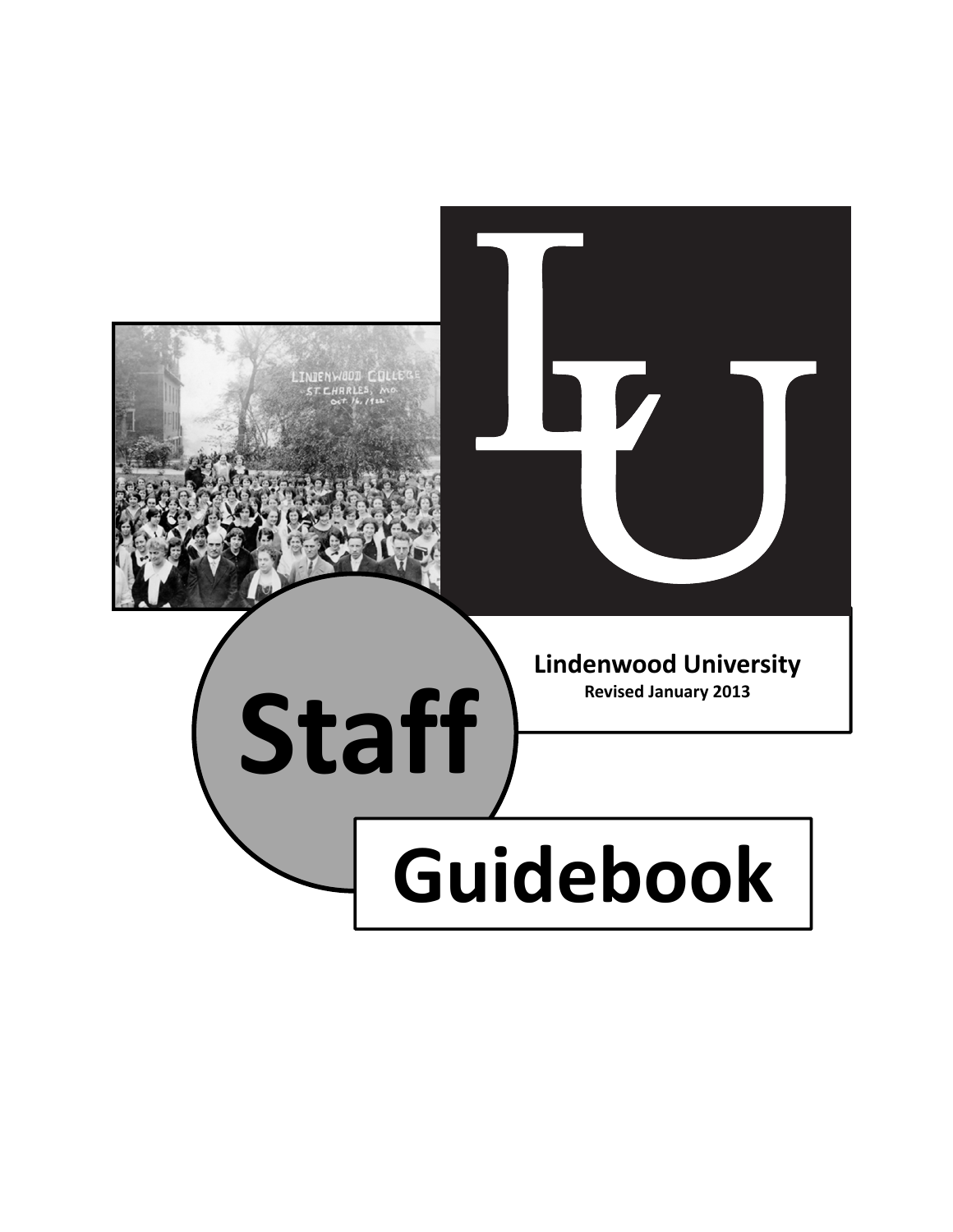# Staff Guidebook

**Lindenwood University**

**Revised January 2013**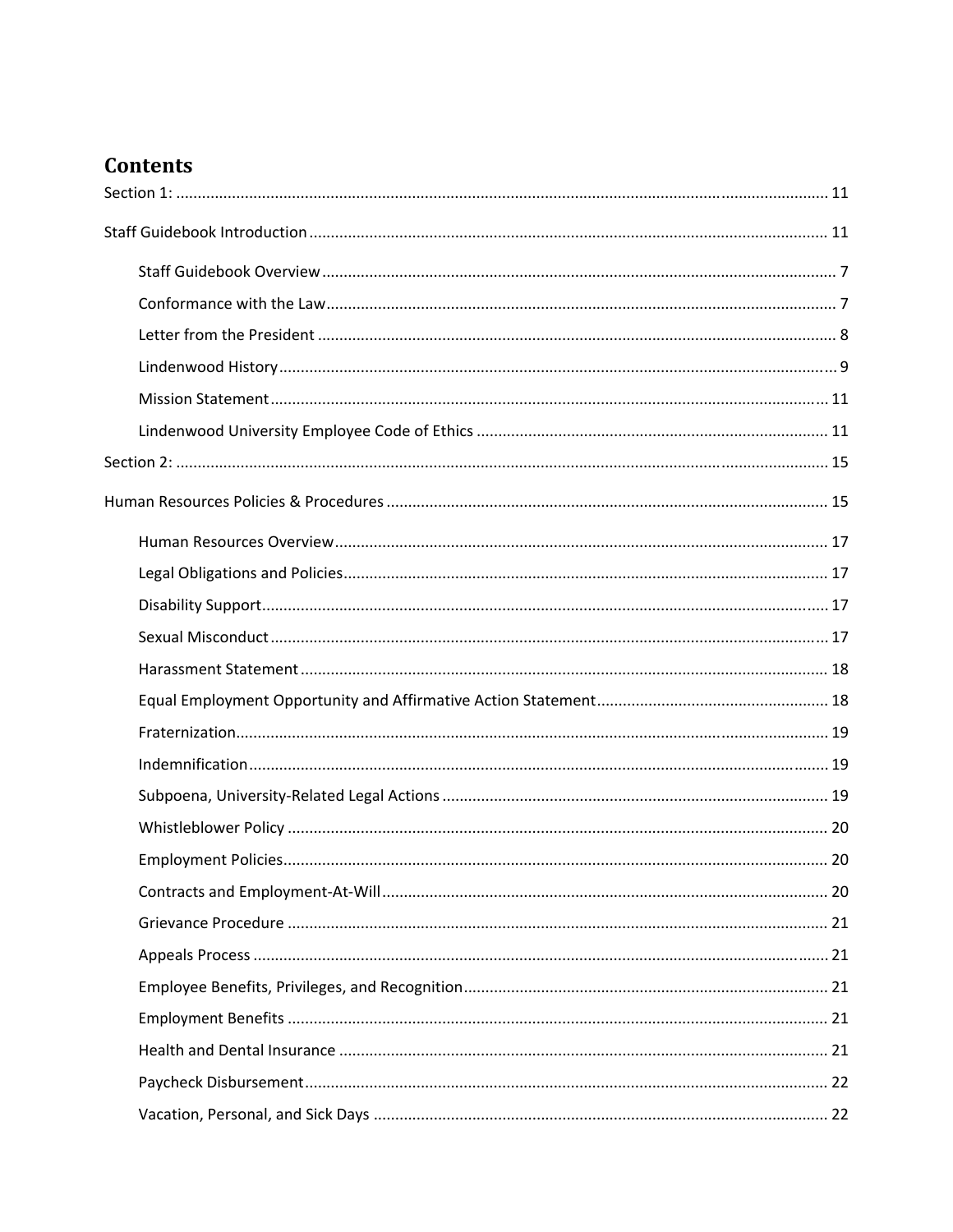# Contents

Section 1: ........................................................................................................................................ 11

Staff Guidebook Introduction ........................................................................................................ 11

- Staff Guidebook Overview ........................................................................................................ 7
- Conformance with the Law ........................................................................................................ 7
- Letter from the President ........................................................................................................ 8
- Lindenwood History ........................................................................................................ 9
- Mission Statement ........................................................................................................ 11
- Lindenwood University Employee Code of Ethics ........................................................................................................ 11

Section 2: ........................................................................................................................................ 15

Human Resources Policies & Procedures ........................................................................................................ 15

- Human Resources Overview ........................................................................................................ 17
- Legal Obligations and Policies ........................................................................................................ 17
- Disability Support ........................................................................................................ 17
- Sexual Misconduct ........................................................................................................ 17
- Harassment Statement ........................................................................................................ 18
- Equal Employment Opportunity and Affirmative Action Statement ........................................................................................................ 18
- Fraternization ........................................................................................................ 19
- Indemnification ........................................................................................................ 19
- Subpoena, University-Related Legal Actions ........................................................................................................ 19
- Whistleblower Policy ........................................................................................................ 20
- Employment Policies ........................................................................................................ 20
- Contracts and Employment-At-Will ........................................................................................................ 20
- Grievance Procedure ........................................................................................................ 21
- Appeals Process ........................................................................................................ 21
- Employee Benefits, Privileges, and Recognition ........................................................................................................ 21
- Employment Benefits ........................................................................................................ 21
- Health and Dental Insurance ........................................................................................................ 21
- Paycheck Disbursement ........................................................................................................ 22
- Vacation, Personal, and Sick Days ........................................................................................................ 22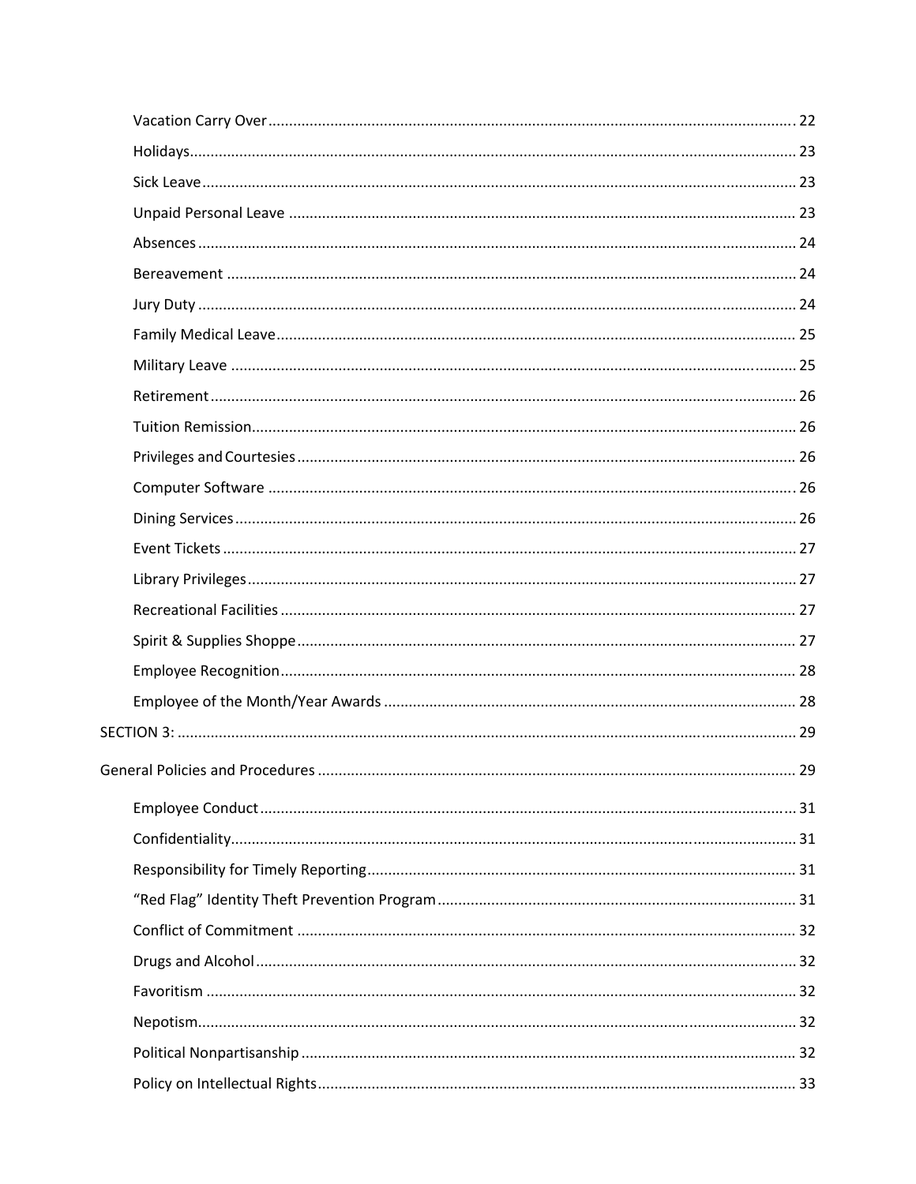Vacation Carry Over ..... 22

Holidays ..... 23

Sick Leave ..... 23

Unpaid Personal Leave ..... 23

Absences ..... 24

Bereavement ..... 24

Jury Duty ..... 24

Family Medical Leave ..... 25

Military Leave ..... 25

Retirement ..... 26

Tuition Remission ..... 26

Privileges and Courtesies ..... 26

Computer Software ..... 26

Dining Services ..... 26

Event Tickets ..... 27

Library Privileges ..... 27

Recreational Facilities ..... 27

Spirit & Supplies Shoppe ..... 27

Employee Recognition ..... 28

Employee of the Month/Year Awards ..... 28

SECTION 3: ..... 29

General Policies and Procedures ..... 29

Employee Conduct ..... 31

Confidentiality ..... 31

Responsibility for Timely Reporting ..... 31

"Red Flag" Identity Theft Prevention Program ..... 31

Conflict of Commitment ..... 32

Drugs and Alcohol ..... 32

Favoritism ..... 32

Nepotism ..... 32

Political Nonpartisanship ..... 32

Policy on Intellectual Rights ..... 33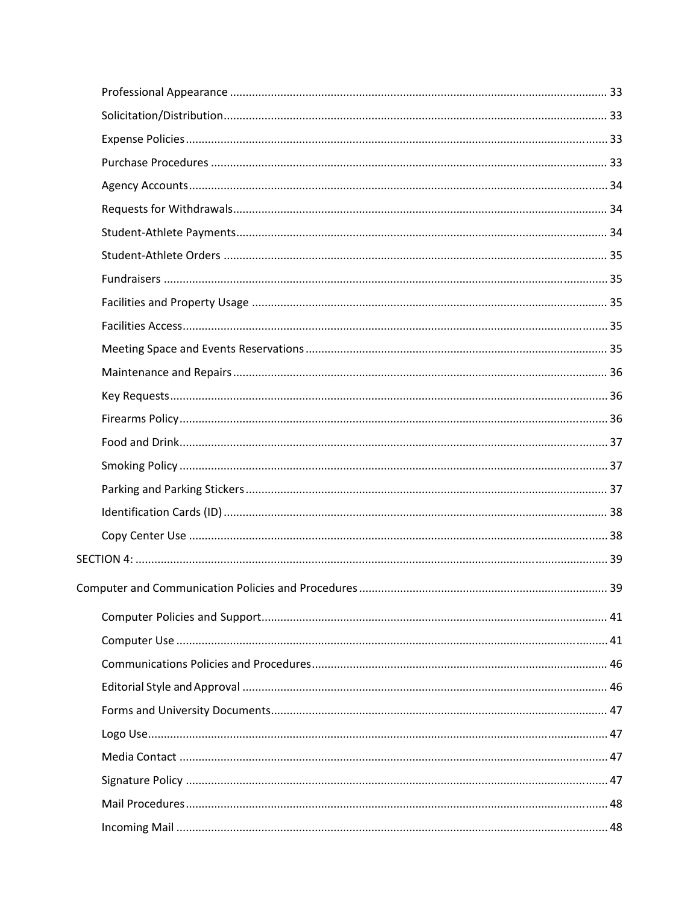Professional Appearance ........................................................................................................ 33

Solicitation/Distribution .......................................................................................................... 33

Expense Policies ...................................................................................................................... 33

Purchase Procedures ............................................................................................................... 33

Agency Accounts ...................................................................................................................... 34

Requests for Withdrawals ........................................................................................................ 34

Student-Athlete Payments ....................................................................................................... 34

Student-Athlete Orders ........................................................................................................... 35

Fundraisers .............................................................................................................................. 35

Facilities and Property Usage .................................................................................................. 35

Facilities Access ........................................................................................................................ 35

Meeting Space and Events Reservations .................................................................................. 35

Maintenance and Repairs ........................................................................................................ 36

Key Requests ............................................................................................................................ 36

Firearms Policy ......................................................................................................................... 36

Food and Drink ......................................................................................................................... 37

Smoking Policy ......................................................................................................................... 37

Parking and Parking Stickers .................................................................................................... 37

Identification Cards (ID) ........................................................................................................... 38

Copy Center Use ...................................................................................................................... 38

SECTION 4: ..................................................................................................................................... 39

Computer and Communication Policies and Procedures ............................................................... 39

Computer Policies and Support ............................................................................................... 41

Computer Use .......................................................................................................................... 41

Communications Policies and Procedures ............................................................................... 46

Editorial Style and Approval ..................................................................................................... 46

Forms and University Documents ............................................................................................ 47

Logo Use ................................................................................................................................... 47

Media Contact .......................................................................................................................... 47

Signature Policy ........................................................................................................................ 47

Mail Procedures ....................................................................................................................... 48

Incoming Mail .......................................................................................................................... 48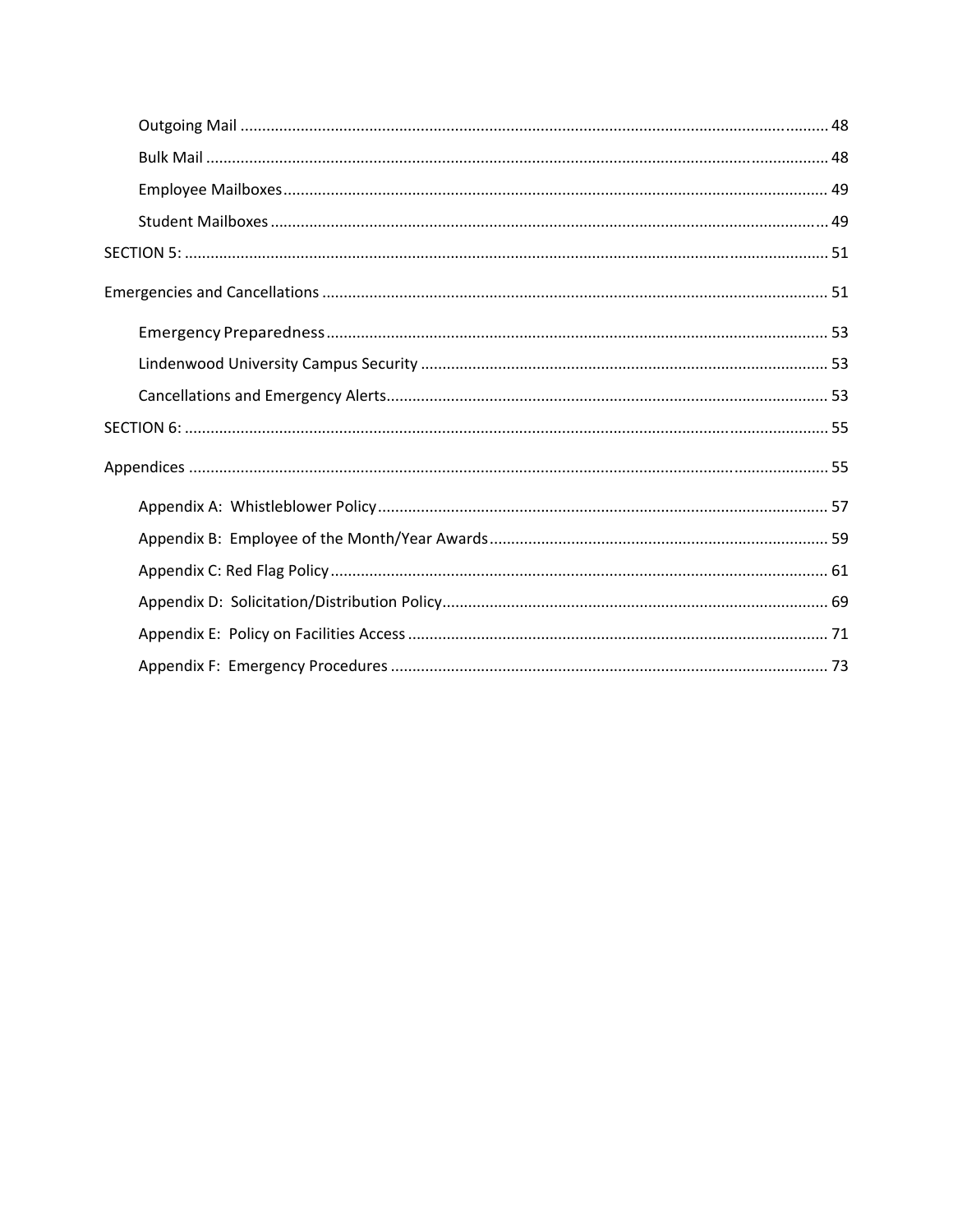- Outgoing Mail ........ 48
- Bulk Mail ........ 48
- Employee Mailboxes ........ 49
- Student Mailboxes ........ 49

SECTION 5: ........ 51

Emergencies and Cancellations ........ 51

- Emergency Preparedness ........ 53
- Lindenwood University Campus Security ........ 53
- Cancellations and Emergency Alerts ........ 53

SECTION 6: ........ 55

Appendices ........ 55

- Appendix A: Whistleblower Policy ........ 57
- Appendix B: Employee of the Month/Year Awards ........ 59
- Appendix C: Red Flag Policy ........ 61
- Appendix D: Solicitation/Distribution Policy ........ 69
- Appendix E: Policy on Facilities Access ........ 71
- Appendix F: Emergency Procedures ........ 73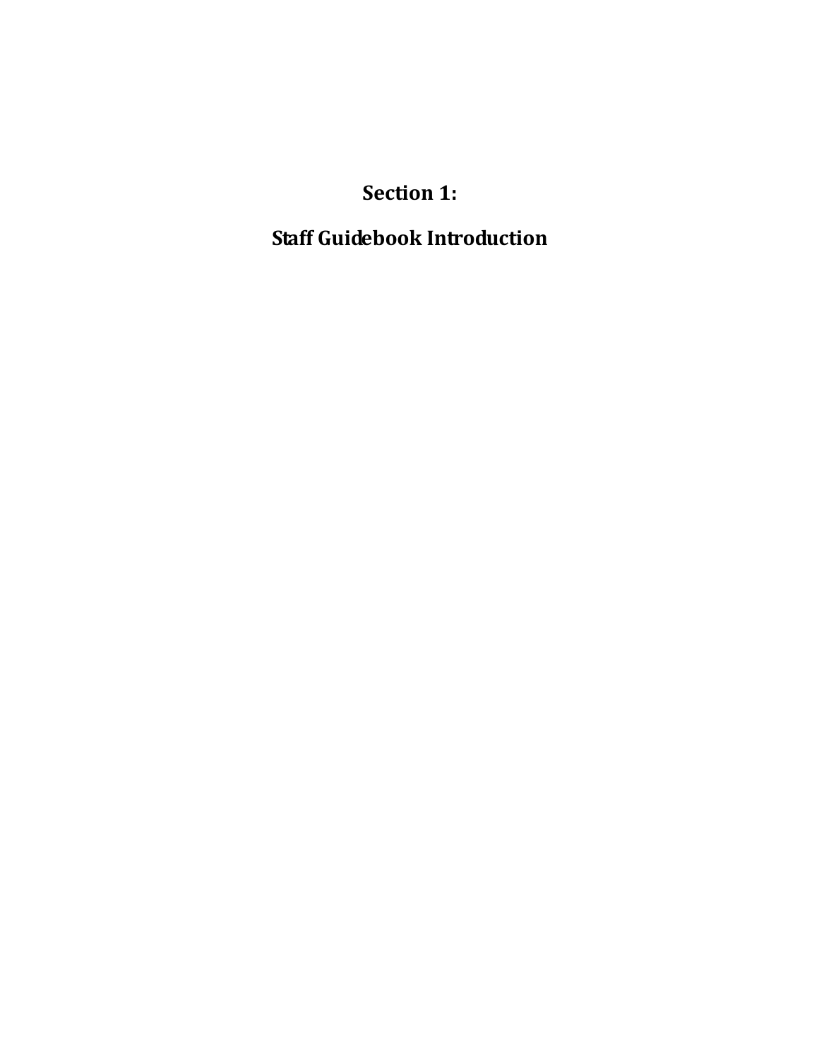# Section 1:

# Staff Guidebook Introduction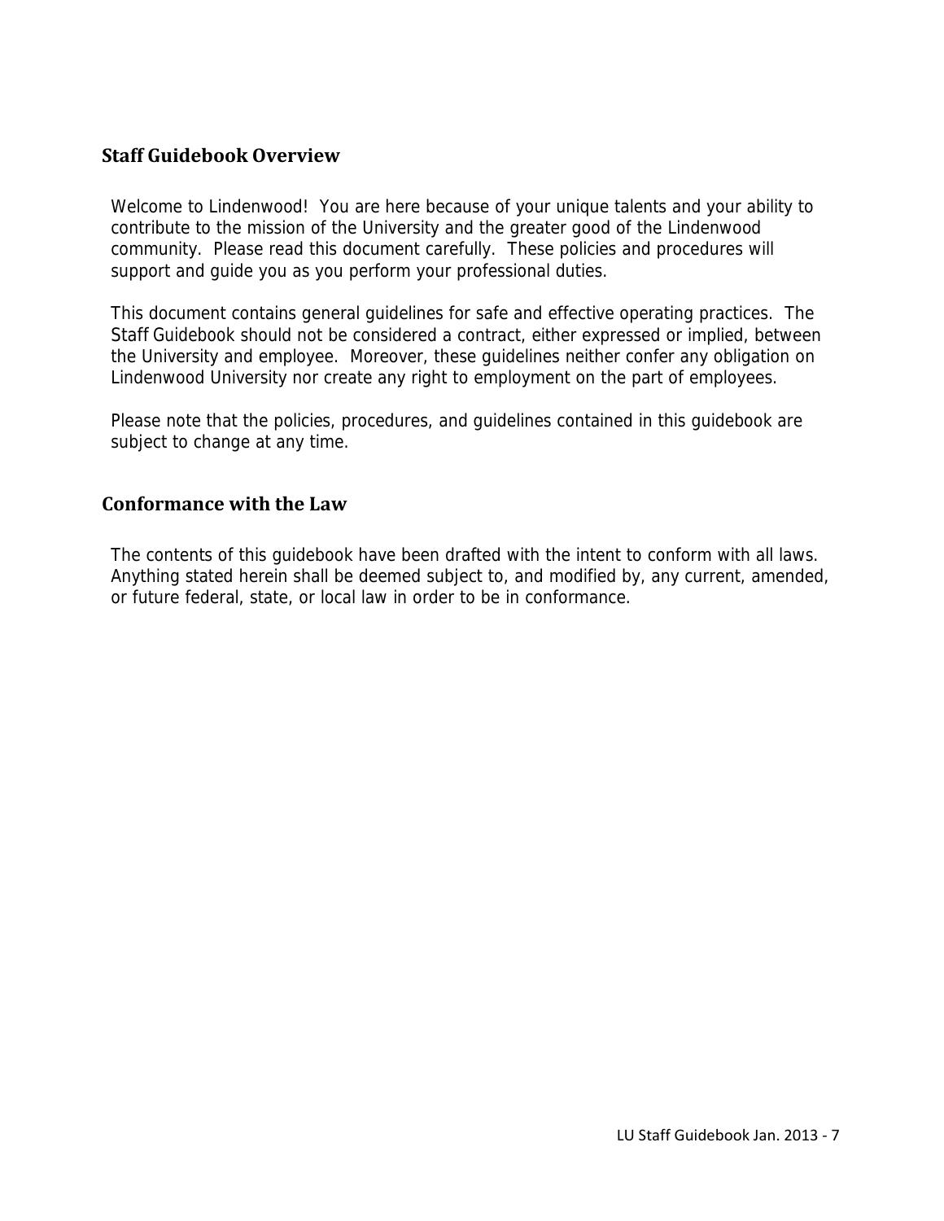## Staff Guidebook Overview

Welcome to Lindenwood! You are here because of your unique talents and your ability to contribute to the mission of the University and the greater good of the Lindenwood community. Please read this document carefully. These policies and procedures will support and guide you as you perform your professional duties.

This document contains general guidelines for safe and effective operating practices. The Staff Guidebook should not be considered a contract, either expressed or implied, between the University and employee. Moreover, these guidelines neither confer any obligation on Lindenwood University nor create any right to employment on the part of employees.

Please note that the policies, procedures, and guidelines contained in this guidebook are subject to change at any time.

## Conformance with the Law

The contents of this guidebook have been drafted with the intent to conform with all laws. Anything stated herein shall be deemed subject to, and modified by, any current, amended, or future federal, state, or local law in order to be in conformance.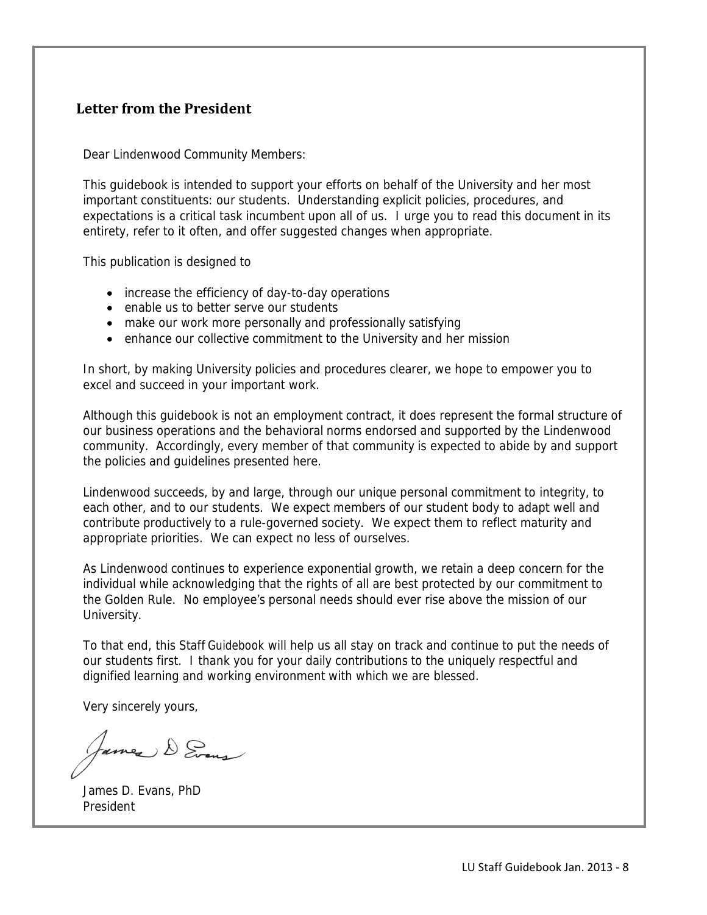## Letter from the President

Dear Lindenwood Community Members:

This guidebook is intended to support your efforts on behalf of the University and her most important constituents: our students. Understanding explicit policies, procedures, and expectations is a critical task incumbent upon all of us. I urge you to read this document in its entirety, refer to it often, and offer suggested changes when appropriate.

This publication is designed to

- increase the efficiency of day-to-day operations
- enable us to better serve our students
- make our work more personally and professionally satisfying
- enhance our collective commitment to the University and her mission

In short, by making University policies and procedures clearer, we hope to empower you to excel and succeed in your important work.

Although this guidebook is not an employment contract, it does represent the formal structure of our business operations and the behavioral norms endorsed and supported by the Lindenwood community. Accordingly, every member of that community is expected to abide by and support the policies and guidelines presented here.

Lindenwood succeeds, by and large, through our unique personal commitment to integrity, to each other, and to our students. We expect members of our student body to adapt well and contribute productively to a rule-governed society. We expect them to reflect maturity and appropriate priorities. We can expect no less of ourselves.

As Lindenwood continues to experience exponential growth, we retain a deep concern for the individual while acknowledging that the rights of all are best protected by our commitment to the Golden Rule. No employee's personal needs should ever rise above the mission of our University.

To that end, this Staff Guidebook will help us all stay on track and continue to put the needs of our students first. I thank you for your daily contributions to the uniquely respectful and dignified learning and working environment with which we are blessed.

Very sincerely yours,

James D. Evans

James D. Evans, PhD
President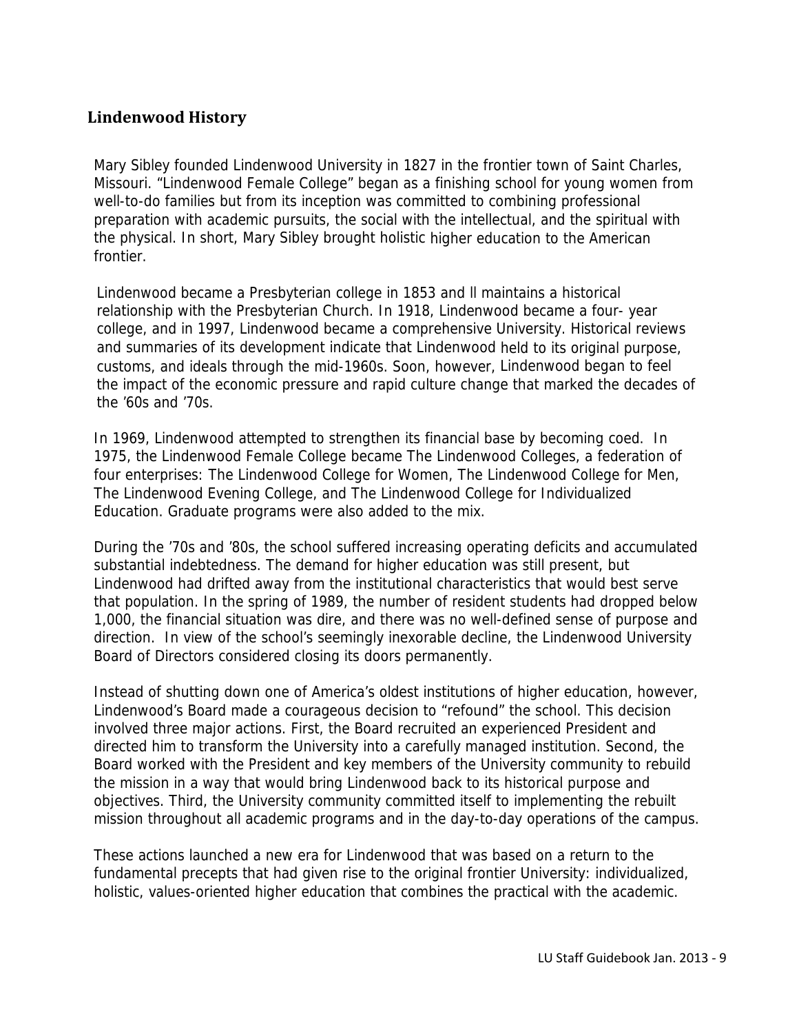## Lindenwood History

Mary Sibley founded Lindenwood University in 1827 in the frontier town of Saint Charles, Missouri. "Lindenwood Female College" began as a finishing school for young women from well-to-do families but from its inception was committed to combining professional preparation with academic pursuits, the social with the intellectual, and the spiritual with the physical. In short, Mary Sibley brought holistic higher education to the American frontier.

Lindenwood became a Presbyterian college in 1853 and ll maintains a historical relationship with the Presbyterian Church. In 1918, Lindenwood became a four- year college, and in 1997, Lindenwood became a comprehensive University. Historical reviews and summaries of its development indicate that Lindenwood held to its original purpose, customs, and ideals through the mid-1960s. Soon, however, Lindenwood began to feel the impact of the economic pressure and rapid culture change that marked the decades of the '60s and '70s.

In 1969, Lindenwood attempted to strengthen its financial base by becoming coed. In 1975, the Lindenwood Female College became The Lindenwood Colleges, a federation of four enterprises: The Lindenwood College for Women, The Lindenwood College for Men, The Lindenwood Evening College, and The Lindenwood College for Individualized Education. Graduate programs were also added to the mix.

During the '70s and '80s, the school suffered increasing operating deficits and accumulated substantial indebtedness. The demand for higher education was still present, but Lindenwood had drifted away from the institutional characteristics that would best serve that population. In the spring of 1989, the number of resident students had dropped below 1,000, the financial situation was dire, and there was no well-defined sense of purpose and direction. In view of the school's seemingly inexorable decline, the Lindenwood University Board of Directors considered closing its doors permanently.

Instead of shutting down one of America's oldest institutions of higher education, however, Lindenwood's Board made a courageous decision to "refound" the school. This decision involved three major actions. First, the Board recruited an experienced President and directed him to transform the University into a carefully managed institution. Second, the Board worked with the President and key members of the University community to rebuild the mission in a way that would bring Lindenwood back to its historical purpose and objectives. Third, the University community committed itself to implementing the rebuilt mission throughout all academic programs and in the day-to-day operations of the campus.

These actions launched a new era for Lindenwood that was based on a return to the fundamental precepts that had given rise to the original frontier University: individualized, holistic, values-oriented higher education that combines the practical with the academic.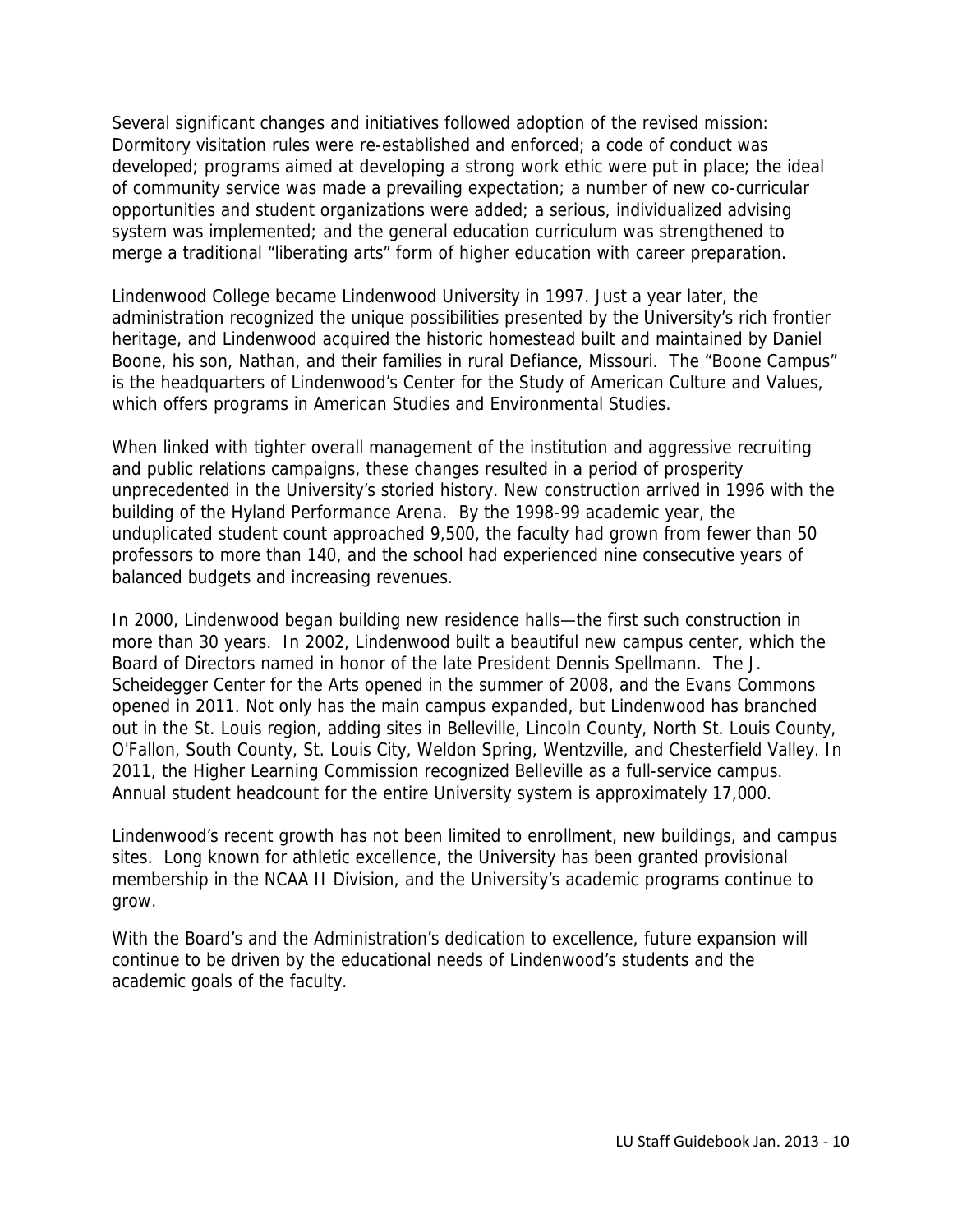Several significant changes and initiatives followed adoption of the revised mission: Dormitory visitation rules were re-established and enforced; a code of conduct was developed; programs aimed at developing a strong work ethic were put in place; the ideal of community service was made a prevailing expectation; a number of new co-curricular opportunities and student organizations were added; a serious, individualized advising system was implemented; and the general education curriculum was strengthened to merge a traditional "liberating arts" form of higher education with career preparation.

Lindenwood College became Lindenwood University in 1997. Just a year later, the administration recognized the unique possibilities presented by the University's rich frontier heritage, and Lindenwood acquired the historic homestead built and maintained by Daniel Boone, his son, Nathan, and their families in rural Defiance, Missouri. The "Boone Campus" is the headquarters of Lindenwood's Center for the Study of American Culture and Values, which offers programs in American Studies and Environmental Studies.

When linked with tighter overall management of the institution and aggressive recruiting and public relations campaigns, these changes resulted in a period of prosperity unprecedented in the University's storied history. New construction arrived in 1996 with the building of the Hyland Performance Arena. By the 1998-99 academic year, the unduplicated student count approached 9,500, the faculty had grown from fewer than 50 professors to more than 140, and the school had experienced nine consecutive years of balanced budgets and increasing revenues.

In 2000, Lindenwood began building new residence halls—the first such construction in more than 30 years. In 2002, Lindenwood built a beautiful new campus center, which the Board of Directors named in honor of the late President Dennis Spellmann. The J. Scheidegger Center for the Arts opened in the summer of 2008, and the Evans Commons opened in 2011. Not only has the main campus expanded, but Lindenwood has branched out in the St. Louis region, adding sites in Belleville, Lincoln County, North St. Louis County, O'Fallon, South County, St. Louis City, Weldon Spring, Wentzville, and Chesterfield Valley. In 2011, the Higher Learning Commission recognized Belleville as a full-service campus. Annual student headcount for the entire University system is approximately 17,000.

Lindenwood's recent growth has not been limited to enrollment, new buildings, and campus sites. Long known for athletic excellence, the University has been granted provisional membership in the NCAA II Division, and the University's academic programs continue to grow.

With the Board's and the Administration's dedication to excellence, future expansion will continue to be driven by the educational needs of Lindenwood's students and the academic goals of the faculty.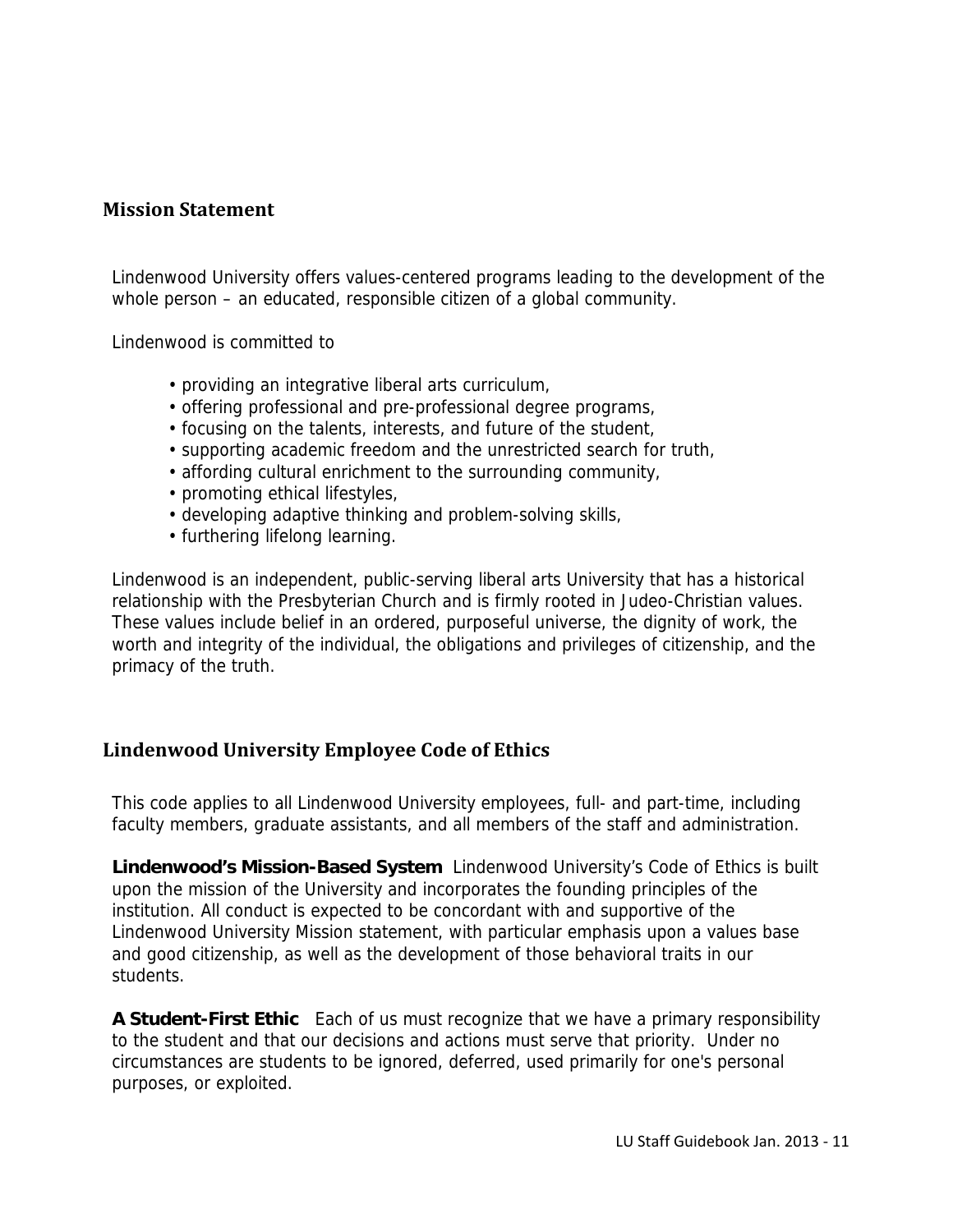## Mission Statement

Lindenwood University offers values-centered programs leading to the development of the whole person – an educated, responsible citizen of a global community.

Lindenwood is committed to

- providing an integrative liberal arts curriculum,
- offering professional and pre-professional degree programs,
- focusing on the talents, interests, and future of the student,
- supporting academic freedom and the unrestricted search for truth,
- affording cultural enrichment to the surrounding community,
- promoting ethical lifestyles,
- developing adaptive thinking and problem-solving skills,
- furthering lifelong learning.

Lindenwood is an independent, public-serving liberal arts University that has a historical relationship with the Presbyterian Church and is firmly rooted in Judeo-Christian values. These values include belief in an ordered, purposeful universe, the dignity of work, the worth and integrity of the individual, the obligations and privileges of citizenship, and the primacy of the truth.

## Lindenwood University Employee Code of Ethics

This code applies to all Lindenwood University employees, full- and part-time, including faculty members, graduate assistants, and all members of the staff and administration.

**Lindenwood's Mission-Based System** Lindenwood University's Code of Ethics is built upon the mission of the University and incorporates the founding principles of the institution. All conduct is expected to be concordant with and supportive of the Lindenwood University Mission statement, with particular emphasis upon a values base and good citizenship, as well as the development of those behavioral traits in our students.

**A Student-First Ethic** Each of us must recognize that we have a primary responsibility to the student and that our decisions and actions must serve that priority. Under no circumstances are students to be ignored, deferred, used primarily for one's personal purposes, or exploited.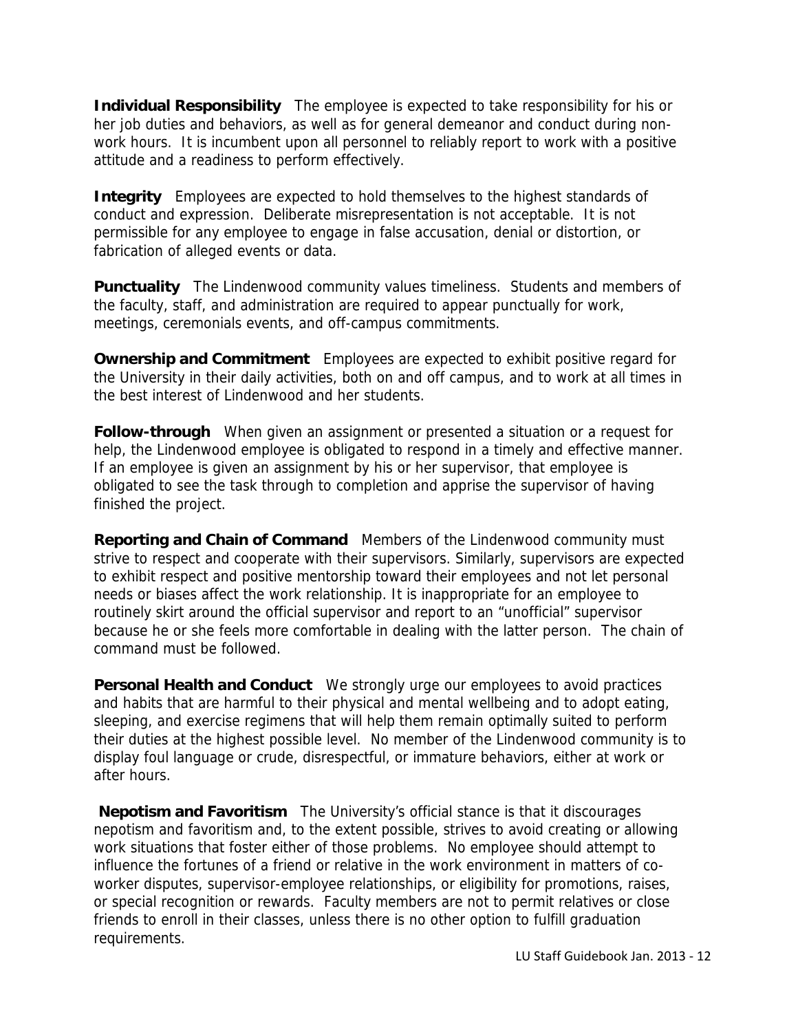**Individual Responsibility** The employee is expected to take responsibility for his or her job duties and behaviors, as well as for general demeanor and conduct during non-work hours. It is incumbent upon all personnel to reliably report to work with a positive attitude and a readiness to perform effectively.

**Integrity** Employees are expected to hold themselves to the highest standards of conduct and expression. Deliberate misrepresentation is not acceptable. It is not permissible for any employee to engage in false accusation, denial or distortion, or fabrication of alleged events or data.

**Punctuality** The Lindenwood community values timeliness. Students and members of the faculty, staff, and administration are required to appear punctually for work, meetings, ceremonials events, and off-campus commitments.

**Ownership and Commitment** Employees are expected to exhibit positive regard for the University in their daily activities, both on and off campus, and to work at all times in the best interest of Lindenwood and her students.

**Follow-through** When given an assignment or presented a situation or a request for help, the Lindenwood employee is obligated to respond in a timely and effective manner. If an employee is given an assignment by his or her supervisor, that employee is obligated to see the task through to completion and apprise the supervisor of having finished the project.

**Reporting and Chain of Command** Members of the Lindenwood community must strive to respect and cooperate with their supervisors. Similarly, supervisors are expected to exhibit respect and positive mentorship toward their employees and not let personal needs or biases affect the work relationship. It is inappropriate for an employee to routinely skirt around the official supervisor and report to an "unofficial" supervisor because he or she feels more comfortable in dealing with the latter person. The chain of command must be followed.

**Personal Health and Conduct** We strongly urge our employees to avoid practices and habits that are harmful to their physical and mental wellbeing and to adopt eating, sleeping, and exercise regimens that will help them remain optimally suited to perform their duties at the highest possible level. No member of the Lindenwood community is to display foul language or crude, disrespectful, or immature behaviors, either at work or after hours.

**Nepotism and Favoritism** The University's official stance is that it discourages nepotism and favoritism and, to the extent possible, strives to avoid creating or allowing work situations that foster either of those problems. No employee should attempt to influence the fortunes of a friend or relative in the work environment in matters of co-worker disputes, supervisor-employee relationships, or eligibility for promotions, raises, or special recognition or rewards. Faculty members are not to permit relatives or close friends to enroll in their classes, unless there is no other option to fulfill graduation requirements.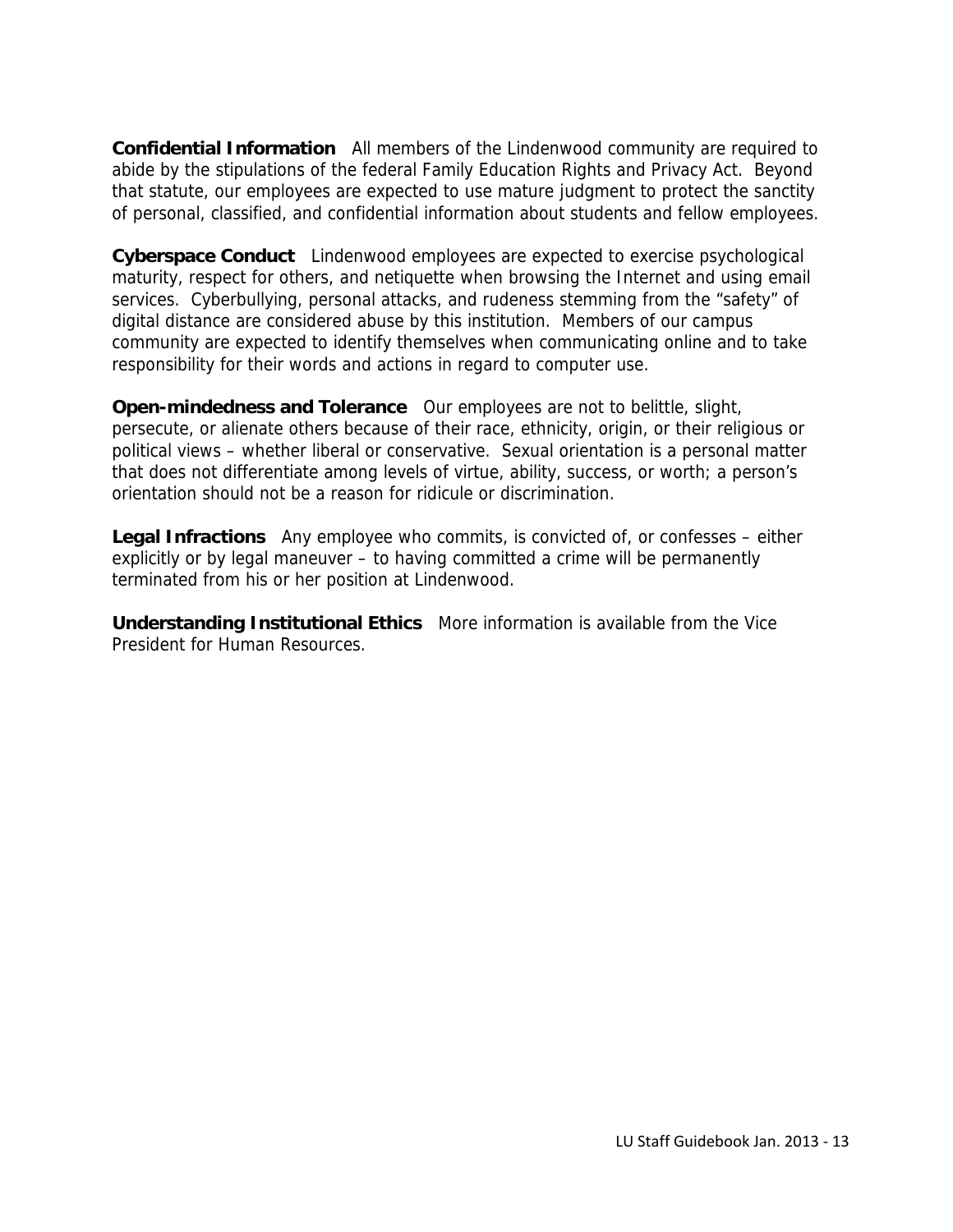**Confidential Information** All members of the Lindenwood community are required to abide by the stipulations of the federal Family Education Rights and Privacy Act. Beyond that statute, our employees are expected to use mature judgment to protect the sanctity of personal, classified, and confidential information about students and fellow employees.

**Cyberspace Conduct** Lindenwood employees are expected to exercise psychological maturity, respect for others, and netiquette when browsing the Internet and using email services. Cyberbullying, personal attacks, and rudeness stemming from the "safety" of digital distance are considered abuse by this institution. Members of our campus community are expected to identify themselves when communicating online and to take responsibility for their words and actions in regard to computer use.

**Open-mindedness and Tolerance** Our employees are not to belittle, slight, persecute, or alienate others because of their race, ethnicity, origin, or their religious or political views – whether liberal or conservative. Sexual orientation is a personal matter that does not differentiate among levels of virtue, ability, success, or worth; a person's orientation should not be a reason for ridicule or discrimination.

**Legal Infractions** Any employee who commits, is convicted of, or confesses – either explicitly or by legal maneuver – to having committed a crime will be permanently terminated from his or her position at Lindenwood.

**Understanding Institutional Ethics** More information is available from the Vice President for Human Resources.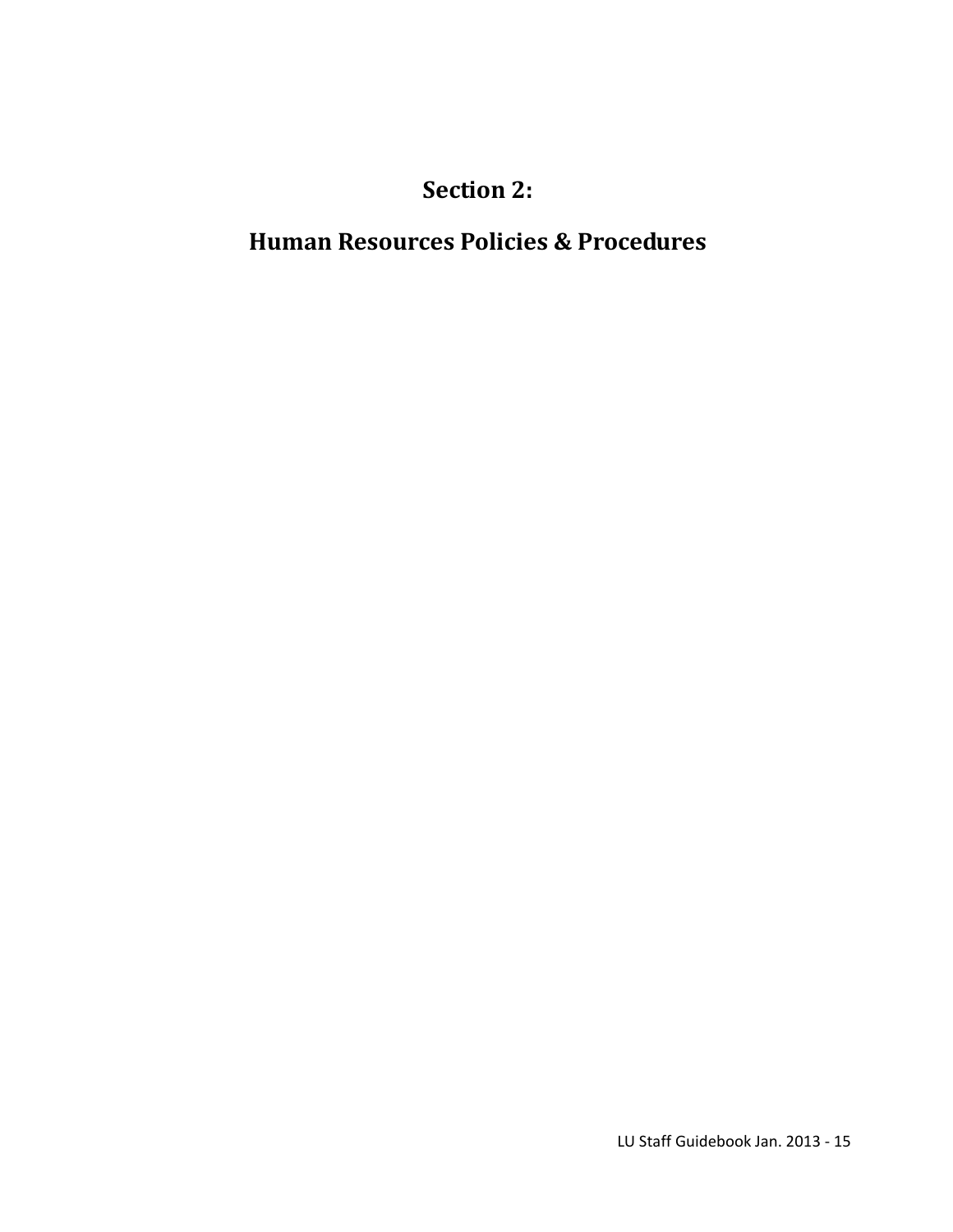# Section 2:

# Human Resources Policies & Procedures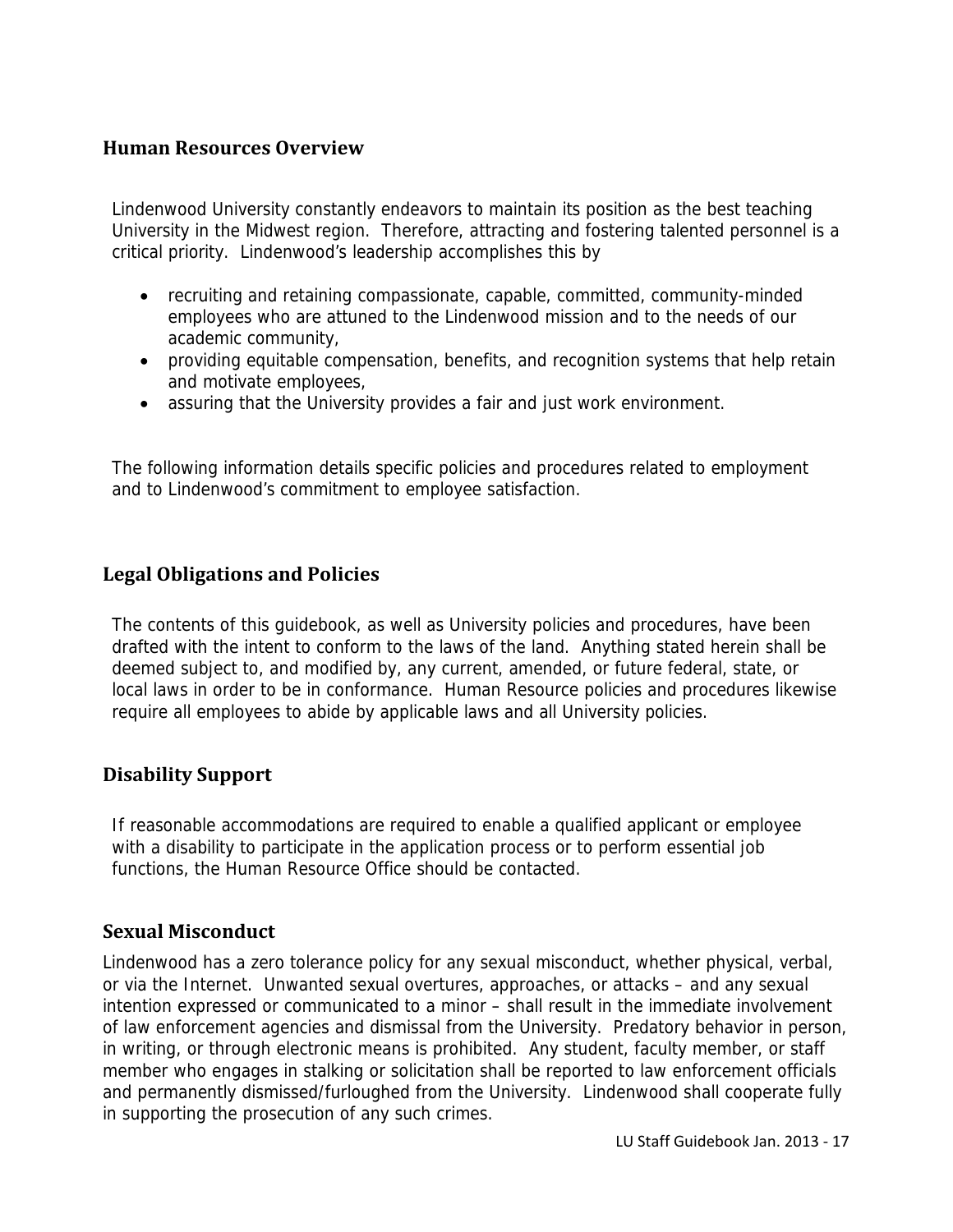## Human Resources Overview

Lindenwood University constantly endeavors to maintain its position as the best teaching University in the Midwest region. Therefore, attracting and fostering talented personnel is a critical priority. Lindenwood's leadership accomplishes this by

- recruiting and retaining compassionate, capable, committed, community-minded employees who are attuned to the Lindenwood mission and to the needs of our academic community,
- providing equitable compensation, benefits, and recognition systems that help retain and motivate employees,
- assuring that the University provides a fair and just work environment.

The following information details specific policies and procedures related to employment and to Lindenwood's commitment to employee satisfaction.

## Legal Obligations and Policies

The contents of this guidebook, as well as University policies and procedures, have been drafted with the intent to conform to the laws of the land. Anything stated herein shall be deemed subject to, and modified by, any current, amended, or future federal, state, or local laws in order to be in conformance. Human Resource policies and procedures likewise require all employees to abide by applicable laws and all University policies.

## Disability Support

If reasonable accommodations are required to enable a qualified applicant or employee with a disability to participate in the application process or to perform essential job functions, the Human Resource Office should be contacted.

## Sexual Misconduct

Lindenwood has a zero tolerance policy for any sexual misconduct, whether physical, verbal, or via the Internet. Unwanted sexual overtures, approaches, or attacks – and any sexual intention expressed or communicated to a minor – shall result in the immediate involvement of law enforcement agencies and dismissal from the University. Predatory behavior in person, in writing, or through electronic means is prohibited. Any student, faculty member, or staff member who engages in stalking or solicitation shall be reported to law enforcement officials and permanently dismissed/furloughed from the University. Lindenwood shall cooperate fully in supporting the prosecution of any such crimes.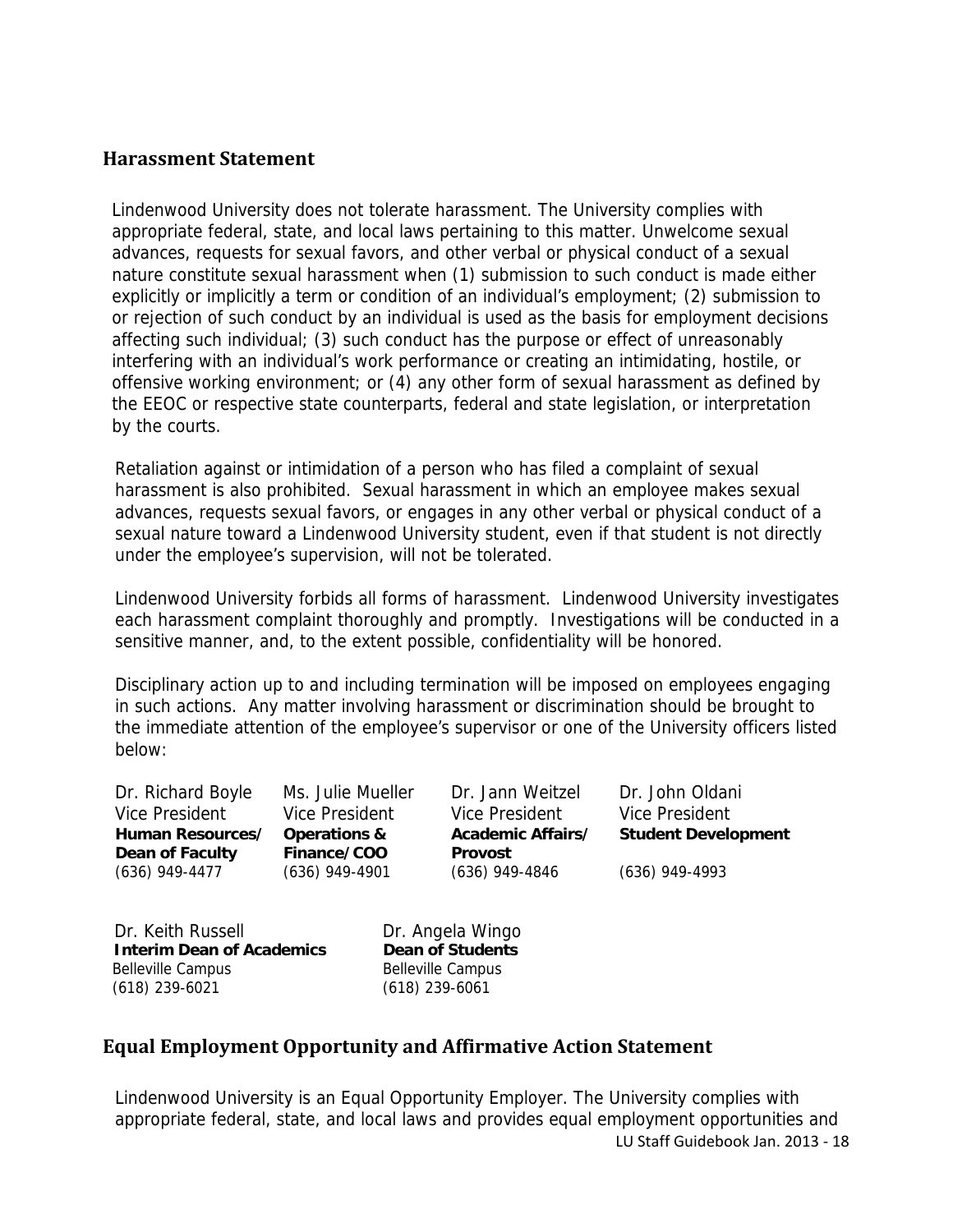## Harassment Statement

Lindenwood University does not tolerate harassment. The University complies with appropriate federal, state, and local laws pertaining to this matter. Unwelcome sexual advances, requests for sexual favors, and other verbal or physical conduct of a sexual nature constitute sexual harassment when (1) submission to such conduct is made either explicitly or implicitly a term or condition of an individual's employment; (2) submission to or rejection of such conduct by an individual is used as the basis for employment decisions affecting such individual; (3) such conduct has the purpose or effect of unreasonably interfering with an individual's work performance or creating an intimidating, hostile, or offensive working environment; or (4) any other form of sexual harassment as defined by the EEOC or respective state counterparts, federal and state legislation, or interpretation by the courts.

Retaliation against or intimidation of a person who has filed a complaint of sexual harassment is also prohibited. Sexual harassment in which an employee makes sexual advances, requests sexual favors, or engages in any other verbal or physical conduct of a sexual nature toward a Lindenwood University student, even if that student is not directly under the employee's supervision, will not be tolerated.

Lindenwood University forbids all forms of harassment. Lindenwood University investigates each harassment complaint thoroughly and promptly. Investigations will be conducted in a sensitive manner, and, to the extent possible, confidentiality will be honored.

Disciplinary action up to and including termination will be imposed on employees engaging in such actions. Any matter involving harassment or discrimination should be brought to the immediate attention of the employee's supervisor or one of the University officers listed below:

Dr. Richard Boyle
Vice President
**Human Resources/ Dean of Faculty**
(636) 949-4477

Ms. Julie Mueller
Vice President
**Operations & Finance/COO**
(636) 949-4901

Dr. Jann Weitzel
Vice President
**Academic Affairs/ Provost**
(636) 949-4846

Dr. John Oldani
Vice President
**Student Development**
(636) 949-4993

Dr. Keith Russell
**Interim Dean of Academics**
Belleville Campus
(618) 239-6021

Dr. Angela Wingo
**Dean of Students**
Belleville Campus
(618) 239-6061

## Equal Employment Opportunity and Affirmative Action Statement

Lindenwood University is an Equal Opportunity Employer. The University complies with appropriate federal, state, and local laws and provides equal employment opportunities and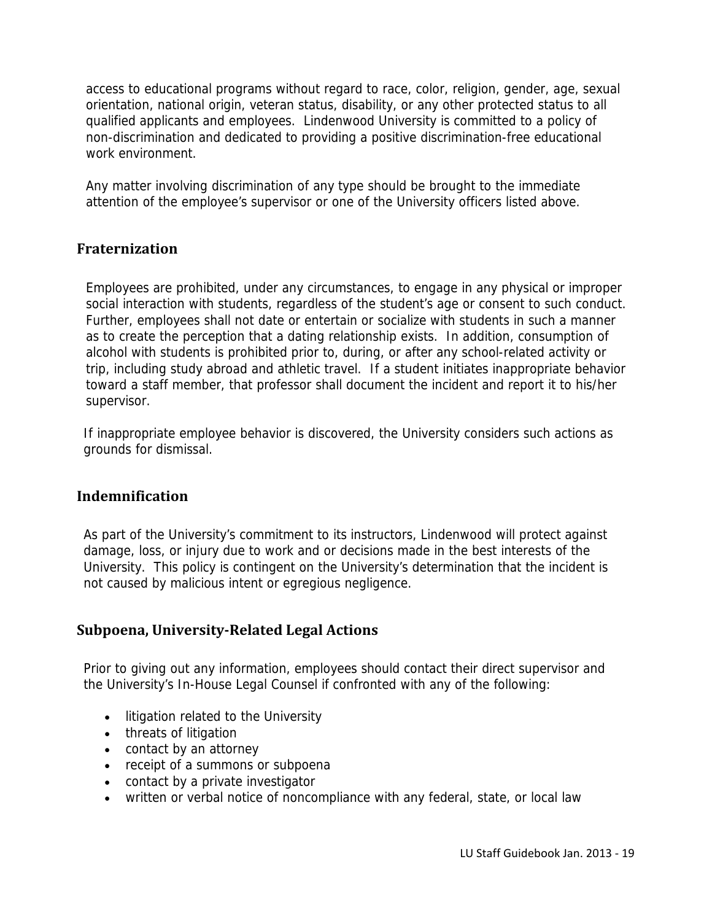access to educational programs without regard to race, color, religion, gender, age, sexual orientation, national origin, veteran status, disability, or any other protected status to all qualified applicants and employees. Lindenwood University is committed to a policy of non-discrimination and dedicated to providing a positive discrimination-free educational work environment.

Any matter involving discrimination of any type should be brought to the immediate attention of the employee's supervisor or one of the University officers listed above.

## Fraternization

Employees are prohibited, under any circumstances, to engage in any physical or improper social interaction with students, regardless of the student's age or consent to such conduct. Further, employees shall not date or entertain or socialize with students in such a manner as to create the perception that a dating relationship exists. In addition, consumption of alcohol with students is prohibited prior to, during, or after any school-related activity or trip, including study abroad and athletic travel. If a student initiates inappropriate behavior toward a staff member, that professor shall document the incident and report it to his/her supervisor.

If inappropriate employee behavior is discovered, the University considers such actions as grounds for dismissal.

## Indemnification

As part of the University's commitment to its instructors, Lindenwood will protect against damage, loss, or injury due to work and or decisions made in the best interests of the University. This policy is contingent on the University's determination that the incident is not caused by malicious intent or egregious negligence.

## Subpoena, University-Related Legal Actions

Prior to giving out any information, employees should contact their direct supervisor and the University's In-House Legal Counsel if confronted with any of the following:

- litigation related to the University
- threats of litigation
- contact by an attorney
- receipt of a summons or subpoena
- contact by a private investigator
- written or verbal notice of noncompliance with any federal, state, or local law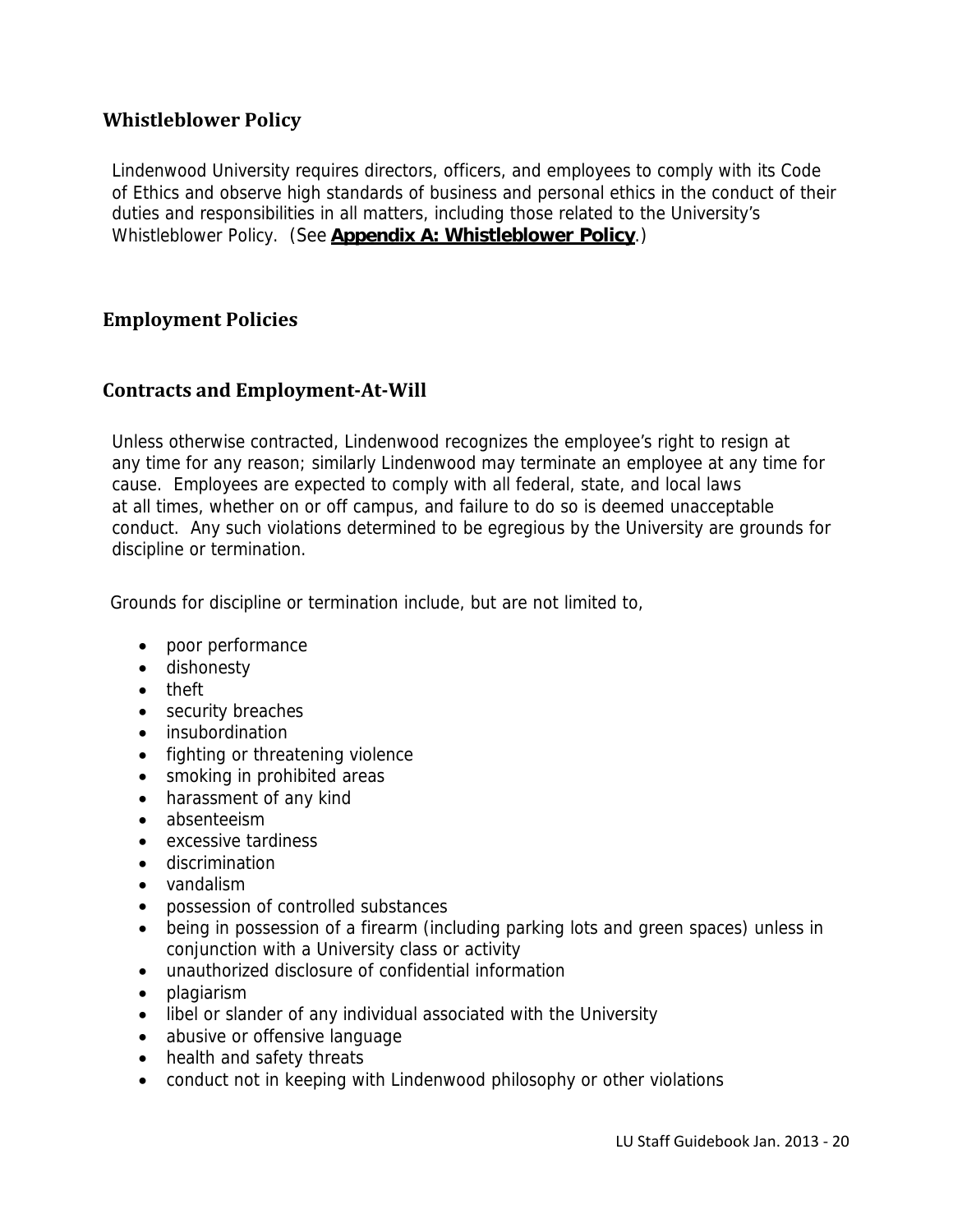## Whistleblower Policy

Lindenwood University requires directors, officers, and employees to comply with its Code of Ethics and observe high standards of business and personal ethics in the conduct of their duties and responsibilities in all matters, including those related to the University's Whistleblower Policy. (See **Appendix A: Whistleblower Policy**.)

## Employment Policies

## Contracts and Employment-At-Will

Unless otherwise contracted, Lindenwood recognizes the employee's right to resign at any time for any reason; similarly Lindenwood may terminate an employee at any time for cause. Employees are expected to comply with all federal, state, and local laws at all times, whether on or off campus, and failure to do so is deemed unacceptable conduct. Any such violations determined to be egregious by the University are grounds for discipline or termination.

Grounds for discipline or termination include, but are not limited to,

- poor performance
- dishonesty
- theft
- security breaches
- insubordination
- fighting or threatening violence
- smoking in prohibited areas
- harassment of any kind
- absenteeism
- excessive tardiness
- discrimination
- vandalism
- possession of controlled substances
- being in possession of a firearm (including parking lots and green spaces) unless in conjunction with a University class or activity
- unauthorized disclosure of confidential information
- plagiarism
- libel or slander of any individual associated with the University
- abusive or offensive language
- health and safety threats
- conduct not in keeping with Lindenwood philosophy or other violations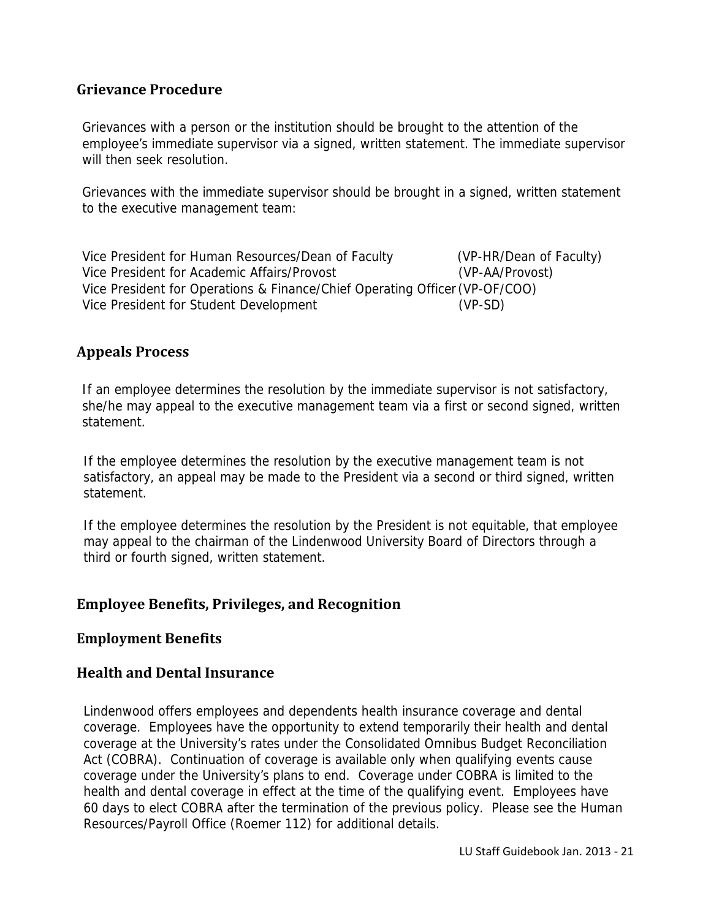## Grievance Procedure

Grievances with a person or the institution should be brought to the attention of the employee's immediate supervisor via a signed, written statement. The immediate supervisor will then seek resolution.

Grievances with the immediate supervisor should be brought in a signed, written statement to the executive management team:

| | |
|---|---|
| Vice President for Human Resources/Dean of Faculty | (VP-HR/Dean of Faculty) |
| Vice President for Academic Affairs/Provost | (VP-AA/Provost) |
| Vice President for Operations & Finance/Chief Operating Officer | (VP-OF/COO) |
| Vice President for Student Development | (VP-SD) |

## Appeals Process

If an employee determines the resolution by the immediate supervisor is not satisfactory, she/he may appeal to the executive management team via a first or second signed, written statement.

If the employee determines the resolution by the executive management team is not satisfactory, an appeal may be made to the President via a second or third signed, written statement.

If the employee determines the resolution by the President is not equitable, that employee may appeal to the chairman of the Lindenwood University Board of Directors through a third or fourth signed, written statement.

## Employee Benefits, Privileges, and Recognition

## Employment Benefits

## Health and Dental Insurance

Lindenwood offers employees and dependents health insurance coverage and dental coverage. Employees have the opportunity to extend temporarily their health and dental coverage at the University's rates under the Consolidated Omnibus Budget Reconciliation Act (COBRA). Continuation of coverage is available only when qualifying events cause coverage under the University's plans to end. Coverage under COBRA is limited to the health and dental coverage in effect at the time of the qualifying event. Employees have 60 days to elect COBRA after the termination of the previous policy. Please see the Human Resources/Payroll Office (Roemer 112) for additional details.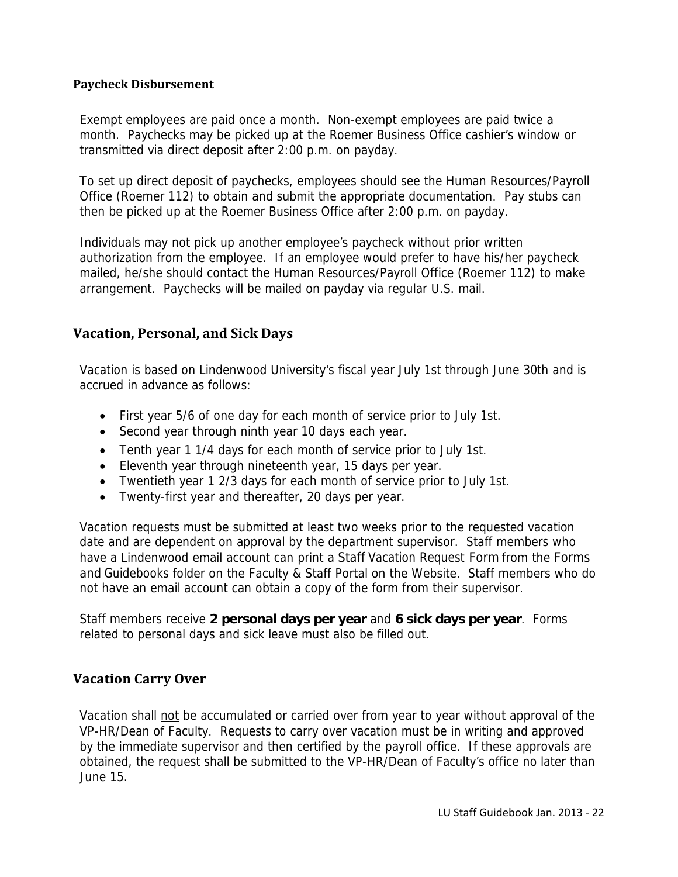### Paycheck Disbursement

Exempt employees are paid once a month. Non-exempt employees are paid twice a month. Paychecks may be picked up at the Roemer Business Office cashier's window or transmitted via direct deposit after 2:00 p.m. on payday.

To set up direct deposit of paychecks, employees should see the Human Resources/Payroll Office (Roemer 112) to obtain and submit the appropriate documentation. Pay stubs can then be picked up at the Roemer Business Office after 2:00 p.m. on payday.

Individuals may not pick up another employee's paycheck without prior written authorization from the employee. If an employee would prefer to have his/her paycheck mailed, he/she should contact the Human Resources/Payroll Office (Roemer 112) to make arrangement. Paychecks will be mailed on payday via regular U.S. mail.

## Vacation, Personal, and Sick Days

Vacation is based on Lindenwood University's fiscal year July 1st through June 30th and is accrued in advance as follows:

- First year 5/6 of one day for each month of service prior to July 1st.
- Second year through ninth year 10 days each year.
- Tenth year 1 1/4 days for each month of service prior to July 1st.
- Eleventh year through nineteenth year, 15 days per year.
- Twentieth year 1 2/3 days for each month of service prior to July 1st.
- Twenty-first year and thereafter, 20 days per year.

Vacation requests must be submitted at least two weeks prior to the requested vacation date and are dependent on approval by the department supervisor. Staff members who have a Lindenwood email account can print a Staff Vacation Request Form from the Forms and Guidebooks folder on the Faculty & Staff Portal on the Website. Staff members who do not have an email account can obtain a copy of the form from their supervisor.

Staff members receive **2 personal days per year** and **6 sick days per year**. Forms related to personal days and sick leave must also be filled out.

## Vacation Carry Over

Vacation shall not be accumulated or carried over from year to year without approval of the VP-HR/Dean of Faculty. Requests to carry over vacation must be in writing and approved by the immediate supervisor and then certified by the payroll office. If these approvals are obtained, the request shall be submitted to the VP-HR/Dean of Faculty's office no later than June 15.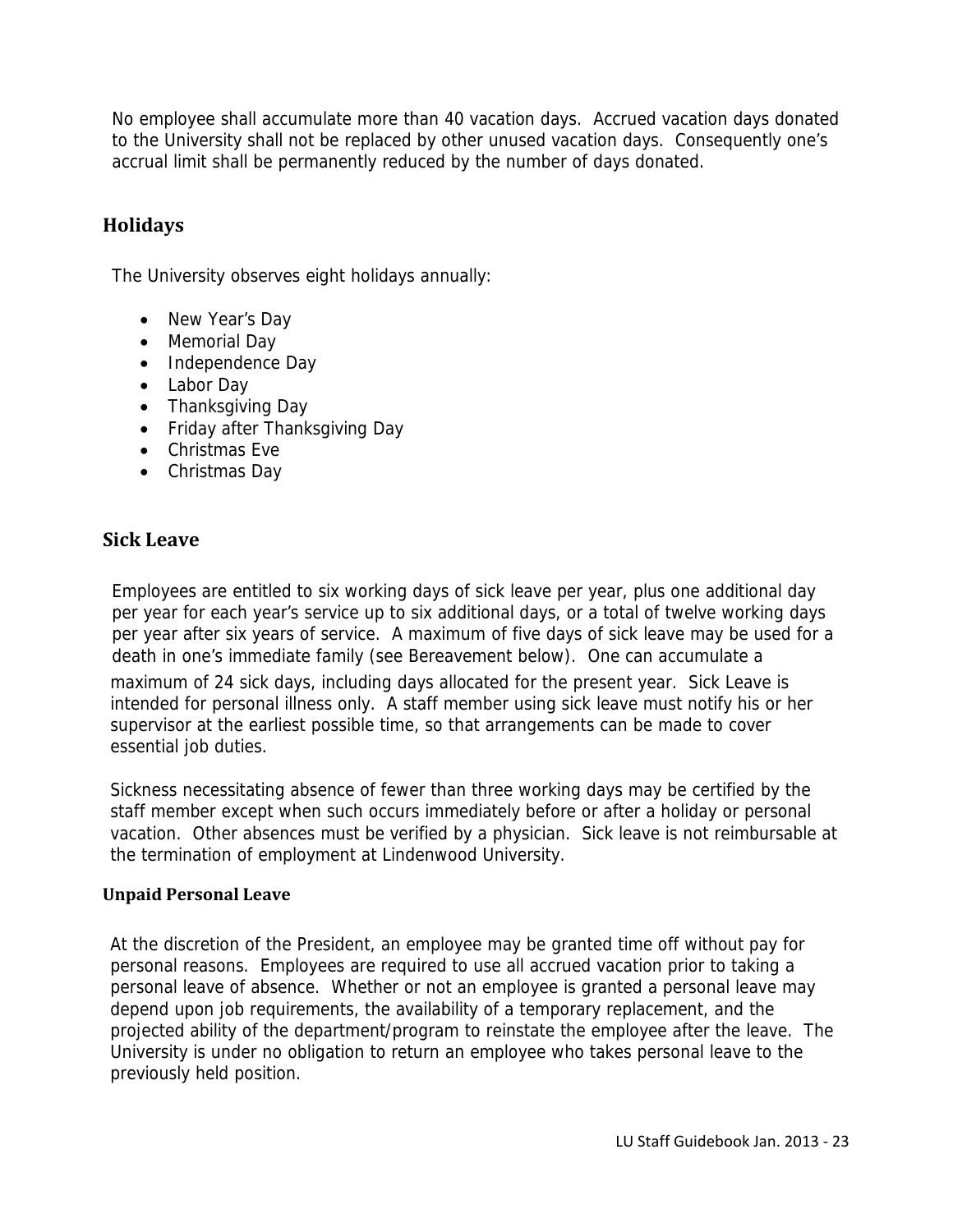No employee shall accumulate more than 40 vacation days. Accrued vacation days donated to the University shall not be replaced by other unused vacation days. Consequently one's accrual limit shall be permanently reduced by the number of days donated.

## Holidays

The University observes eight holidays annually:

- New Year's Day
- Memorial Day
- Independence Day
- Labor Day
- Thanksgiving Day
- Friday after Thanksgiving Day
- Christmas Eve
- Christmas Day

## Sick Leave

Employees are entitled to six working days of sick leave per year, plus one additional day per year for each year's service up to six additional days, or a total of twelve working days per year after six years of service. A maximum of five days of sick leave may be used for a death in one's immediate family (see Bereavement below). One can accumulate a maximum of 24 sick days, including days allocated for the present year. Sick Leave is intended for personal illness only. A staff member using sick leave must notify his or her supervisor at the earliest possible time, so that arrangements can be made to cover essential job duties.

Sickness necessitating absence of fewer than three working days may be certified by the staff member except when such occurs immediately before or after a holiday or personal vacation. Other absences must be verified by a physician. Sick leave is not reimbursable at the termination of employment at Lindenwood University.

### Unpaid Personal Leave

At the discretion of the President, an employee may be granted time off without pay for personal reasons. Employees are required to use all accrued vacation prior to taking a personal leave of absence. Whether or not an employee is granted a personal leave may depend upon job requirements, the availability of a temporary replacement, and the projected ability of the department/program to reinstate the employee after the leave. The University is under no obligation to return an employee who takes personal leave to the previously held position.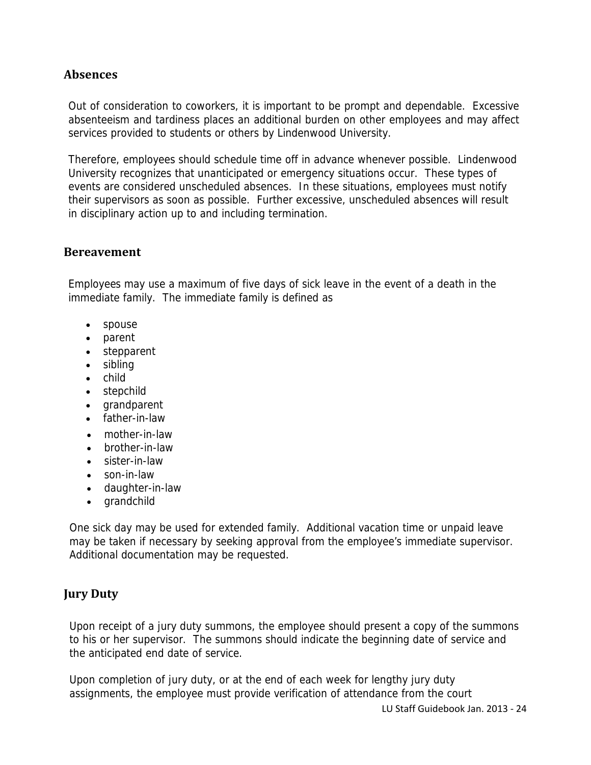## Absences

Out of consideration to coworkers, it is important to be prompt and dependable. Excessive absenteeism and tardiness places an additional burden on other employees and may affect services provided to students or others by Lindenwood University.

Therefore, employees should schedule time off in advance whenever possible. Lindenwood University recognizes that unanticipated or emergency situations occur. These types of events are considered unscheduled absences. In these situations, employees must notify their supervisors as soon as possible. Further excessive, unscheduled absences will result in disciplinary action up to and including termination.

## Bereavement

Employees may use a maximum of five days of sick leave in the event of a death in the immediate family. The immediate family is defined as

- spouse
- parent
- stepparent
- sibling
- child
- stepchild
- grandparent
- father-in-law
- mother-in-law
- brother-in-law
- sister-in-law
- son-in-law
- daughter-in-law
- grandchild

One sick day may be used for extended family. Additional vacation time or unpaid leave may be taken if necessary by seeking approval from the employee's immediate supervisor. Additional documentation may be requested.

## Jury Duty

Upon receipt of a jury duty summons, the employee should present a copy of the summons to his or her supervisor. The summons should indicate the beginning date of service and the anticipated end date of service.

Upon completion of jury duty, or at the end of each week for lengthy jury duty assignments, the employee must provide verification of attendance from the court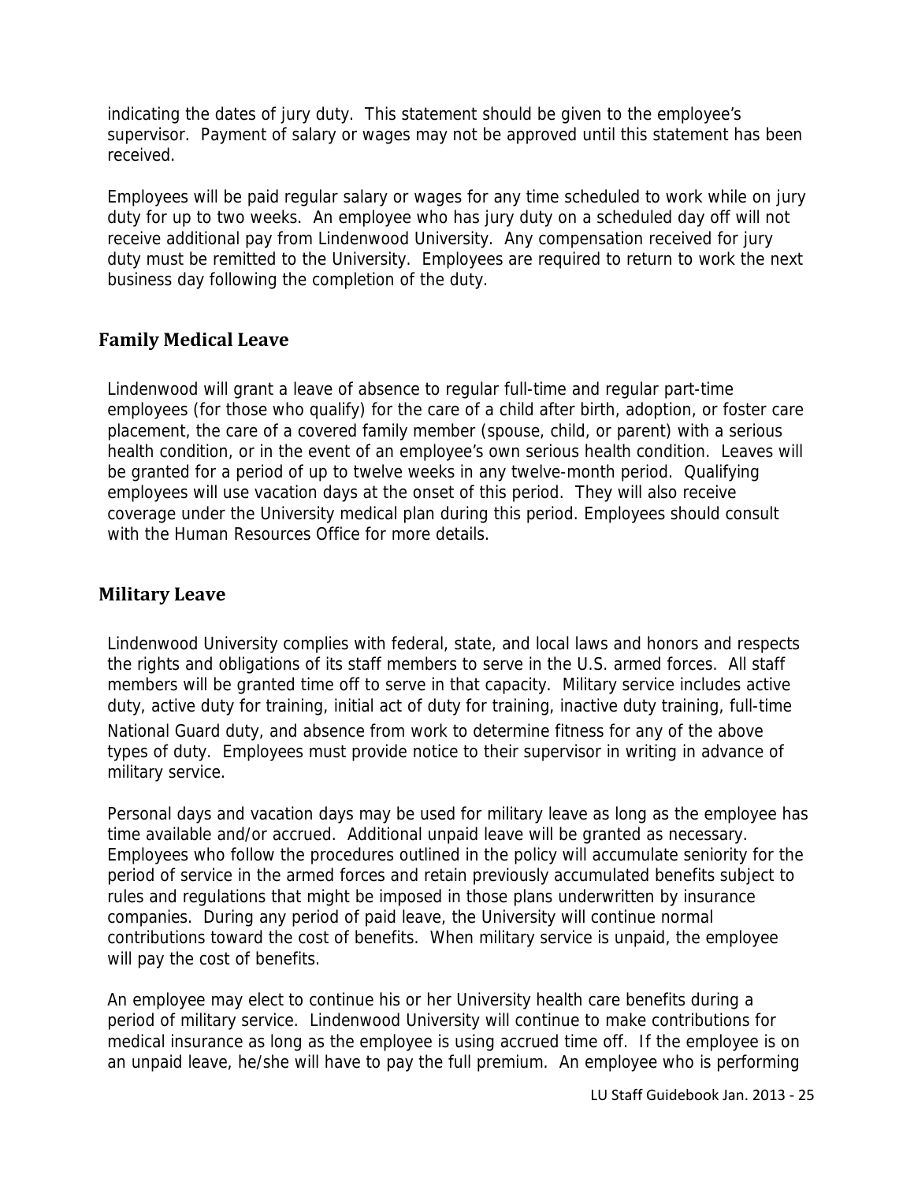indicating the dates of jury duty. This statement should be given to the employee's supervisor. Payment of salary or wages may not be approved until this statement has been received.

Employees will be paid regular salary or wages for any time scheduled to work while on jury duty for up to two weeks. An employee who has jury duty on a scheduled day off will not receive additional pay from Lindenwood University. Any compensation received for jury duty must be remitted to the University. Employees are required to return to work the next business day following the completion of the duty.

## Family Medical Leave

Lindenwood will grant a leave of absence to regular full-time and regular part-time employees (for those who qualify) for the care of a child after birth, adoption, or foster care placement, the care of a covered family member (spouse, child, or parent) with a serious health condition, or in the event of an employee's own serious health condition. Leaves will be granted for a period of up to twelve weeks in any twelve-month period. Qualifying employees will use vacation days at the onset of this period. They will also receive coverage under the University medical plan during this period. Employees should consult with the Human Resources Office for more details.

## Military Leave

Lindenwood University complies with federal, state, and local laws and honors and respects the rights and obligations of its staff members to serve in the U.S. armed forces. All staff members will be granted time off to serve in that capacity. Military service includes active duty, active duty for training, initial act of duty for training, inactive duty training, full-time National Guard duty, and absence from work to determine fitness for any of the above types of duty. Employees must provide notice to their supervisor in writing in advance of military service.

Personal days and vacation days may be used for military leave as long as the employee has time available and/or accrued. Additional unpaid leave will be granted as necessary. Employees who follow the procedures outlined in the policy will accumulate seniority for the period of service in the armed forces and retain previously accumulated benefits subject to rules and regulations that might be imposed in those plans underwritten by insurance companies. During any period of paid leave, the University will continue normal contributions toward the cost of benefits. When military service is unpaid, the employee will pay the cost of benefits.

An employee may elect to continue his or her University health care benefits during a period of military service. Lindenwood University will continue to make contributions for medical insurance as long as the employee is using accrued time off. If the employee is on an unpaid leave, he/she will have to pay the full premium. An employee who is performing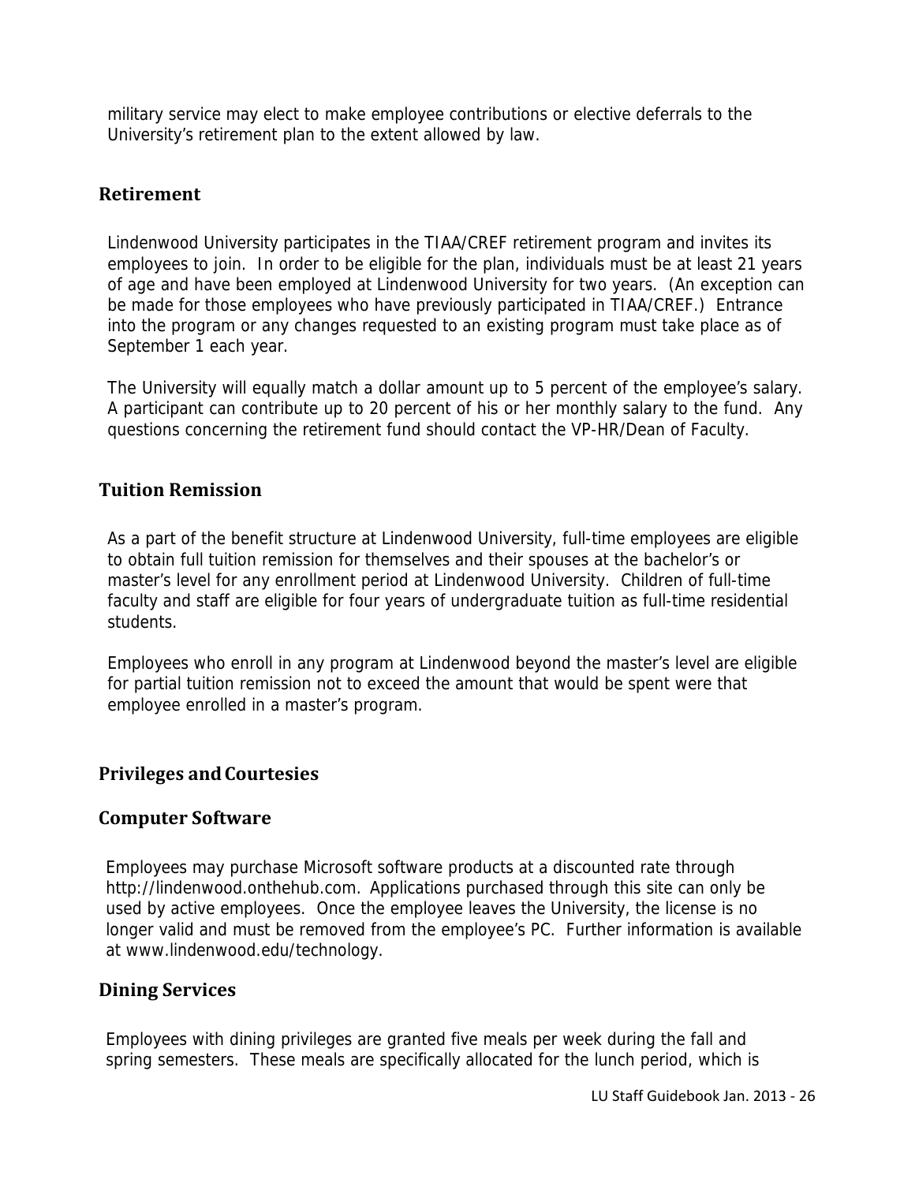military service may elect to make employee contributions or elective deferrals to the University's retirement plan to the extent allowed by law.

## Retirement

Lindenwood University participates in the TIAA/CREF retirement program and invites its employees to join. In order to be eligible for the plan, individuals must be at least 21 years of age and have been employed at Lindenwood University for two years. (An exception can be made for those employees who have previously participated in TIAA/CREF.) Entrance into the program or any changes requested to an existing program must take place as of September 1 each year.

The University will equally match a dollar amount up to 5 percent of the employee's salary. A participant can contribute up to 20 percent of his or her monthly salary to the fund. Any questions concerning the retirement fund should contact the VP-HR/Dean of Faculty.

## Tuition Remission

As a part of the benefit structure at Lindenwood University, full-time employees are eligible to obtain full tuition remission for themselves and their spouses at the bachelor's or master's level for any enrollment period at Lindenwood University. Children of full-time faculty and staff are eligible for four years of undergraduate tuition as full-time residential students.

Employees who enroll in any program at Lindenwood beyond the master's level are eligible for partial tuition remission not to exceed the amount that would be spent were that employee enrolled in a master's program.

## Privileges and Courtesies

## Computer Software

Employees may purchase Microsoft software products at a discounted rate through http://lindenwood.onthehub.com. Applications purchased through this site can only be used by active employees. Once the employee leaves the University, the license is no longer valid and must be removed from the employee's PC. Further information is available at www.lindenwood.edu/technology.

## Dining Services

Employees with dining privileges are granted five meals per week during the fall and spring semesters. These meals are specifically allocated for the lunch period, which is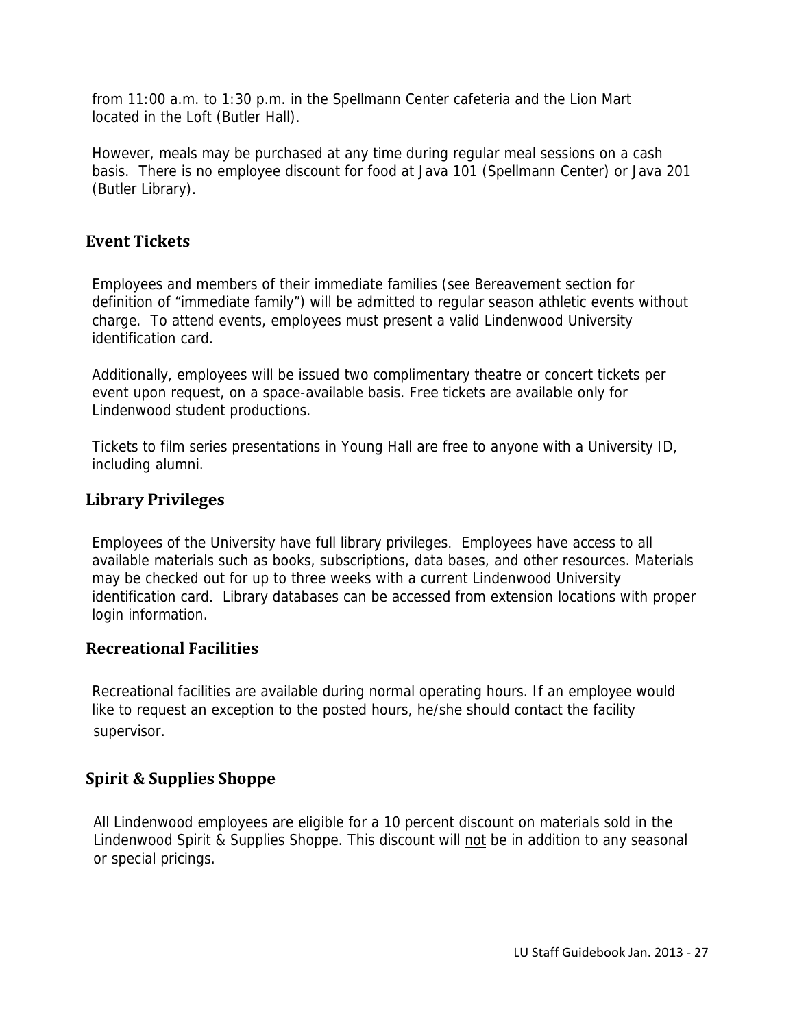from 11:00 a.m. to 1:30 p.m. in the Spellmann Center cafeteria and the Lion Mart located in the Loft (Butler Hall).

However, meals may be purchased at any time during regular meal sessions on a cash basis. There is no employee discount for food at Java 101 (Spellmann Center) or Java 201 (Butler Library).

## Event Tickets

Employees and members of their immediate families (see Bereavement section for definition of "immediate family") will be admitted to regular season athletic events without charge. To attend events, employees must present a valid Lindenwood University identification card.

Additionally, employees will be issued two complimentary theatre or concert tickets per event upon request, on a space-available basis. Free tickets are available only for Lindenwood student productions.

Tickets to film series presentations in Young Hall are free to anyone with a University ID, including alumni.

## Library Privileges

Employees of the University have full library privileges. Employees have access to all available materials such as books, subscriptions, data bases, and other resources. Materials may be checked out for up to three weeks with a current Lindenwood University identification card. Library databases can be accessed from extension locations with proper login information.

## Recreational Facilities

Recreational facilities are available during normal operating hours. If an employee would like to request an exception to the posted hours, he/she should contact the facility supervisor.

## Spirit & Supplies Shoppe

All Lindenwood employees are eligible for a 10 percent discount on materials sold in the Lindenwood Spirit & Supplies Shoppe. This discount will not be in addition to any seasonal or special pricings.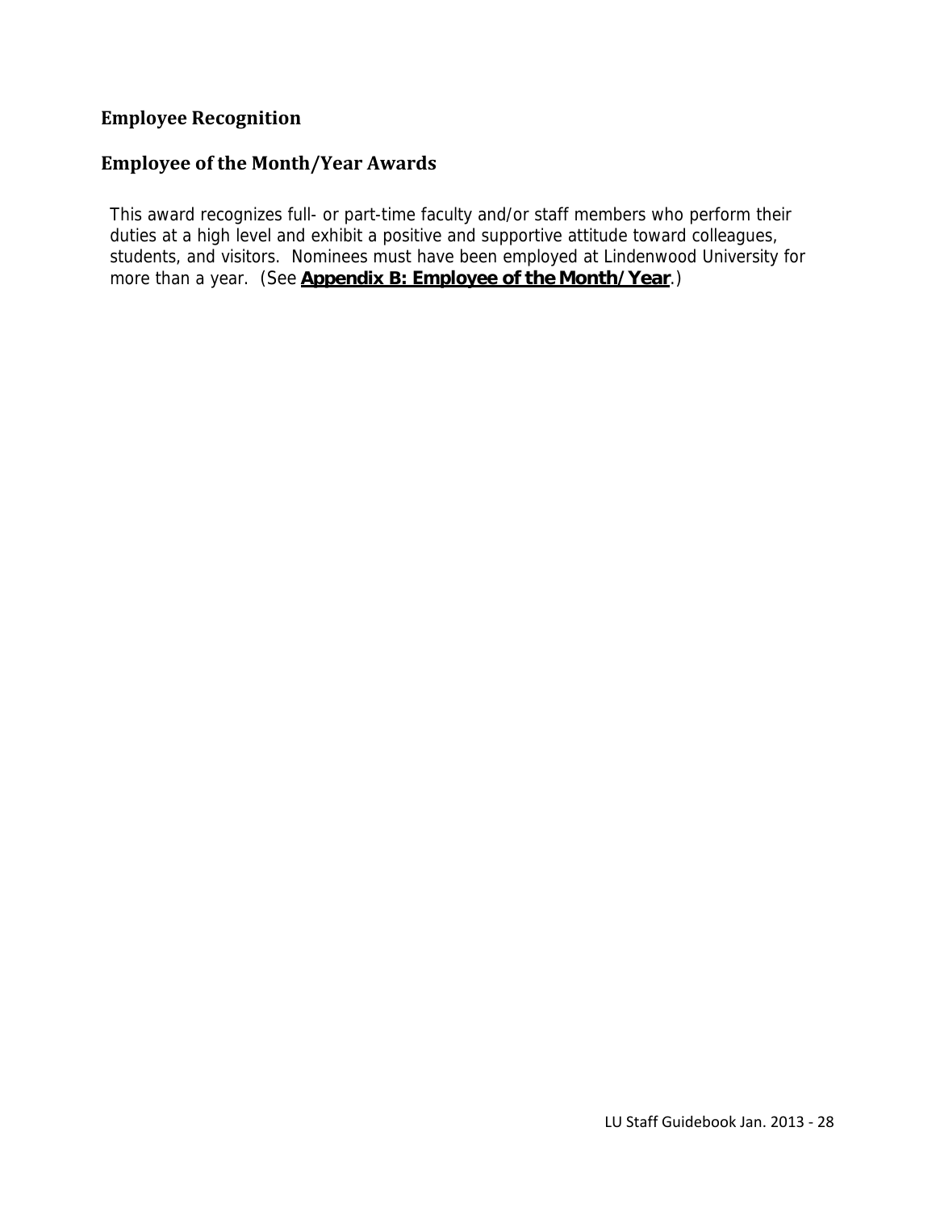## Employee Recognition

## Employee of the Month/Year Awards

This award recognizes full- or part-time faculty and/or staff members who perform their duties at a high level and exhibit a positive and supportive attitude toward colleagues, students, and visitors. Nominees must have been employed at Lindenwood University for more than a year. (See **Appendix B: Employee of the Month/Year**.)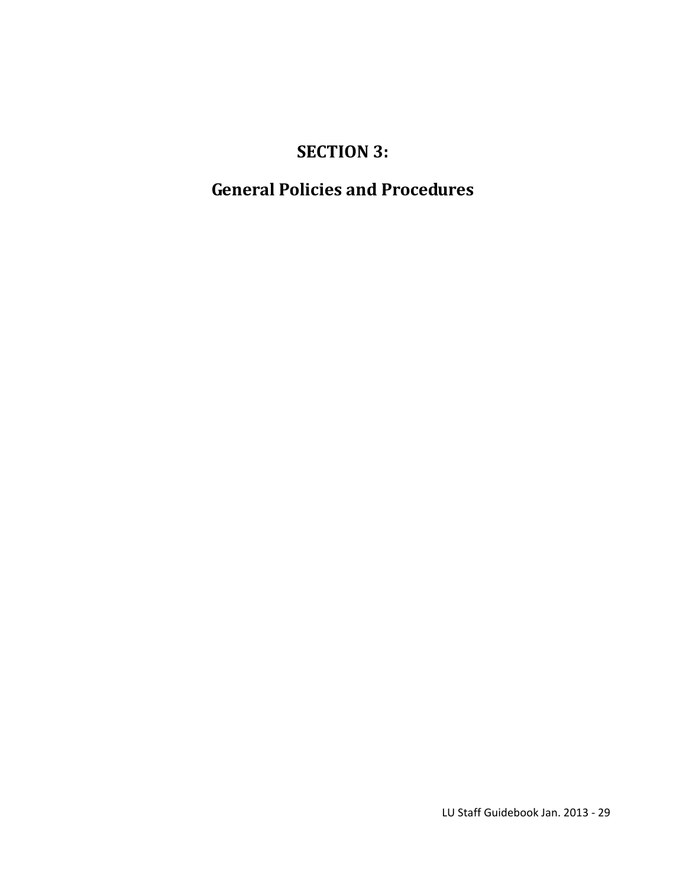# SECTION 3:

# General Policies and Procedures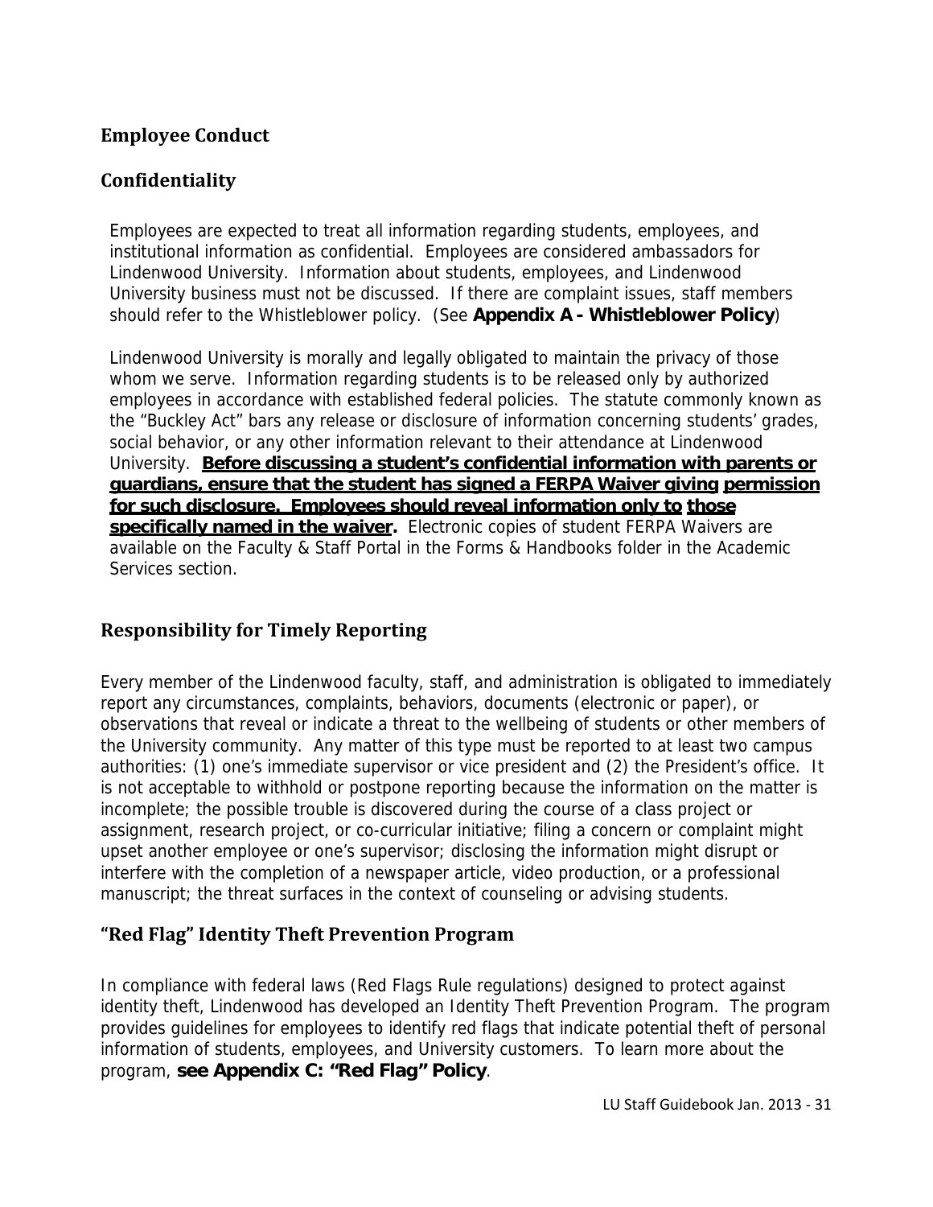## Employee Conduct

## Confidentiality

Employees are expected to treat all information regarding students, employees, and institutional information as confidential. Employees are considered ambassadors for Lindenwood University. Information about students, employees, and Lindenwood University business must not be discussed. If there are complaint issues, staff members should refer to the Whistleblower policy. (See **Appendix A - Whistleblower Policy**)

Lindenwood University is morally and legally obligated to maintain the privacy of those whom we serve. Information regarding students is to be released only by authorized employees in accordance with established federal policies. The statute commonly known as the "Buckley Act" bars any release or disclosure of information concerning students' grades, social behavior, or any other information relevant to their attendance at Lindenwood University. **Before discussing a student's confidential information with parents or guardians, ensure that the student has signed a FERPA Waiver giving permission for such disclosure. Employees should reveal information only to those specifically named in the waiver.** Electronic copies of student FERPA Waivers are available on the Faculty & Staff Portal in the Forms & Handbooks folder in the Academic Services section.

## Responsibility for Timely Reporting

Every member of the Lindenwood faculty, staff, and administration is obligated to immediately report any circumstances, complaints, behaviors, documents (electronic or paper), or observations that reveal or indicate a threat to the wellbeing of students or other members of the University community. Any matter of this type must be reported to at least two campus authorities: (1) one's immediate supervisor or vice president and (2) the President's office. It is not acceptable to withhold or postpone reporting because the information on the matter is incomplete; the possible trouble is discovered during the course of a class project or assignment, research project, or co-curricular initiative; filing a concern or complaint might upset another employee or one's supervisor; disclosing the information might disrupt or interfere with the completion of a newspaper article, video production, or a professional manuscript; the threat surfaces in the context of counseling or advising students.

## "Red Flag" Identity Theft Prevention Program

In compliance with federal laws (Red Flags Rule regulations) designed to protect against identity theft, Lindenwood has developed an Identity Theft Prevention Program. The program provides guidelines for employees to identify red flags that indicate potential theft of personal information of students, employees, and University customers. To learn more about the program, **see Appendix C: "Red Flag" Policy**.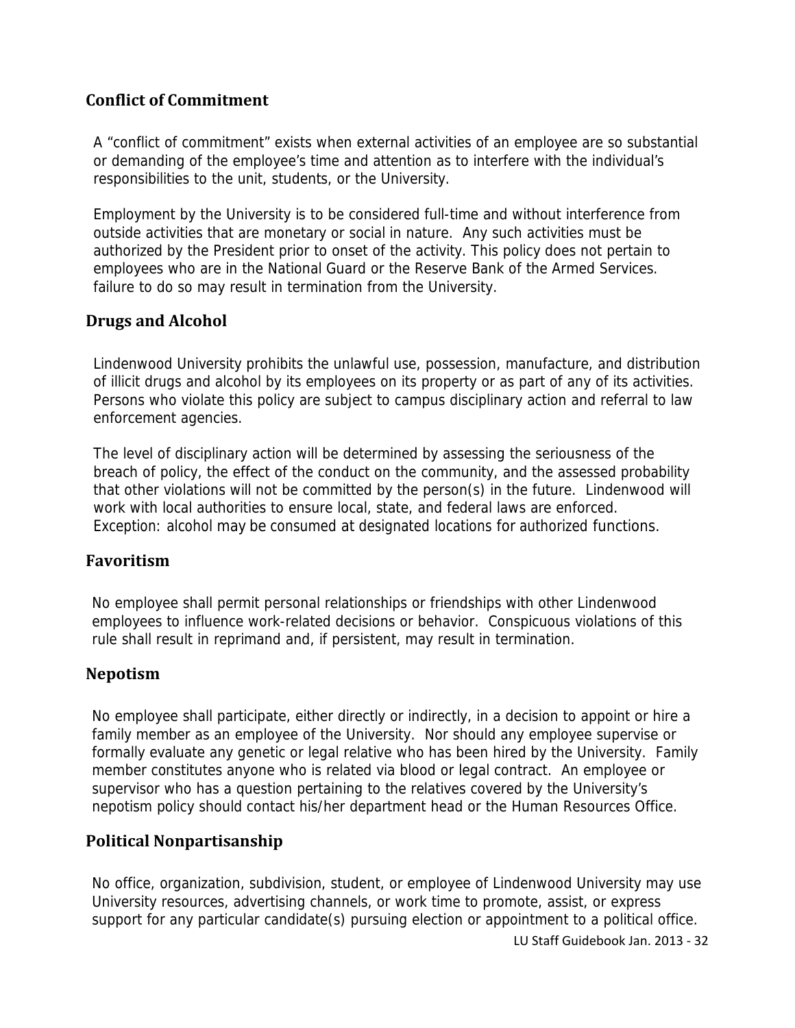## Conflict of Commitment

A "conflict of commitment" exists when external activities of an employee are so substantial or demanding of the employee's time and attention as to interfere with the individual's responsibilities to the unit, students, or the University.

Employment by the University is to be considered full-time and without interference from outside activities that are monetary or social in nature. Any such activities must be authorized by the President prior to onset of the activity. This policy does not pertain to employees who are in the National Guard or the Reserve Bank of the Armed Services. failure to do so may result in termination from the University.

## Drugs and Alcohol

Lindenwood University prohibits the unlawful use, possession, manufacture, and distribution of illicit drugs and alcohol by its employees on its property or as part of any of its activities. Persons who violate this policy are subject to campus disciplinary action and referral to law enforcement agencies.

The level of disciplinary action will be determined by assessing the seriousness of the breach of policy, the effect of the conduct on the community, and the assessed probability that other violations will not be committed by the person(s) in the future. Lindenwood will work with local authorities to ensure local, state, and federal laws are enforced. Exception: alcohol may be consumed at designated locations for authorized functions.

## Favoritism

No employee shall permit personal relationships or friendships with other Lindenwood employees to influence work-related decisions or behavior. Conspicuous violations of this rule shall result in reprimand and, if persistent, may result in termination.

## Nepotism

No employee shall participate, either directly or indirectly, in a decision to appoint or hire a family member as an employee of the University. Nor should any employee supervise or formally evaluate any genetic or legal relative who has been hired by the University. Family member constitutes anyone who is related via blood or legal contract. An employee or supervisor who has a question pertaining to the relatives covered by the University's nepotism policy should contact his/her department head or the Human Resources Office.

## Political Nonpartisanship

No office, organization, subdivision, student, or employee of Lindenwood University may use University resources, advertising channels, or work time to promote, assist, or express support for any particular candidate(s) pursuing election or appointment to a political office.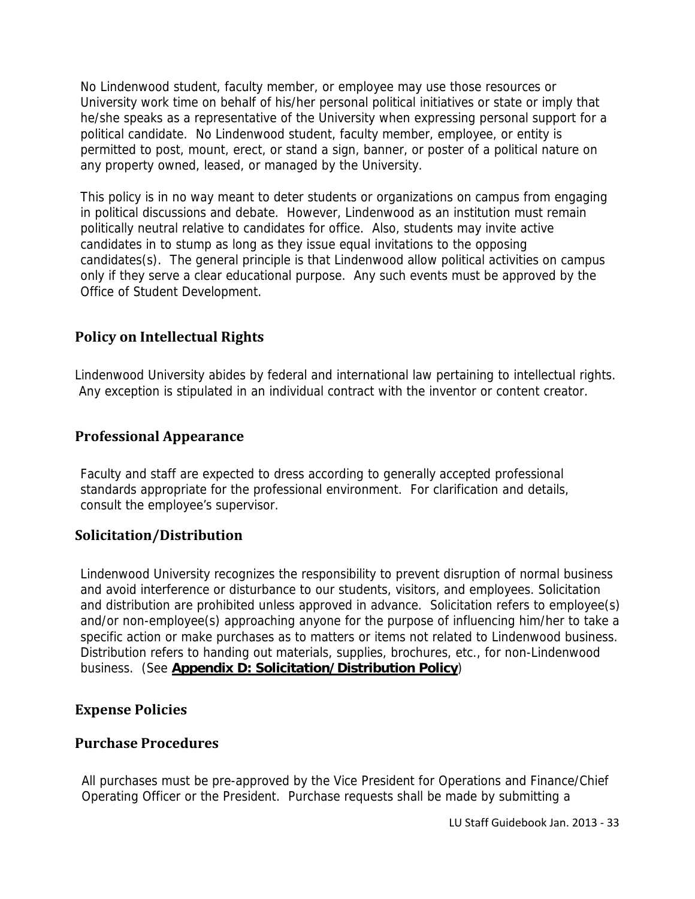No Lindenwood student, faculty member, or employee may use those resources or University work time on behalf of his/her personal political initiatives or state or imply that he/she speaks as a representative of the University when expressing personal support for a political candidate. No Lindenwood student, faculty member, employee, or entity is permitted to post, mount, erect, or stand a sign, banner, or poster of a political nature on any property owned, leased, or managed by the University.

This policy is in no way meant to deter students or organizations on campus from engaging in political discussions and debate. However, Lindenwood as an institution must remain politically neutral relative to candidates for office. Also, students may invite active candidates in to stump as long as they issue equal invitations to the opposing candidates(s). The general principle is that Lindenwood allow political activities on campus only if they serve a clear educational purpose. Any such events must be approved by the Office of Student Development.

## Policy on Intellectual Rights

Lindenwood University abides by federal and international law pertaining to intellectual rights. Any exception is stipulated in an individual contract with the inventor or content creator.

## Professional Appearance

Faculty and staff are expected to dress according to generally accepted professional standards appropriate for the professional environment. For clarification and details, consult the employee's supervisor.

## Solicitation/Distribution

Lindenwood University recognizes the responsibility to prevent disruption of normal business and avoid interference or disturbance to our students, visitors, and employees. Solicitation and distribution are prohibited unless approved in advance. Solicitation refers to employee(s) and/or non-employee(s) approaching anyone for the purpose of influencing him/her to take a specific action or make purchases as to matters or items not related to Lindenwood business. Distribution refers to handing out materials, supplies, brochures, etc., for non-Lindenwood business. (See **Appendix D: Solicitation/Distribution Policy**)

## Expense Policies

## Purchase Procedures

All purchases must be pre-approved by the Vice President for Operations and Finance/Chief Operating Officer or the President. Purchase requests shall be made by submitting a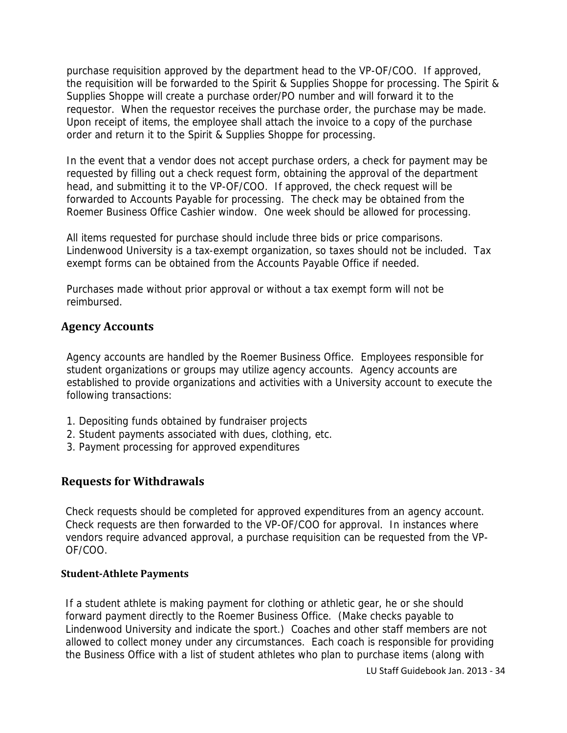purchase requisition approved by the department head to the VP-OF/COO. If approved, the requisition will be forwarded to the Spirit & Supplies Shoppe for processing. The Spirit & Supplies Shoppe will create a purchase order/PO number and will forward it to the requestor. When the requestor receives the purchase order, the purchase may be made. Upon receipt of items, the employee shall attach the invoice to a copy of the purchase order and return it to the Spirit & Supplies Shoppe for processing.

In the event that a vendor does not accept purchase orders, a check for payment may be requested by filling out a check request form, obtaining the approval of the department head, and submitting it to the VP-OF/COO. If approved, the check request will be forwarded to Accounts Payable for processing. The check may be obtained from the Roemer Business Office Cashier window. One week should be allowed for processing.

All items requested for purchase should include three bids or price comparisons. Lindenwood University is a tax-exempt organization, so taxes should not be included. Tax exempt forms can be obtained from the Accounts Payable Office if needed.

Purchases made without prior approval or without a tax exempt form will not be reimbursed.

## Agency Accounts

Agency accounts are handled by the Roemer Business Office. Employees responsible for student organizations or groups may utilize agency accounts. Agency accounts are established to provide organizations and activities with a University account to execute the following transactions:

1. Depositing funds obtained by fundraiser projects
2. Student payments associated with dues, clothing, etc.
3. Payment processing for approved expenditures

## Requests for Withdrawals

Check requests should be completed for approved expenditures from an agency account. Check requests are then forwarded to the VP-OF/COO for approval. In instances where vendors require advanced approval, a purchase requisition can be requested from the VP-OF/COO.

### Student-Athlete Payments

If a student athlete is making payment for clothing or athletic gear, he or she should forward payment directly to the Roemer Business Office. (Make checks payable to Lindenwood University and indicate the sport.) Coaches and other staff members are not allowed to collect money under any circumstances. Each coach is responsible for providing the Business Office with a list of student athletes who plan to purchase items (along with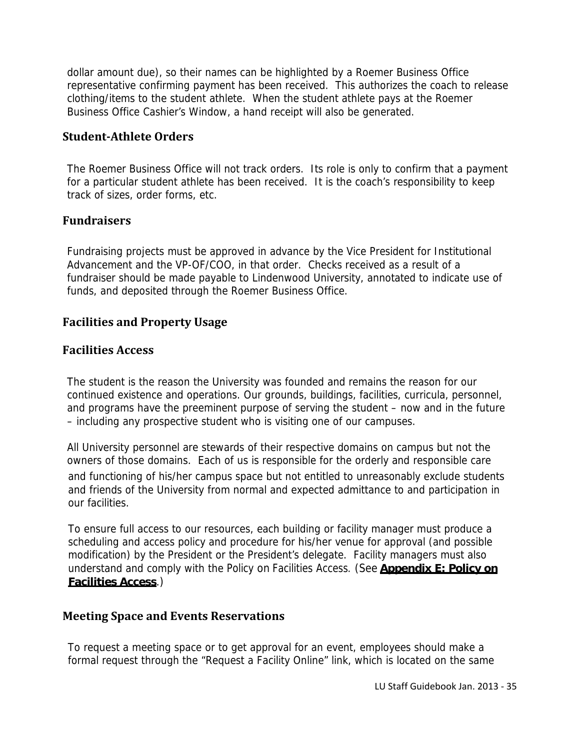dollar amount due), so their names can be highlighted by a Roemer Business Office representative confirming payment has been received. This authorizes the coach to release clothing/items to the student athlete. When the student athlete pays at the Roemer Business Office Cashier's Window, a hand receipt will also be generated.

### Student-Athlete Orders

The Roemer Business Office will not track orders. Its role is only to confirm that a payment for a particular student athlete has been received. It is the coach's responsibility to keep track of sizes, order forms, etc.

### Fundraisers

Fundraising projects must be approved in advance by the Vice President for Institutional Advancement and the VP-OF/COO, in that order. Checks received as a result of a fundraiser should be made payable to Lindenwood University, annotated to indicate use of funds, and deposited through the Roemer Business Office.

## Facilities and Property Usage

### Facilities Access

The student is the reason the University was founded and remains the reason for our continued existence and operations. Our grounds, buildings, facilities, curricula, personnel, and programs have the preeminent purpose of serving the student – now and in the future – including any prospective student who is visiting one of our campuses.

All University personnel are stewards of their respective domains on campus but not the owners of those domains. Each of us is responsible for the orderly and responsible care and functioning of his/her campus space but not entitled to unreasonably exclude students and friends of the University from normal and expected admittance to and participation in our facilities.

To ensure full access to our resources, each building or facility manager must produce a scheduling and access policy and procedure for his/her venue for approval (and possible modification) by the President or the President's delegate. Facility managers must also understand and comply with the Policy on Facilities Access. (See **Appendix E: Policy on Facilities Access**.)

### Meeting Space and Events Reservations

To request a meeting space or to get approval for an event, employees should make a formal request through the "Request a Facility Online" link, which is located on the same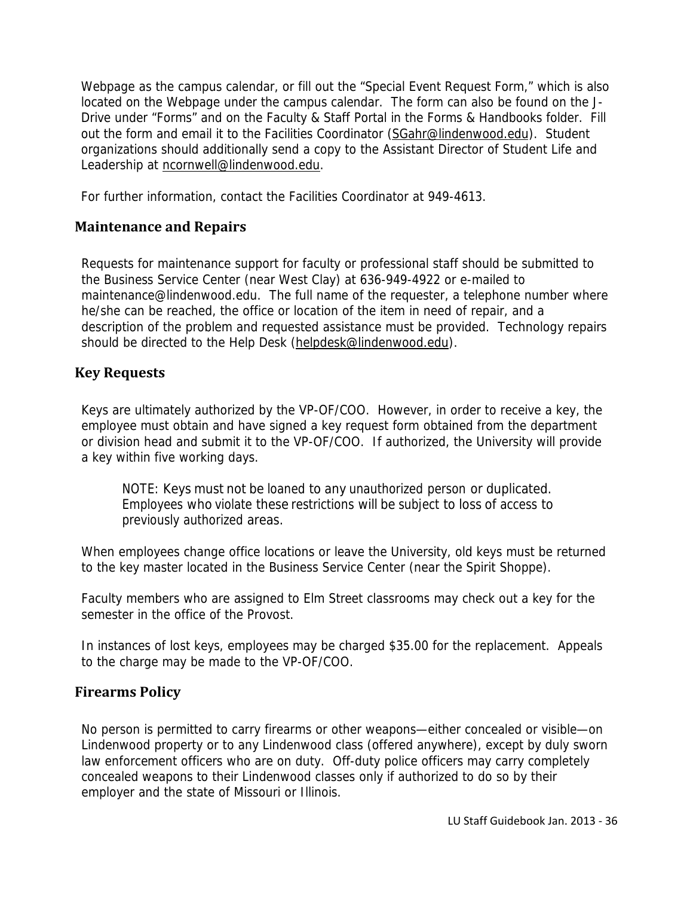Webpage as the campus calendar, or fill out the "Special Event Request Form," which is also located on the Webpage under the campus calendar. The form can also be found on the J-Drive under "Forms" and on the Faculty & Staff Portal in the Forms & Handbooks folder. Fill out the form and email it to the Facilities Coordinator (SGahr@lindenwood.edu). Student organizations should additionally send a copy to the Assistant Director of Student Life and Leadership at ncornwell@lindenwood.edu.

For further information, contact the Facilities Coordinator at 949-4613.

## Maintenance and Repairs

Requests for maintenance support for faculty or professional staff should be submitted to the Business Service Center (near West Clay) at 636-949-4922 or e-mailed to maintenance@lindenwood.edu. The full name of the requester, a telephone number where he/she can be reached, the office or location of the item in need of repair, and a description of the problem and requested assistance must be provided. Technology repairs should be directed to the Help Desk (helpdesk@lindenwood.edu).

## Key Requests

Keys are ultimately authorized by the VP-OF/COO. However, in order to receive a key, the employee must obtain and have signed a key request form obtained from the department or division head and submit it to the VP-OF/COO. If authorized, the University will provide a key within five working days.

> NOTE: Keys must not be loaned to any unauthorized person or duplicated. Employees who violate these restrictions will be subject to loss of access to previously authorized areas.

When employees change office locations or leave the University, old keys must be returned to the key master located in the Business Service Center (near the Spirit Shoppe).

Faculty members who are assigned to Elm Street classrooms may check out a key for the semester in the office of the Provost.

In instances of lost keys, employees may be charged $35.00 for the replacement. Appeals to the charge may be made to the VP-OF/COO.

## Firearms Policy

No person is permitted to carry firearms or other weapons—either concealed or visible—on Lindenwood property or to any Lindenwood class (offered anywhere), except by duly sworn law enforcement officers who are on duty. Off-duty police officers may carry completely concealed weapons to their Lindenwood classes only if authorized to do so by their employer and the state of Missouri or Illinois.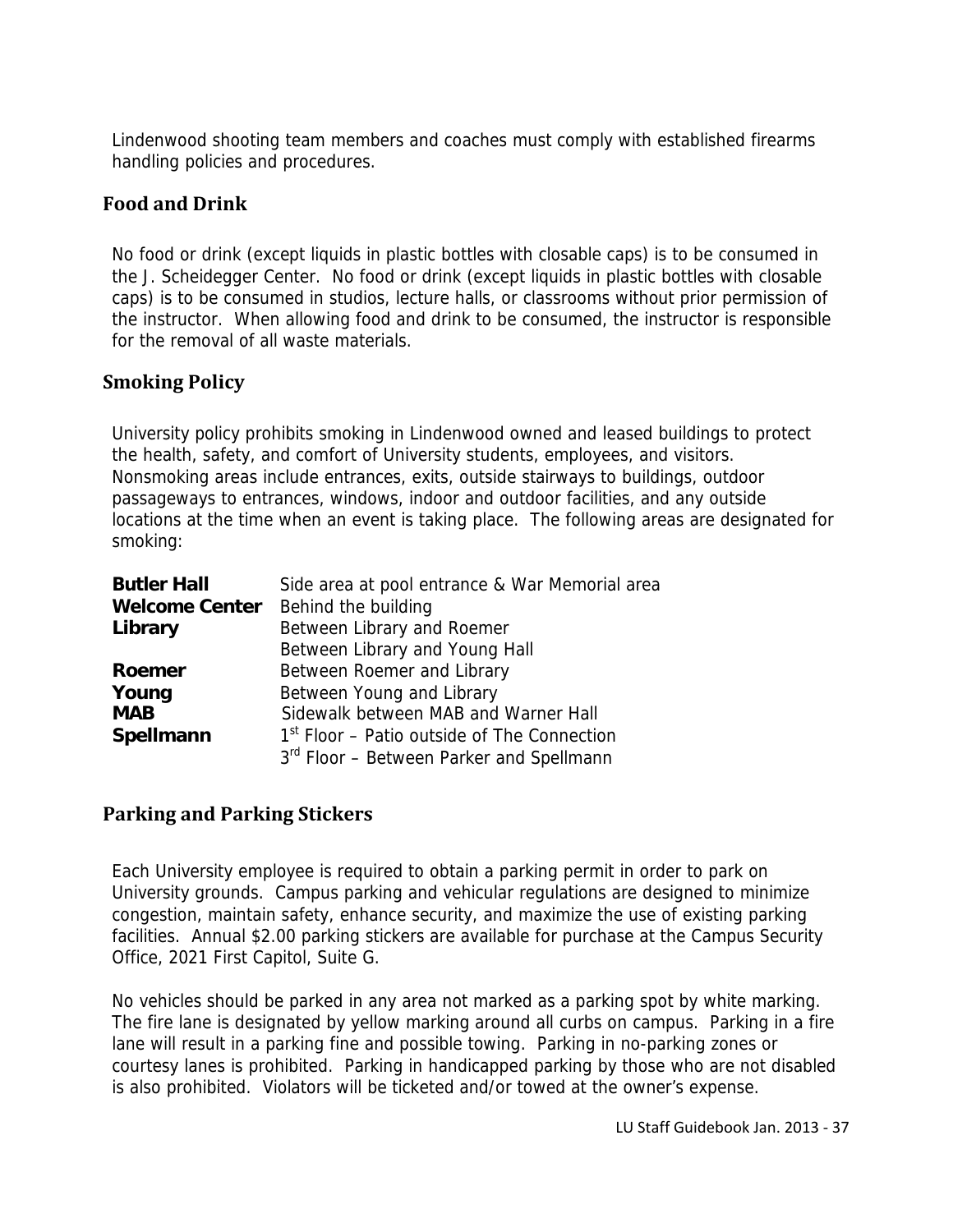Lindenwood shooting team members and coaches must comply with established firearms handling policies and procedures.

## Food and Drink

No food or drink (except liquids in plastic bottles with closable caps) is to be consumed in the J. Scheidegger Center. No food or drink (except liquids in plastic bottles with closable caps) is to be consumed in studios, lecture halls, or classrooms without prior permission of the instructor. When allowing food and drink to be consumed, the instructor is responsible for the removal of all waste materials.

## Smoking Policy

University policy prohibits smoking in Lindenwood owned and leased buildings to protect the health, safety, and comfort of University students, employees, and visitors. Nonsmoking areas include entrances, exits, outside stairways to buildings, outdoor passageways to entrances, windows, indoor and outdoor facilities, and any outside locations at the time when an event is taking place. The following areas are designated for smoking:

| | |
|---|---|
| **Butler Hall** | Side area at pool entrance & War Memorial area |
| **Welcome Center** | Behind the building |
| **Library** | Between Library and Roemer<br>Between Library and Young Hall |
| **Roemer** | Between Roemer and Library |
| **Young** | Between Young and Library |
| **MAB** | Sidewalk between MAB and Warner Hall |
| **Spellmann** | 1st Floor – Patio outside of The Connection<br>3rd Floor – Between Parker and Spellmann |

## Parking and Parking Stickers

Each University employee is required to obtain a parking permit in order to park on University grounds. Campus parking and vehicular regulations are designed to minimize congestion, maintain safety, enhance security, and maximize the use of existing parking facilities. Annual $2.00 parking stickers are available for purchase at the Campus Security Office, 2021 First Capitol, Suite G.

No vehicles should be parked in any area not marked as a parking spot by white marking. The fire lane is designated by yellow marking around all curbs on campus. Parking in a fire lane will result in a parking fine and possible towing. Parking in no-parking zones or courtesy lanes is prohibited. Parking in handicapped parking by those who are not disabled is also prohibited. Violators will be ticketed and/or towed at the owner's expense.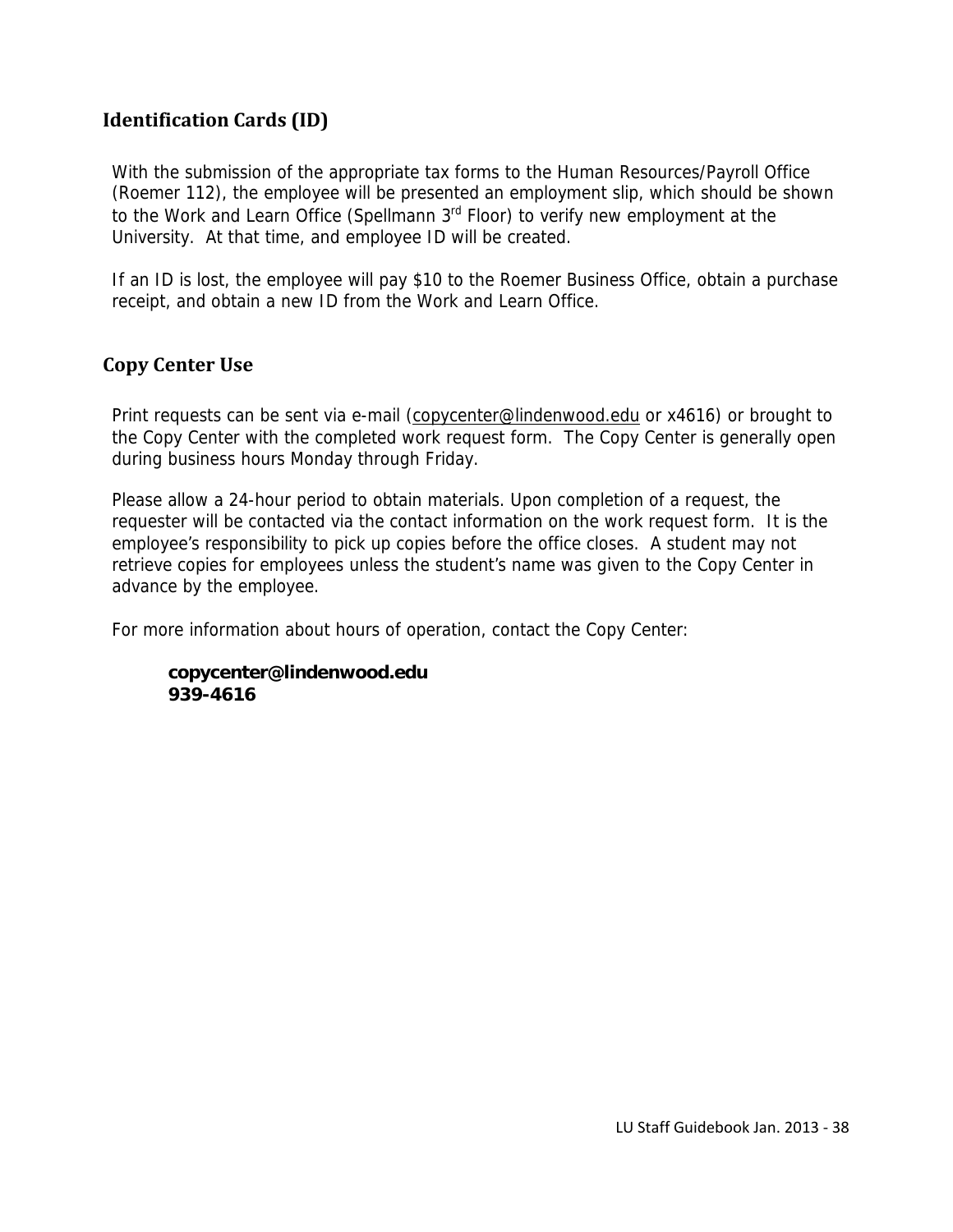## Identification Cards (ID)

With the submission of the appropriate tax forms to the Human Resources/Payroll Office (Roemer 112), the employee will be presented an employment slip, which should be shown to the Work and Learn Office (Spellmann 3rd Floor) to verify new employment at the University. At that time, and employee ID will be created.

If an ID is lost, the employee will pay $10 to the Roemer Business Office, obtain a purchase receipt, and obtain a new ID from the Work and Learn Office.

## Copy Center Use

Print requests can be sent via e-mail (copycenter@lindenwood.edu or x4616) or brought to the Copy Center with the completed work request form. The Copy Center is generally open during business hours Monday through Friday.

Please allow a 24-hour period to obtain materials. Upon completion of a request, the requester will be contacted via the contact information on the work request form. It is the employee's responsibility to pick up copies before the office closes. A student may not retrieve copies for employees unless the student's name was given to the Copy Center in advance by the employee.

For more information about hours of operation, contact the Copy Center:

**copycenter@lindenwood.edu**
**939-4616**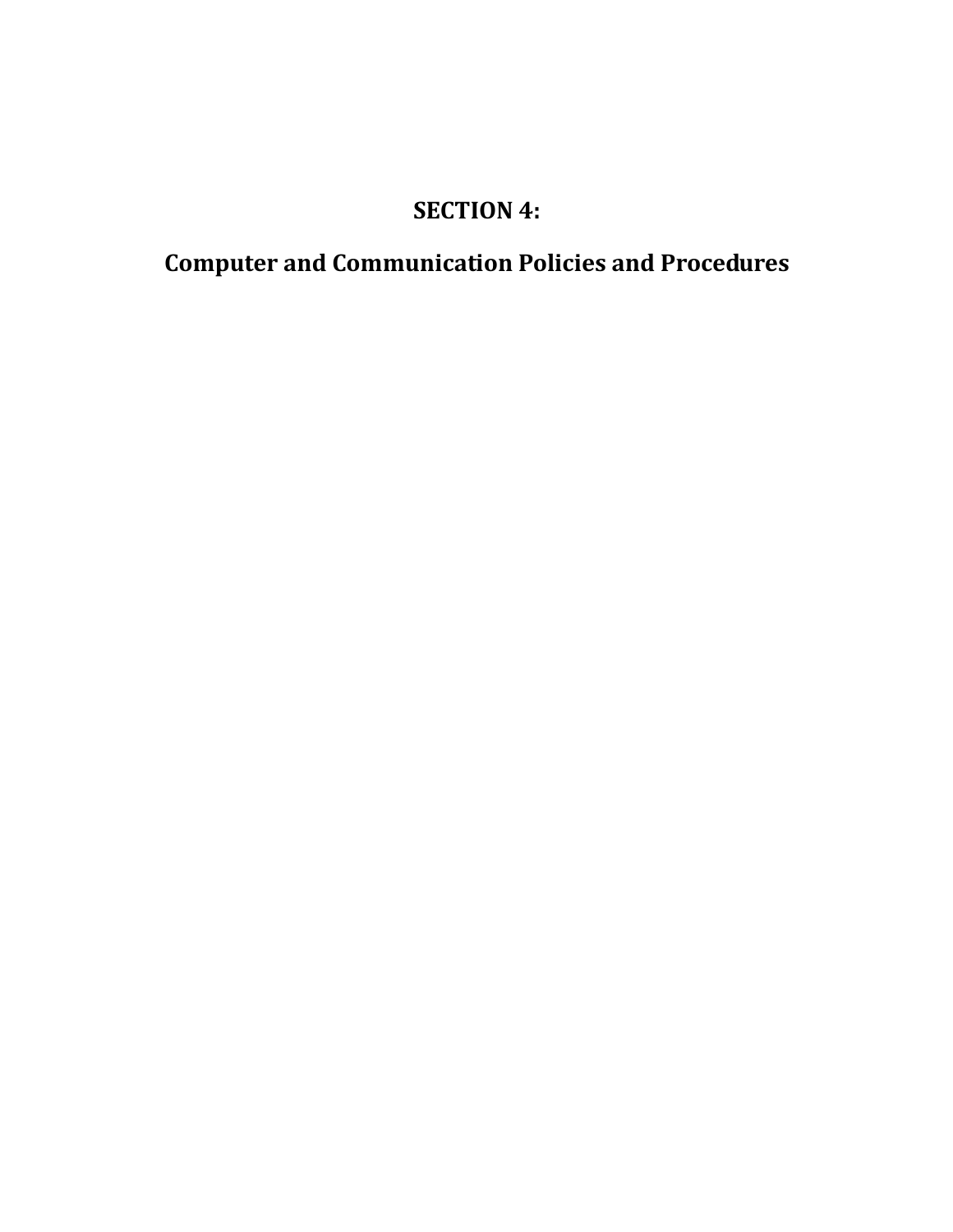# SECTION 4:

# Computer and Communication Policies and Procedures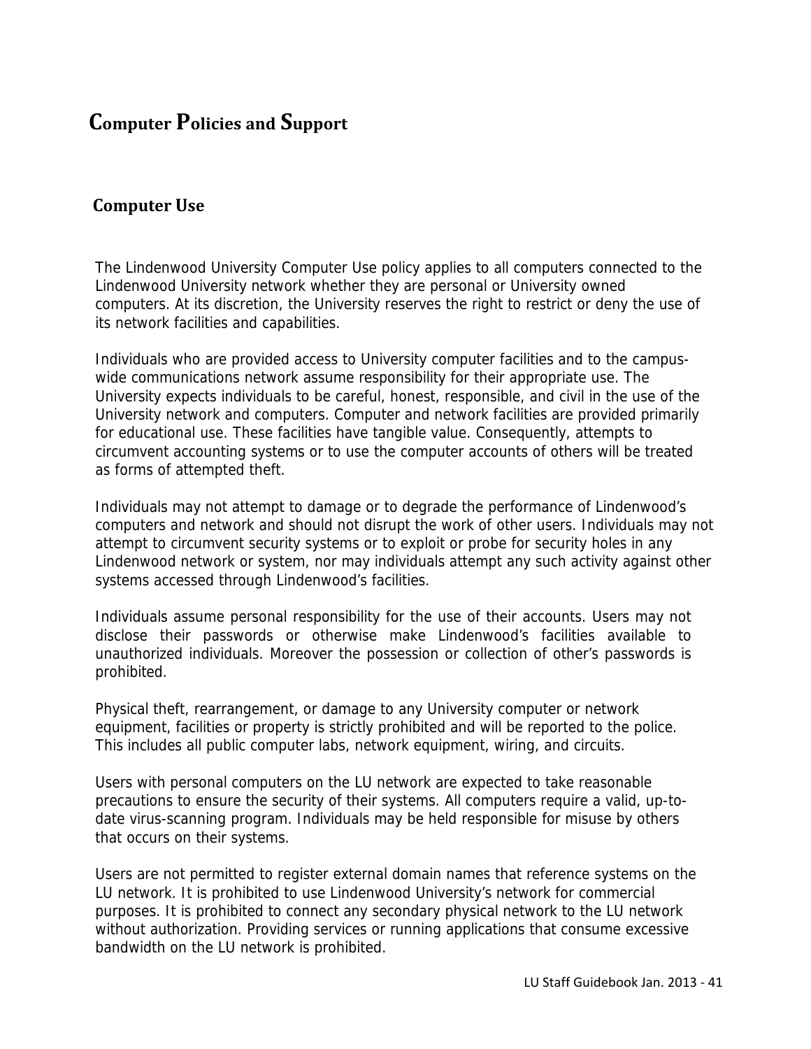# Computer Policies and Support

## Computer Use

The Lindenwood University Computer Use policy applies to all computers connected to the Lindenwood University network whether they are personal or University owned computers. At its discretion, the University reserves the right to restrict or deny the use of its network facilities and capabilities.

Individuals who are provided access to University computer facilities and to the campus-wide communications network assume responsibility for their appropriate use. The University expects individuals to be careful, honest, responsible, and civil in the use of the University network and computers. Computer and network facilities are provided primarily for educational use. These facilities have tangible value. Consequently, attempts to circumvent accounting systems or to use the computer accounts of others will be treated as forms of attempted theft.

Individuals may not attempt to damage or to degrade the performance of Lindenwood's computers and network and should not disrupt the work of other users. Individuals may not attempt to circumvent security systems or to exploit or probe for security holes in any Lindenwood network or system, nor may individuals attempt any such activity against other systems accessed through Lindenwood's facilities.

Individuals assume personal responsibility for the use of their accounts. Users may not disclose their passwords or otherwise make Lindenwood's facilities available to unauthorized individuals. Moreover the possession or collection of other's passwords is prohibited.

Physical theft, rearrangement, or damage to any University computer or network equipment, facilities or property is strictly prohibited and will be reported to the police. This includes all public computer labs, network equipment, wiring, and circuits.

Users with personal computers on the LU network are expected to take reasonable precautions to ensure the security of their systems. All computers require a valid, up-to-date virus-scanning program. Individuals may be held responsible for misuse by others that occurs on their systems.

Users are not permitted to register external domain names that reference systems on the LU network. It is prohibited to use Lindenwood University's network for commercial purposes. It is prohibited to connect any secondary physical network to the LU network without authorization. Providing services or running applications that consume excessive bandwidth on the LU network is prohibited.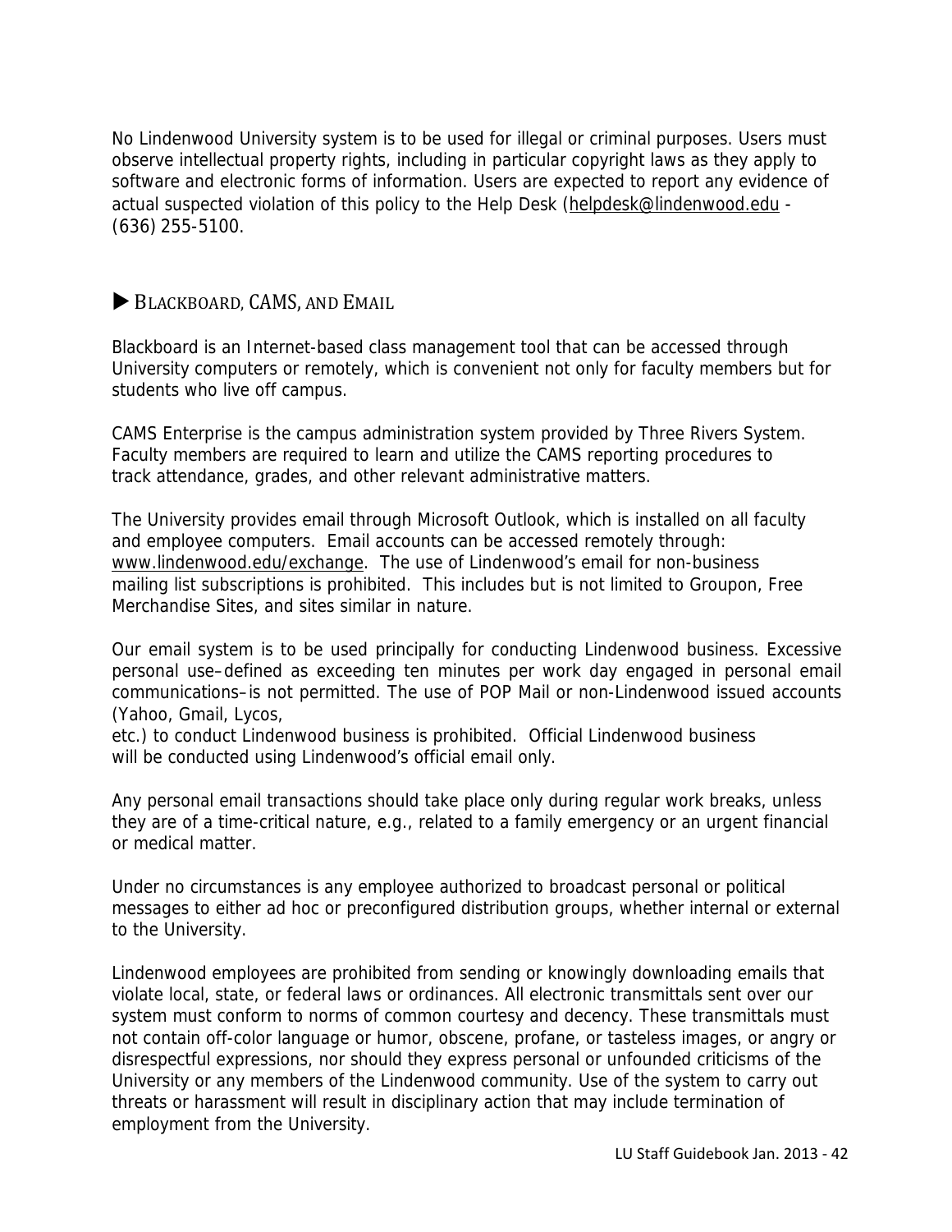No Lindenwood University system is to be used for illegal or criminal purposes. Users must observe intellectual property rights, including in particular copyright laws as they apply to software and electronic forms of information. Users are expected to report any evidence of actual suspected violation of this policy to the Help Desk (helpdesk@lindenwood.edu - (636) 255-5100.

## ▶ BLACKBOARD, CAMS, AND EMAIL

Blackboard is an Internet-based class management tool that can be accessed through University computers or remotely, which is convenient not only for faculty members but for students who live off campus.

CAMS Enterprise is the campus administration system provided by Three Rivers System. Faculty members are required to learn and utilize the CAMS reporting procedures to track attendance, grades, and other relevant administrative matters.

The University provides email through Microsoft Outlook, which is installed on all faculty and employee computers. Email accounts can be accessed remotely through: www.lindenwood.edu/exchange. The use of Lindenwood's email for non-business mailing list subscriptions is prohibited. This includes but is not limited to Groupon, Free Merchandise Sites, and sites similar in nature.

Our email system is to be used principally for conducting Lindenwood business. Excessive personal use–defined as exceeding ten minutes per work day engaged in personal email communications–is not permitted. The use of POP Mail or non-Lindenwood issued accounts (Yahoo, Gmail, Lycos, etc.) to conduct Lindenwood business is prohibited. Official Lindenwood business will be conducted using Lindenwood's official email only.

Any personal email transactions should take place only during regular work breaks, unless they are of a time-critical nature, e.g., related to a family emergency or an urgent financial or medical matter.

Under no circumstances is any employee authorized to broadcast personal or political messages to either ad hoc or preconfigured distribution groups, whether internal or external to the University.

Lindenwood employees are prohibited from sending or knowingly downloading emails that violate local, state, or federal laws or ordinances. All electronic transmittals sent over our system must conform to norms of common courtesy and decency. These transmittals must not contain off-color language or humor, obscene, profane, or tasteless images, or angry or disrespectful expressions, nor should they express personal or unfounded criticisms of the University or any members of the Lindenwood community. Use of the system to carry out threats or harassment will result in disciplinary action that may include termination of employment from the University.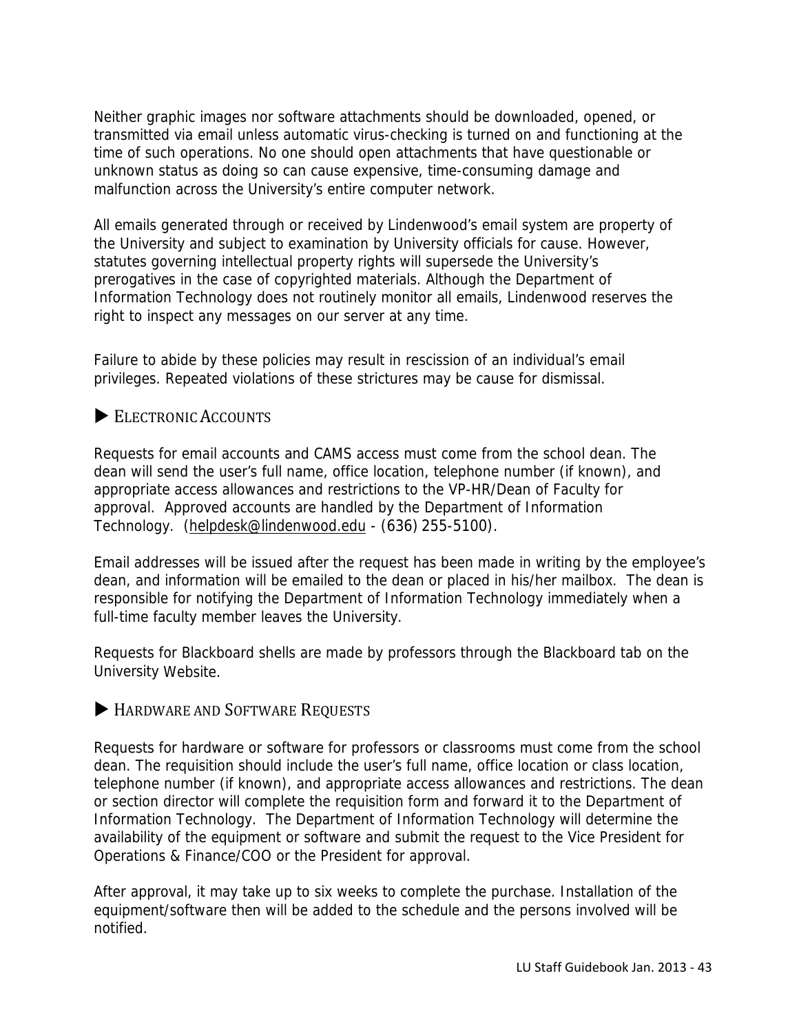Neither graphic images nor software attachments should be downloaded, opened, or transmitted via email unless automatic virus-checking is turned on and functioning at the time of such operations. No one should open attachments that have questionable or unknown status as doing so can cause expensive, time-consuming damage and malfunction across the University's entire computer network.

All emails generated through or received by Lindenwood's email system are property of the University and subject to examination by University officials for cause. However, statutes governing intellectual property rights will supersede the University's prerogatives in the case of copyrighted materials. Although the Department of Information Technology does not routinely monitor all emails, Lindenwood reserves the right to inspect any messages on our server at any time.

Failure to abide by these policies may result in rescission of an individual's email privileges. Repeated violations of these strictures may be cause for dismissal.

## ▶ Electronic Accounts

Requests for email accounts and CAMS access must come from the school dean. The dean will send the user's full name, office location, telephone number (if known), and appropriate access allowances and restrictions to the VP-HR/Dean of Faculty for approval. Approved accounts are handled by the Department of Information Technology. (helpdesk@lindenwood.edu - (636) 255-5100).

Email addresses will be issued after the request has been made in writing by the employee's dean, and information will be emailed to the dean or placed in his/her mailbox. The dean is responsible for notifying the Department of Information Technology immediately when a full-time faculty member leaves the University.

Requests for Blackboard shells are made by professors through the Blackboard tab on the University Website.

## ▶ Hardware and Software Requests

Requests for hardware or software for professors or classrooms must come from the school dean. The requisition should include the user's full name, office location or class location, telephone number (if known), and appropriate access allowances and restrictions. The dean or section director will complete the requisition form and forward it to the Department of Information Technology. The Department of Information Technology will determine the availability of the equipment or software and submit the request to the Vice President for Operations & Finance/COO or the President for approval.

After approval, it may take up to six weeks to complete the purchase. Installation of the equipment/software then will be added to the schedule and the persons involved will be notified.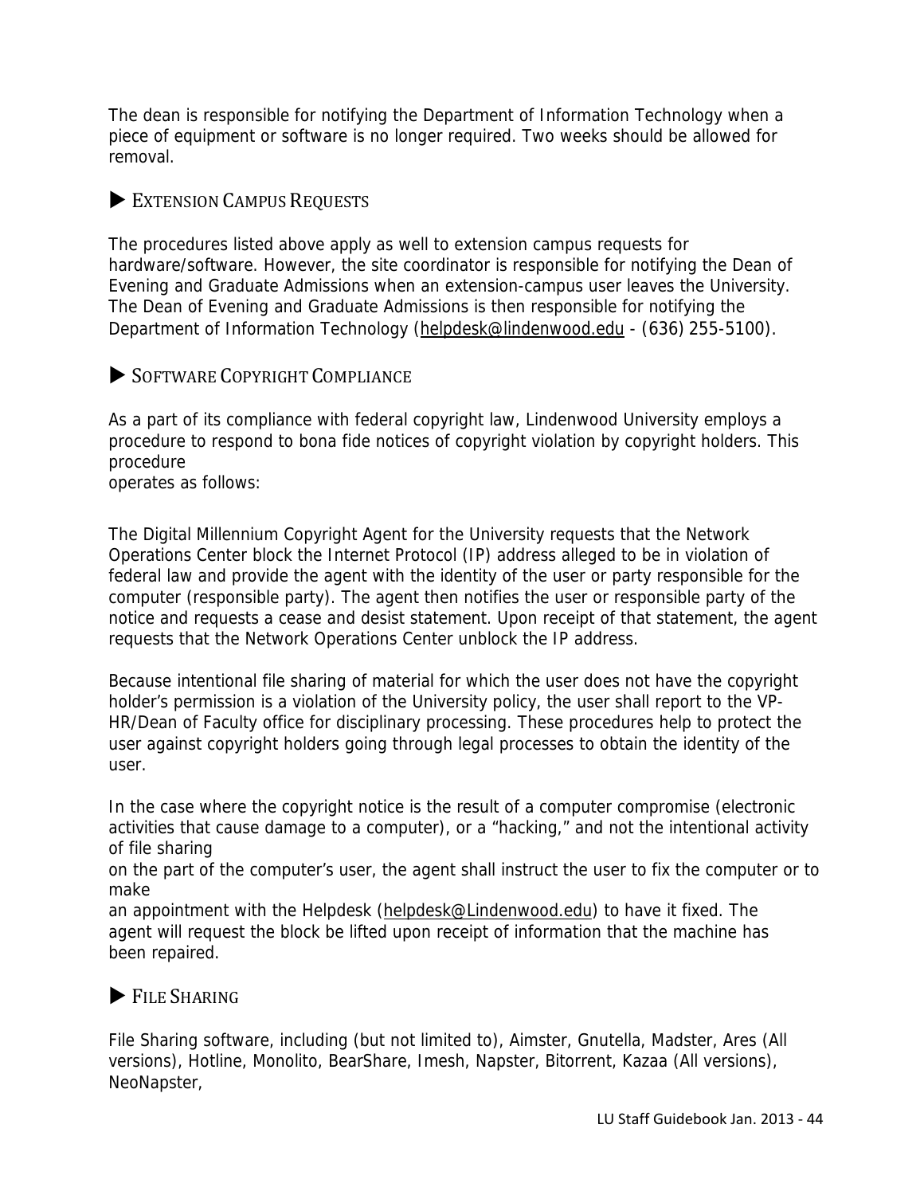The dean is responsible for notifying the Department of Information Technology when a piece of equipment or software is no longer required. Two weeks should be allowed for removal.

### ▶ Extension Campus Requests

The procedures listed above apply as well to extension campus requests for hardware/software. However, the site coordinator is responsible for notifying the Dean of Evening and Graduate Admissions when an extension-campus user leaves the University. The Dean of Evening and Graduate Admissions is then responsible for notifying the Department of Information Technology (helpdesk@lindenwood.edu - (636) 255-5100).

### ▶ Software Copyright Compliance

As a part of its compliance with federal copyright law, Lindenwood University employs a procedure to respond to bona fide notices of copyright violation by copyright holders. This procedure operates as follows:

The Digital Millennium Copyright Agent for the University requests that the Network Operations Center block the Internet Protocol (IP) address alleged to be in violation of federal law and provide the agent with the identity of the user or party responsible for the computer (responsible party). The agent then notifies the user or responsible party of the notice and requests a cease and desist statement. Upon receipt of that statement, the agent requests that the Network Operations Center unblock the IP address.

Because intentional file sharing of material for which the user does not have the copyright holder's permission is a violation of the University policy, the user shall report to the VP-HR/Dean of Faculty office for disciplinary processing. These procedures help to protect the user against copyright holders going through legal processes to obtain the identity of the user.

In the case where the copyright notice is the result of a computer compromise (electronic activities that cause damage to a computer), or a "hacking," and not the intentional activity of file sharing on the part of the computer's user, the agent shall instruct the user to fix the computer or to make an appointment with the Helpdesk (helpdesk@Lindenwood.edu) to have it fixed. The agent will request the block be lifted upon receipt of information that the machine has been repaired.

### ▶ File Sharing

File Sharing software, including (but not limited to), Aimster, Gnutella, Madster, Ares (All versions), Hotline, Monolito, BearShare, Imesh, Napster, Bitorrent, Kazaa (All versions), NeoNapster,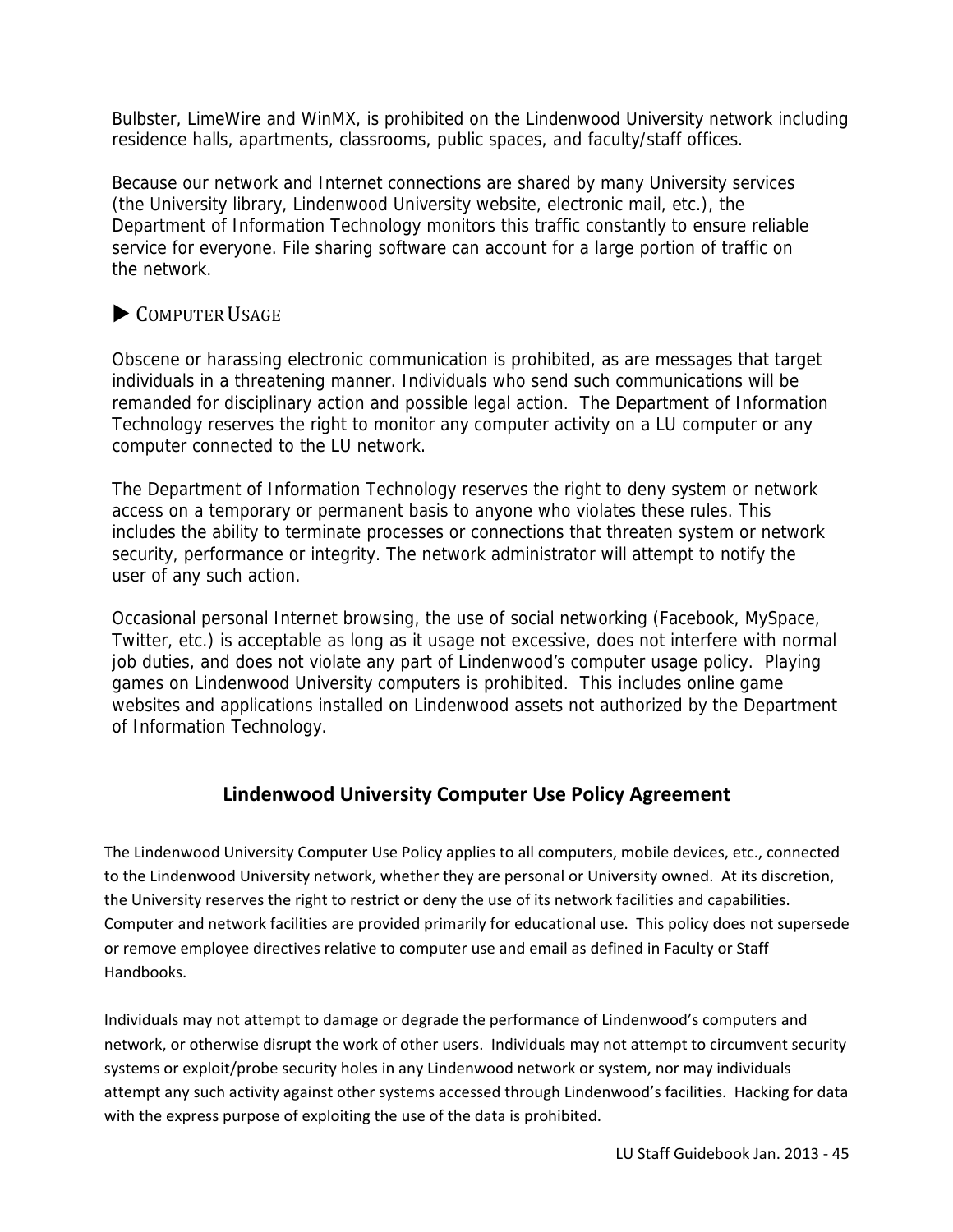Bulbster, LimeWire and WinMX, is prohibited on the Lindenwood University network including residence halls, apartments, classrooms, public spaces, and faculty/staff offices.

Because our network and Internet connections are shared by many University services (the University library, Lindenwood University website, electronic mail, etc.), the Department of Information Technology monitors this traffic constantly to ensure reliable service for everyone. File sharing software can account for a large portion of traffic on the network.

### ▶ COMPUTER USAGE

Obscene or harassing electronic communication is prohibited, as are messages that target individuals in a threatening manner. Individuals who send such communications will be remanded for disciplinary action and possible legal action. The Department of Information Technology reserves the right to monitor any computer activity on a LU computer or any computer connected to the LU network.

The Department of Information Technology reserves the right to deny system or network access on a temporary or permanent basis to anyone who violates these rules. This includes the ability to terminate processes or connections that threaten system or network security, performance or integrity. The network administrator will attempt to notify the user of any such action.

Occasional personal Internet browsing, the use of social networking (Facebook, MySpace, Twitter, etc.) is acceptable as long as it usage not excessive, does not interfere with normal job duties, and does not violate any part of Lindenwood's computer usage policy. Playing games on Lindenwood University computers is prohibited. This includes online game websites and applications installed on Lindenwood assets not authorized by the Department of Information Technology.

## Lindenwood University Computer Use Policy Agreement

The Lindenwood University Computer Use Policy applies to all computers, mobile devices, etc., connected to the Lindenwood University network, whether they are personal or University owned. At its discretion, the University reserves the right to restrict or deny the use of its network facilities and capabilities. Computer and network facilities are provided primarily for educational use. This policy does not supersede or remove employee directives relative to computer use and email as defined in Faculty or Staff Handbooks.

Individuals may not attempt to damage or degrade the performance of Lindenwood's computers and network, or otherwise disrupt the work of other users. Individuals may not attempt to circumvent security systems or exploit/probe security holes in any Lindenwood network or system, nor may individuals attempt any such activity against other systems accessed through Lindenwood's facilities. Hacking for data with the express purpose of exploiting the use of the data is prohibited.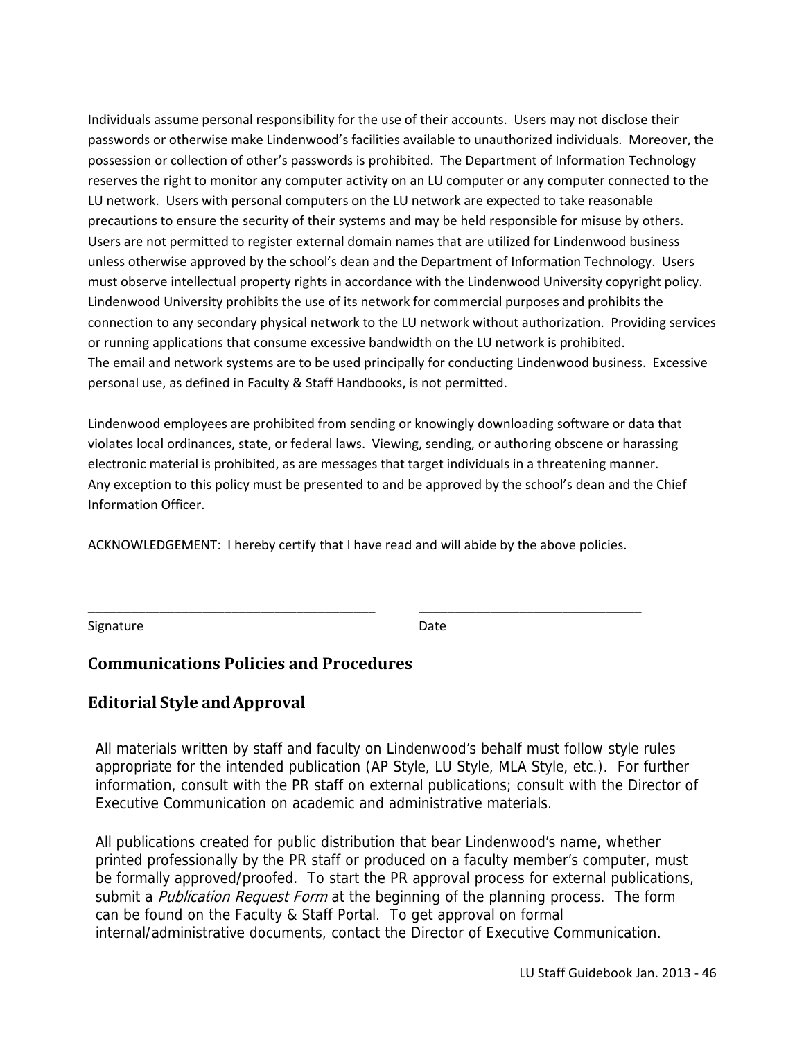Individuals assume personal responsibility for the use of their accounts. Users may not disclose their passwords or otherwise make Lindenwood's facilities available to unauthorized individuals. Moreover, the possession or collection of other's passwords is prohibited. The Department of Information Technology reserves the right to monitor any computer activity on an LU computer or any computer connected to the LU network. Users with personal computers on the LU network are expected to take reasonable precautions to ensure the security of their systems and may be held responsible for misuse by others. Users are not permitted to register external domain names that are utilized for Lindenwood business unless otherwise approved by the school's dean and the Department of Information Technology. Users must observe intellectual property rights in accordance with the Lindenwood University copyright policy. Lindenwood University prohibits the use of its network for commercial purposes and prohibits the connection to any secondary physical network to the LU network without authorization. Providing services or running applications that consume excessive bandwidth on the LU network is prohibited.
The email and network systems are to be used principally for conducting Lindenwood business. Excessive personal use, as defined in Faculty & Staff Handbooks, is not permitted.

Lindenwood employees are prohibited from sending or knowingly downloading software or data that violates local ordinances, state, or federal laws. Viewing, sending, or authoring obscene or harassing electronic material is prohibited, as are messages that target individuals in a threatening manner.
Any exception to this policy must be presented to and be approved by the school's dean and the Chief Information Officer.

ACKNOWLEDGEMENT: I hereby certify that I have read and will abide by the above policies.

\_\_\_\_\_\_\_\_\_\_\_\_\_\_\_\_\_\_\_\_\_\_\_\_\_\_\_\_\_\_\_\_\_\_\_\_\_\_\_\_ \_\_\_\_\_\_\_\_\_\_\_\_\_\_\_\_\_\_\_\_\_\_\_\_\_\_\_\_\_\_\_\_

Signature Date

## Communications Policies and Procedures

## Editorial Style and Approval

All materials written by staff and faculty on Lindenwood's behalf must follow style rules appropriate for the intended publication (AP Style, LU Style, MLA Style, etc.). For further information, consult with the PR staff on external publications; consult with the Director of Executive Communication on academic and administrative materials.

All publications created for public distribution that bear Lindenwood's name, whether printed professionally by the PR staff or produced on a faculty member's computer, must be formally approved/proofed. To start the PR approval process for external publications, submit a *Publication Request Form* at the beginning of the planning process. The form can be found on the Faculty & Staff Portal. To get approval on formal internal/administrative documents, contact the Director of Executive Communication.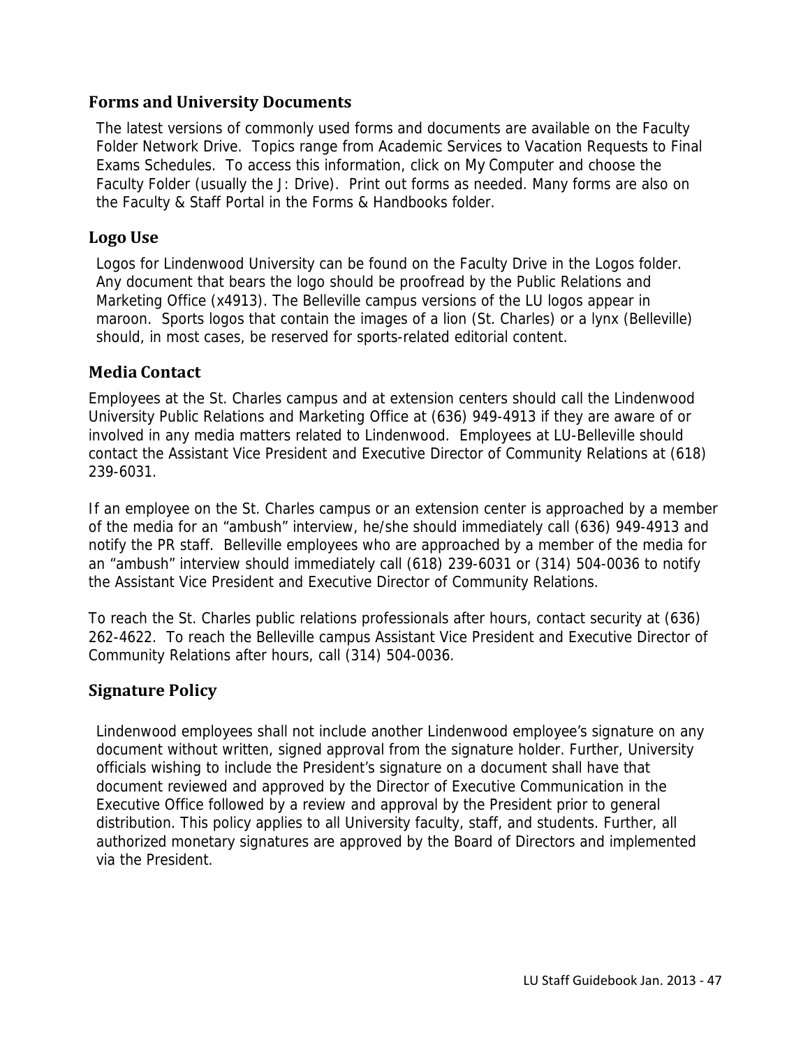## Forms and University Documents

The latest versions of commonly used forms and documents are available on the Faculty Folder Network Drive. Topics range from Academic Services to Vacation Requests to Final Exams Schedules. To access this information, click on My Computer and choose the Faculty Folder (usually the J: Drive). Print out forms as needed. Many forms are also on the Faculty & Staff Portal in the Forms & Handbooks folder.

## Logo Use

Logos for Lindenwood University can be found on the Faculty Drive in the Logos folder. Any document that bears the logo should be proofread by the Public Relations and Marketing Office (x4913). The Belleville campus versions of the LU logos appear in maroon. Sports logos that contain the images of a lion (St. Charles) or a lynx (Belleville) should, in most cases, be reserved for sports-related editorial content.

## Media Contact

Employees at the St. Charles campus and at extension centers should call the Lindenwood University Public Relations and Marketing Office at (636) 949-4913 if they are aware of or involved in any media matters related to Lindenwood. Employees at LU-Belleville should contact the Assistant Vice President and Executive Director of Community Relations at (618) 239-6031.

If an employee on the St. Charles campus or an extension center is approached by a member of the media for an "ambush" interview, he/she should immediately call (636) 949-4913 and notify the PR staff. Belleville employees who are approached by a member of the media for an "ambush" interview should immediately call (618) 239-6031 or (314) 504-0036 to notify the Assistant Vice President and Executive Director of Community Relations.

To reach the St. Charles public relations professionals after hours, contact security at (636) 262-4622. To reach the Belleville campus Assistant Vice President and Executive Director of Community Relations after hours, call (314) 504-0036.

## Signature Policy

Lindenwood employees shall not include another Lindenwood employee's signature on any document without written, signed approval from the signature holder. Further, University officials wishing to include the President's signature on a document shall have that document reviewed and approved by the Director of Executive Communication in the Executive Office followed by a review and approval by the President prior to general distribution. This policy applies to all University faculty, staff, and students. Further, all authorized monetary signatures are approved by the Board of Directors and implemented via the President.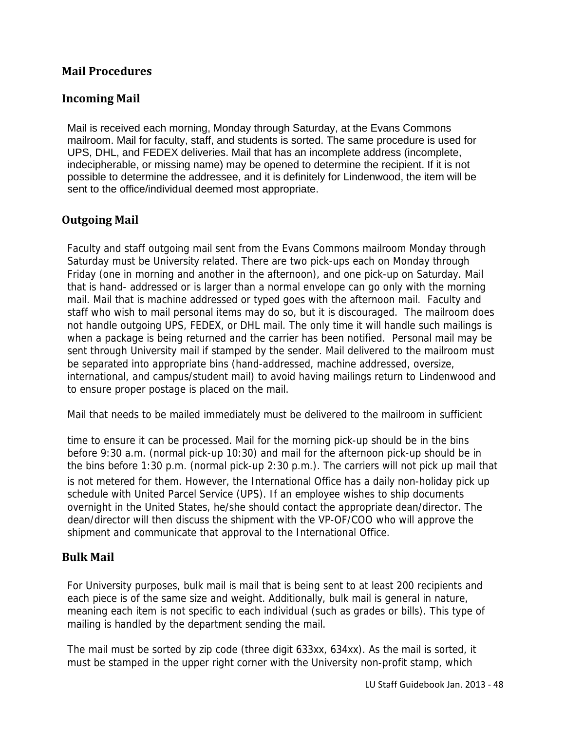## Mail Procedures

### Incoming Mail

Mail is received each morning, Monday through Saturday, at the Evans Commons mailroom. Mail for faculty, staff, and students is sorted. The same procedure is used for UPS, DHL, and FEDEX deliveries. Mail that has an incomplete address (incomplete, indecipherable, or missing name) may be opened to determine the recipient. If it is not possible to determine the addressee, and it is definitely for Lindenwood, the item will be sent to the office/individual deemed most appropriate.

### Outgoing Mail

Faculty and staff outgoing mail sent from the Evans Commons mailroom Monday through Saturday must be University related. There are two pick-ups each on Monday through Friday (one in morning and another in the afternoon), and one pick-up on Saturday. Mail that is hand- addressed or is larger than a normal envelope can go only with the morning mail. Mail that is machine addressed or typed goes with the afternoon mail. Faculty and staff who wish to mail personal items may do so, but it is discouraged. The mailroom does not handle outgoing UPS, FEDEX, or DHL mail. The only time it will handle such mailings is when a package is being returned and the carrier has been notified. Personal mail may be sent through University mail if stamped by the sender. Mail delivered to the mailroom must be separated into appropriate bins (hand-addressed, machine addressed, oversize, international, and campus/student mail) to avoid having mailings return to Lindenwood and to ensure proper postage is placed on the mail.

Mail that needs to be mailed immediately must be delivered to the mailroom in sufficient time to ensure it can be processed. Mail for the morning pick-up should be in the bins before 9:30 a.m. (normal pick-up 10:30) and mail for the afternoon pick-up should be in the bins before 1:30 p.m. (normal pick-up 2:30 p.m.). The carriers will not pick up mail that is not metered for them. However, the International Office has a daily non-holiday pick up schedule with United Parcel Service (UPS). If an employee wishes to ship documents overnight in the United States, he/she should contact the appropriate dean/director. The dean/director will then discuss the shipment with the VP-OF/COO who will approve the shipment and communicate that approval to the International Office.

### Bulk Mail

For University purposes, bulk mail is mail that is being sent to at least 200 recipients and each piece is of the same size and weight. Additionally, bulk mail is general in nature, meaning each item is not specific to each individual (such as grades or bills). This type of mailing is handled by the department sending the mail.

The mail must be sorted by zip code (three digit 633xx, 634xx). As the mail is sorted, it must be stamped in the upper right corner with the University non-profit stamp, which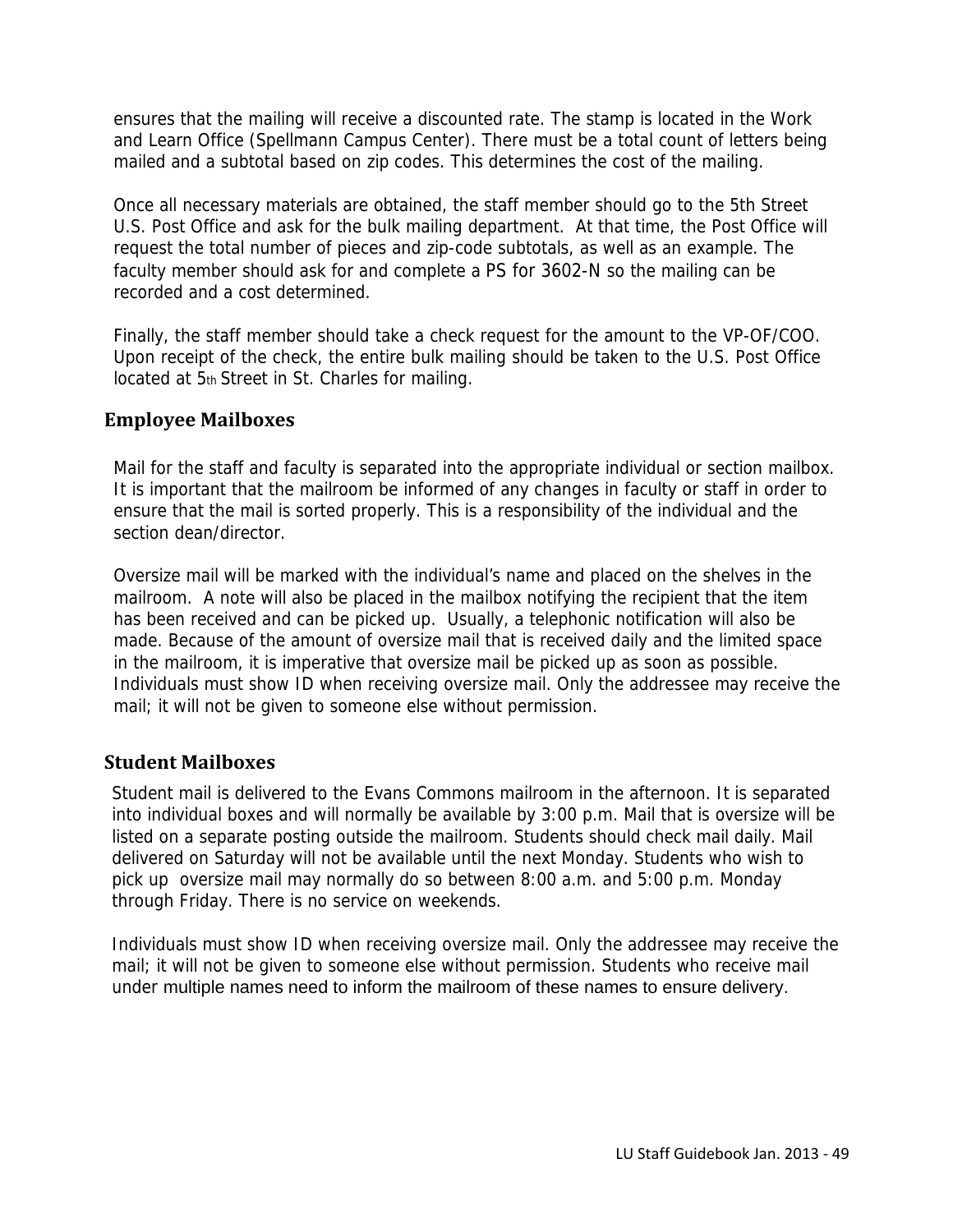ensures that the mailing will receive a discounted rate. The stamp is located in the Work and Learn Office (Spellmann Campus Center). There must be a total count of letters being mailed and a subtotal based on zip codes. This determines the cost of the mailing.

Once all necessary materials are obtained, the staff member should go to the 5th Street U.S. Post Office and ask for the bulk mailing department. At that time, the Post Office will request the total number of pieces and zip-code subtotals, as well as an example. The faculty member should ask for and complete a PS for 3602-N so the mailing can be recorded and a cost determined.

Finally, the staff member should take a check request for the amount to the VP-OF/COO. Upon receipt of the check, the entire bulk mailing should be taken to the U.S. Post Office located at 5th Street in St. Charles for mailing.

## Employee Mailboxes

Mail for the staff and faculty is separated into the appropriate individual or section mailbox. It is important that the mailroom be informed of any changes in faculty or staff in order to ensure that the mail is sorted properly. This is a responsibility of the individual and the section dean/director.

Oversize mail will be marked with the individual's name and placed on the shelves in the mailroom. A note will also be placed in the mailbox notifying the recipient that the item has been received and can be picked up. Usually, a telephonic notification will also be made. Because of the amount of oversize mail that is received daily and the limited space in the mailroom, it is imperative that oversize mail be picked up as soon as possible. Individuals must show ID when receiving oversize mail. Only the addressee may receive the mail; it will not be given to someone else without permission.

## Student Mailboxes

Student mail is delivered to the Evans Commons mailroom in the afternoon. It is separated into individual boxes and will normally be available by 3:00 p.m. Mail that is oversize will be listed on a separate posting outside the mailroom. Students should check mail daily. Mail delivered on Saturday will not be available until the next Monday. Students who wish to pick up oversize mail may normally do so between 8:00 a.m. and 5:00 p.m. Monday through Friday. There is no service on weekends.

Individuals must show ID when receiving oversize mail. Only the addressee may receive the mail; it will not be given to someone else without permission. Students who receive mail under multiple names need to inform the mailroom of these names to ensure delivery.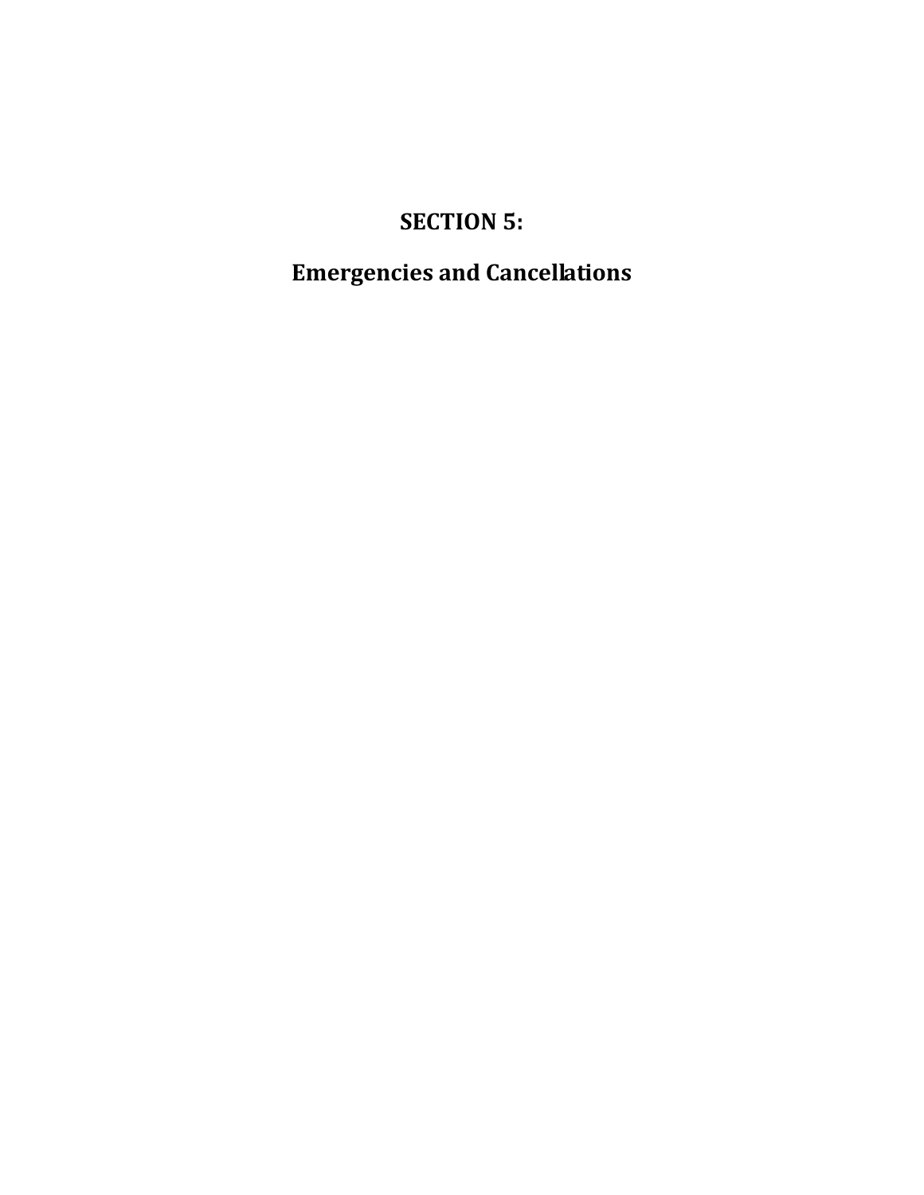# SECTION 5:

# Emergencies and Cancellations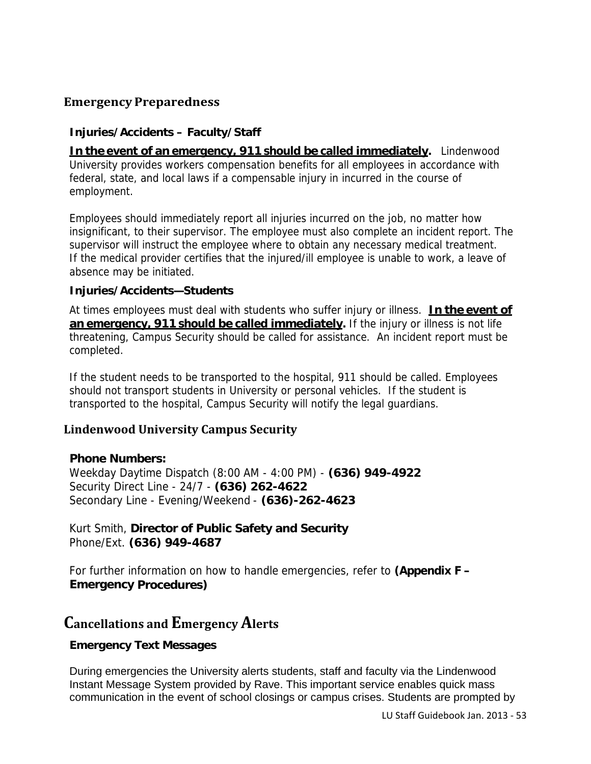## Emergency Preparedness

### Injuries/Accidents – Faculty/Staff

**In the event of an emergency, 911 should be called immediately.** Lindenwood University provides workers compensation benefits for all employees in accordance with federal, state, and local laws if a compensable injury in incurred in the course of employment.

Employees should immediately report all injuries incurred on the job, no matter how insignificant, to their supervisor. The employee must also complete an incident report. The supervisor will instruct the employee where to obtain any necessary medical treatment. If the medical provider certifies that the injured/ill employee is unable to work, a leave of absence may be initiated.

### Injuries/Accidents—Students

At times employees must deal with students who suffer injury or illness. **In the event of an emergency, 911 should be called immediately.** If the injury or illness is not life threatening, Campus Security should be called for assistance. An incident report must be completed.

If the student needs to be transported to the hospital, 911 should be called. Employees should not transport students in University or personal vehicles. If the student is transported to the hospital, Campus Security will notify the legal guardians.

## Lindenwood University Campus Security

**Phone Numbers:**
Weekday Daytime Dispatch (8:00 AM - 4:00 PM) - **(636) 949-4922**
Security Direct Line - 24/7 - **(636) 262-4622**
Secondary Line - Evening/Weekend - **(636)-262-4623**

Kurt Smith, **Director of Public Safety and Security**
Phone/Ext. **(636) 949-4687**

For further information on how to handle emergencies, refer to **(Appendix F – Emergency Procedures)**

# Cancellations and Emergency Alerts

### Emergency Text Messages

During emergencies the University alerts students, staff and faculty via the Lindenwood Instant Message System provided by Rave. This important service enables quick mass communication in the event of school closings or campus crises. Students are prompted by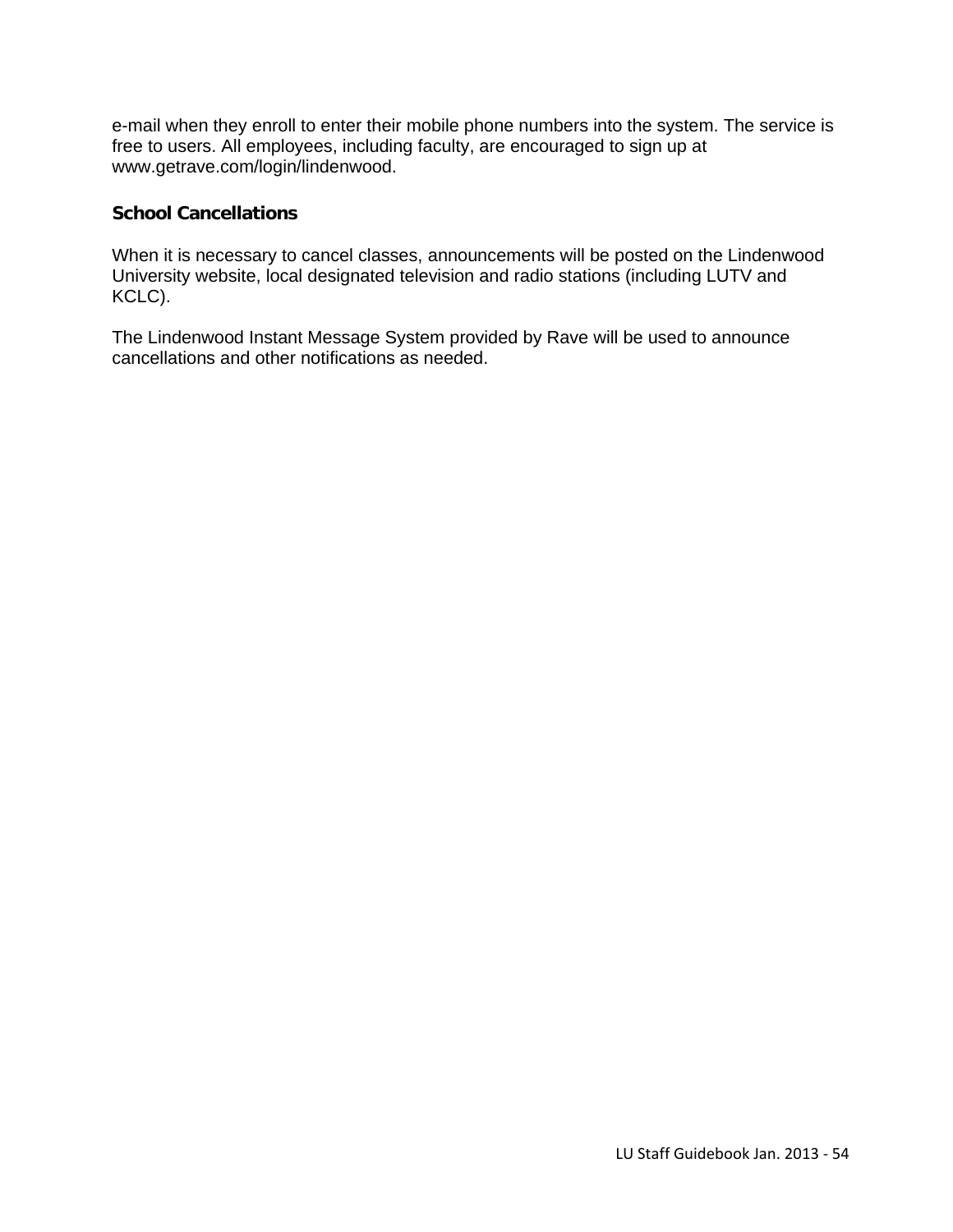e-mail when they enroll to enter their mobile phone numbers into the system. The service is free to users. All employees, including faculty, are encouraged to sign up at www.getrave.com/login/lindenwood.

### School Cancellations

When it is necessary to cancel classes, announcements will be posted on the Lindenwood University website, local designated television and radio stations (including LUTV and KCLC).

The Lindenwood Instant Message System provided by Rave will be used to announce cancellations and other notifications as needed.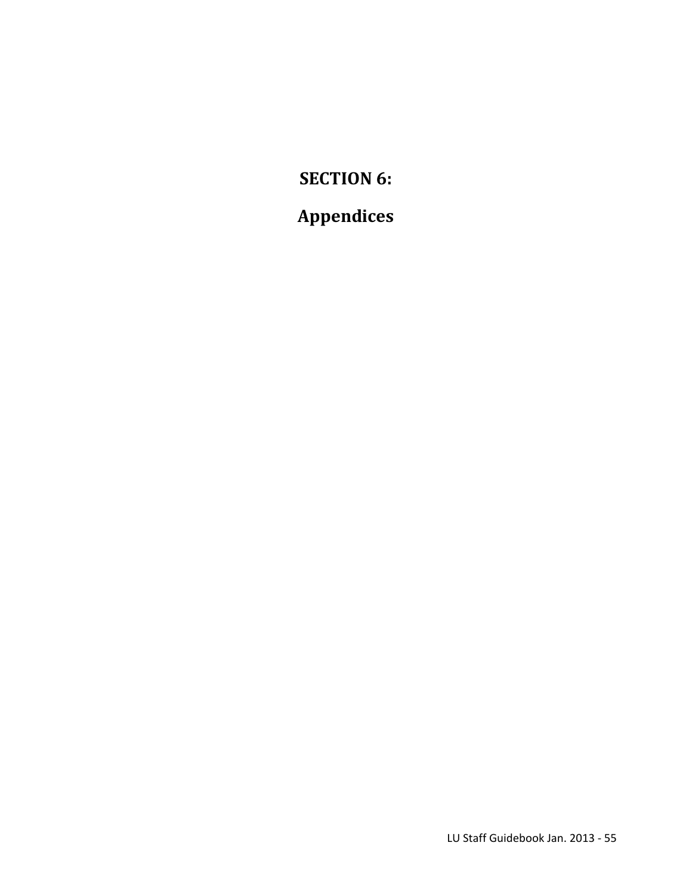# SECTION 6:

# Appendices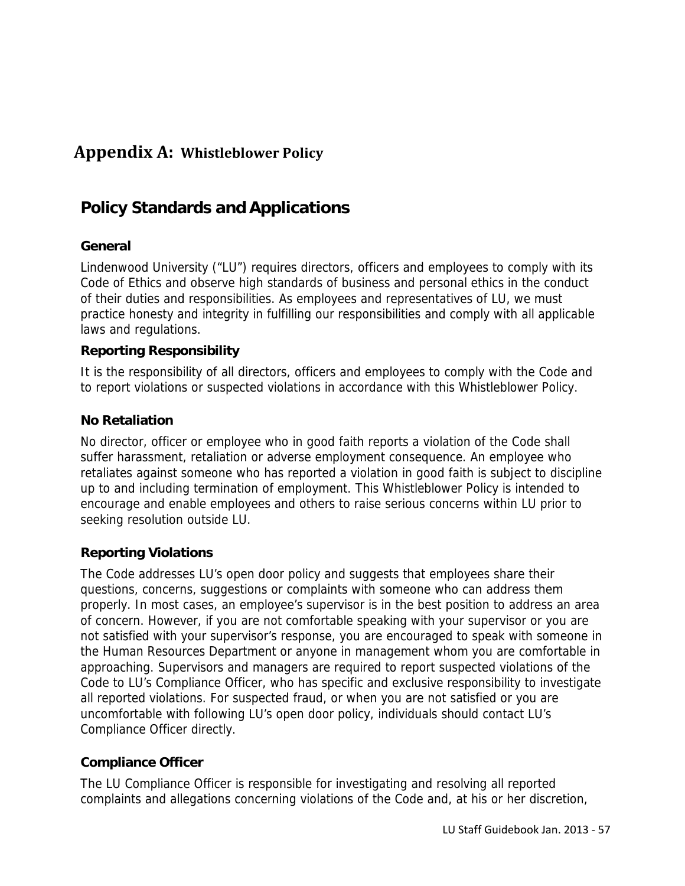# Appendix A: Whistleblower Policy

## Policy Standards and Applications

### General

Lindenwood University ("LU") requires directors, officers and employees to comply with its Code of Ethics and observe high standards of business and personal ethics in the conduct of their duties and responsibilities. As employees and representatives of LU, we must practice honesty and integrity in fulfilling our responsibilities and comply with all applicable laws and regulations.

### Reporting Responsibility

It is the responsibility of all directors, officers and employees to comply with the Code and to report violations or suspected violations in accordance with this Whistleblower Policy.

### No Retaliation

No director, officer or employee who in good faith reports a violation of the Code shall suffer harassment, retaliation or adverse employment consequence. An employee who retaliates against someone who has reported a violation in good faith is subject to discipline up to and including termination of employment. This Whistleblower Policy is intended to encourage and enable employees and others to raise serious concerns within LU prior to seeking resolution outside LU.

### Reporting Violations

The Code addresses LU's open door policy and suggests that employees share their questions, concerns, suggestions or complaints with someone who can address them properly. In most cases, an employee's supervisor is in the best position to address an area of concern. However, if you are not comfortable speaking with your supervisor or you are not satisfied with your supervisor's response, you are encouraged to speak with someone in the Human Resources Department or anyone in management whom you are comfortable in approaching. Supervisors and managers are required to report suspected violations of the Code to LU's Compliance Officer, who has specific and exclusive responsibility to investigate all reported violations. For suspected fraud, or when you are not satisfied or you are uncomfortable with following LU's open door policy, individuals should contact LU's Compliance Officer directly.

### Compliance Officer

The LU Compliance Officer is responsible for investigating and resolving all reported complaints and allegations concerning violations of the Code and, at his or her discretion,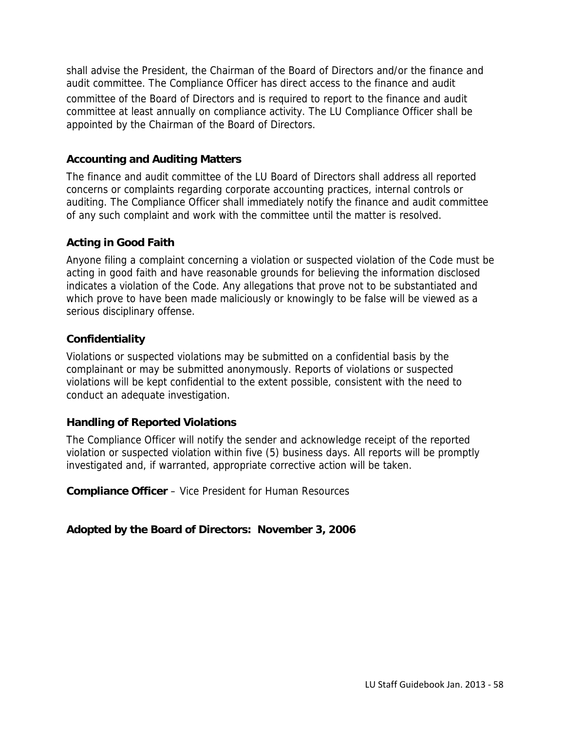shall advise the President, the Chairman of the Board of Directors and/or the finance and audit committee. The Compliance Officer has direct access to the finance and audit committee of the Board of Directors and is required to report to the finance and audit committee at least annually on compliance activity. The LU Compliance Officer shall be appointed by the Chairman of the Board of Directors.

### Accounting and Auditing Matters

The finance and audit committee of the LU Board of Directors shall address all reported concerns or complaints regarding corporate accounting practices, internal controls or auditing. The Compliance Officer shall immediately notify the finance and audit committee of any such complaint and work with the committee until the matter is resolved.

### Acting in Good Faith

Anyone filing a complaint concerning a violation or suspected violation of the Code must be acting in good faith and have reasonable grounds for believing the information disclosed indicates a violation of the Code. Any allegations that prove not to be substantiated and which prove to have been made maliciously or knowingly to be false will be viewed as a serious disciplinary offense.

### Confidentiality

Violations or suspected violations may be submitted on a confidential basis by the complainant or may be submitted anonymously. Reports of violations or suspected violations will be kept confidential to the extent possible, consistent with the need to conduct an adequate investigation.

### Handling of Reported Violations

The Compliance Officer will notify the sender and acknowledge receipt of the reported violation or suspected violation within five (5) business days. All reports will be promptly investigated and, if warranted, appropriate corrective action will be taken.

**Compliance Officer** – Vice President for Human Resources

**Adopted by the Board of Directors: November 3, 2006**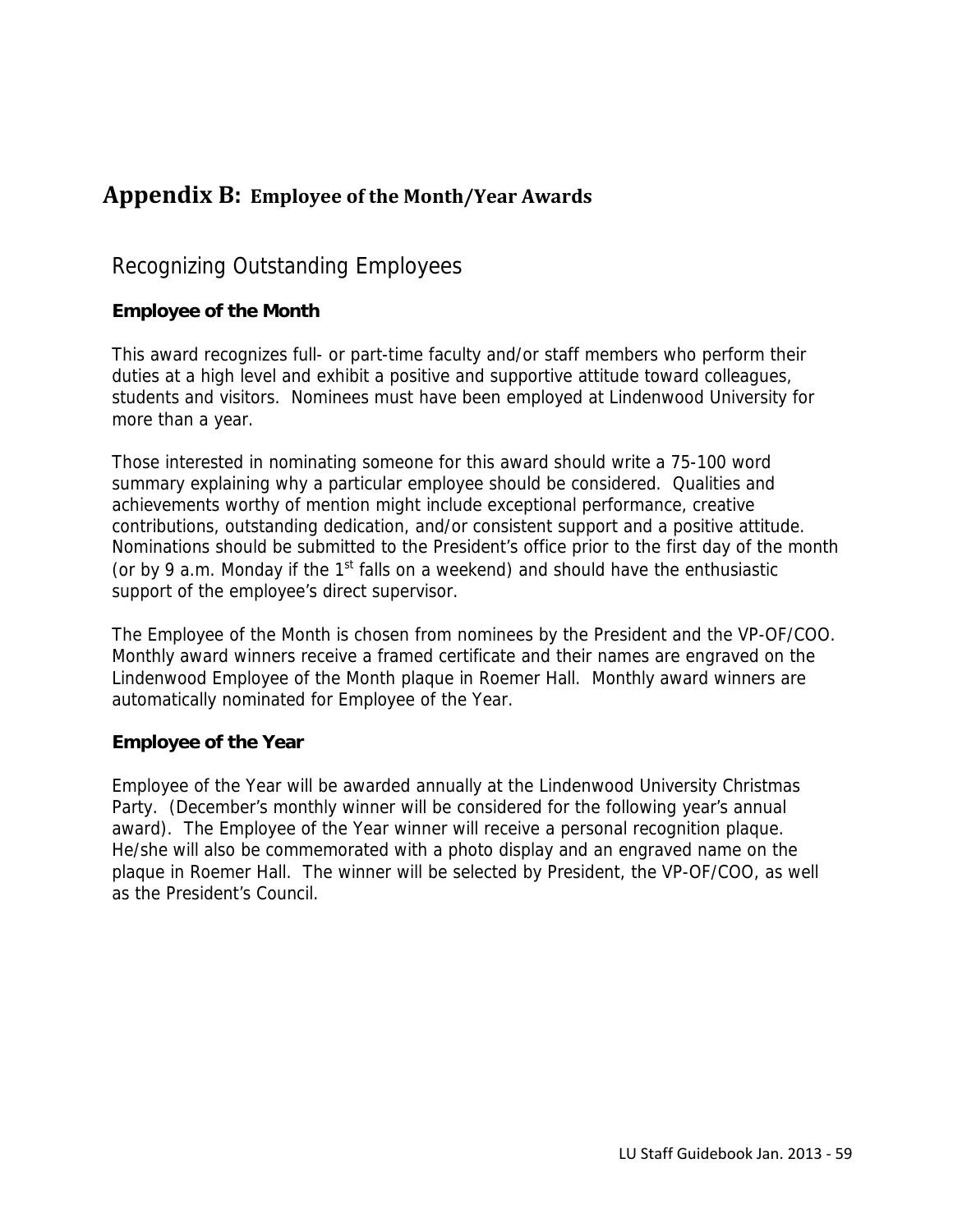# Appendix B: Employee of the Month/Year Awards

## Recognizing Outstanding Employees

### Employee of the Month

This award recognizes full- or part-time faculty and/or staff members who perform their duties at a high level and exhibit a positive and supportive attitude toward colleagues, students and visitors. Nominees must have been employed at Lindenwood University for more than a year.

Those interested in nominating someone for this award should write a 75-100 word summary explaining why a particular employee should be considered. Qualities and achievements worthy of mention might include exceptional performance, creative contributions, outstanding dedication, and/or consistent support and a positive attitude. Nominations should be submitted to the President's office prior to the first day of the month (or by 9 a.m. Monday if the 1st falls on a weekend) and should have the enthusiastic support of the employee's direct supervisor.

The Employee of the Month is chosen from nominees by the President and the VP-OF/COO. Monthly award winners receive a framed certificate and their names are engraved on the Lindenwood Employee of the Month plaque in Roemer Hall. Monthly award winners are automatically nominated for Employee of the Year.

### Employee of the Year

Employee of the Year will be awarded annually at the Lindenwood University Christmas Party. (December's monthly winner will be considered for the following year's annual award). The Employee of the Year winner will receive a personal recognition plaque. He/she will also be commemorated with a photo display and an engraved name on the plaque in Roemer Hall. The winner will be selected by President, the VP-OF/COO, as well as the President's Council.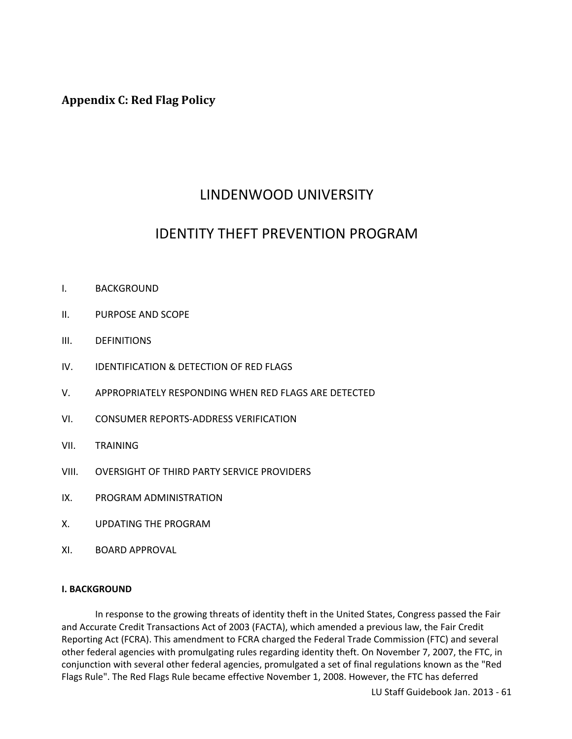## Appendix C: Red Flag Policy

# LINDENWOOD UNIVERSITY

# IDENTITY THEFT PREVENTION PROGRAM

I. BACKGROUND

II. PURPOSE AND SCOPE

III. DEFINITIONS

IV. IDENTIFICATION & DETECTION OF RED FLAGS

V. APPROPRIATELY RESPONDING WHEN RED FLAGS ARE DETECTED

VI. CONSUMER REPORTS-ADDRESS VERIFICATION

VII. TRAINING

VIII. OVERSIGHT OF THIRD PARTY SERVICE PROVIDERS

IX. PROGRAM ADMINISTRATION

X. UPDATING THE PROGRAM

XI. BOARD APPROVAL

**I. BACKGROUND**

In response to the growing threats of identity theft in the United States, Congress passed the Fair and Accurate Credit Transactions Act of 2003 (FACTA), which amended a previous law, the Fair Credit Reporting Act (FCRA). This amendment to FCRA charged the Federal Trade Commission (FTC) and several other federal agencies with promulgating rules regarding identity theft. On November 7, 2007, the FTC, in conjunction with several other federal agencies, promulgated a set of final regulations known as the "Red Flags Rule". The Red Flags Rule became effective November 1, 2008. However, the FTC has deferred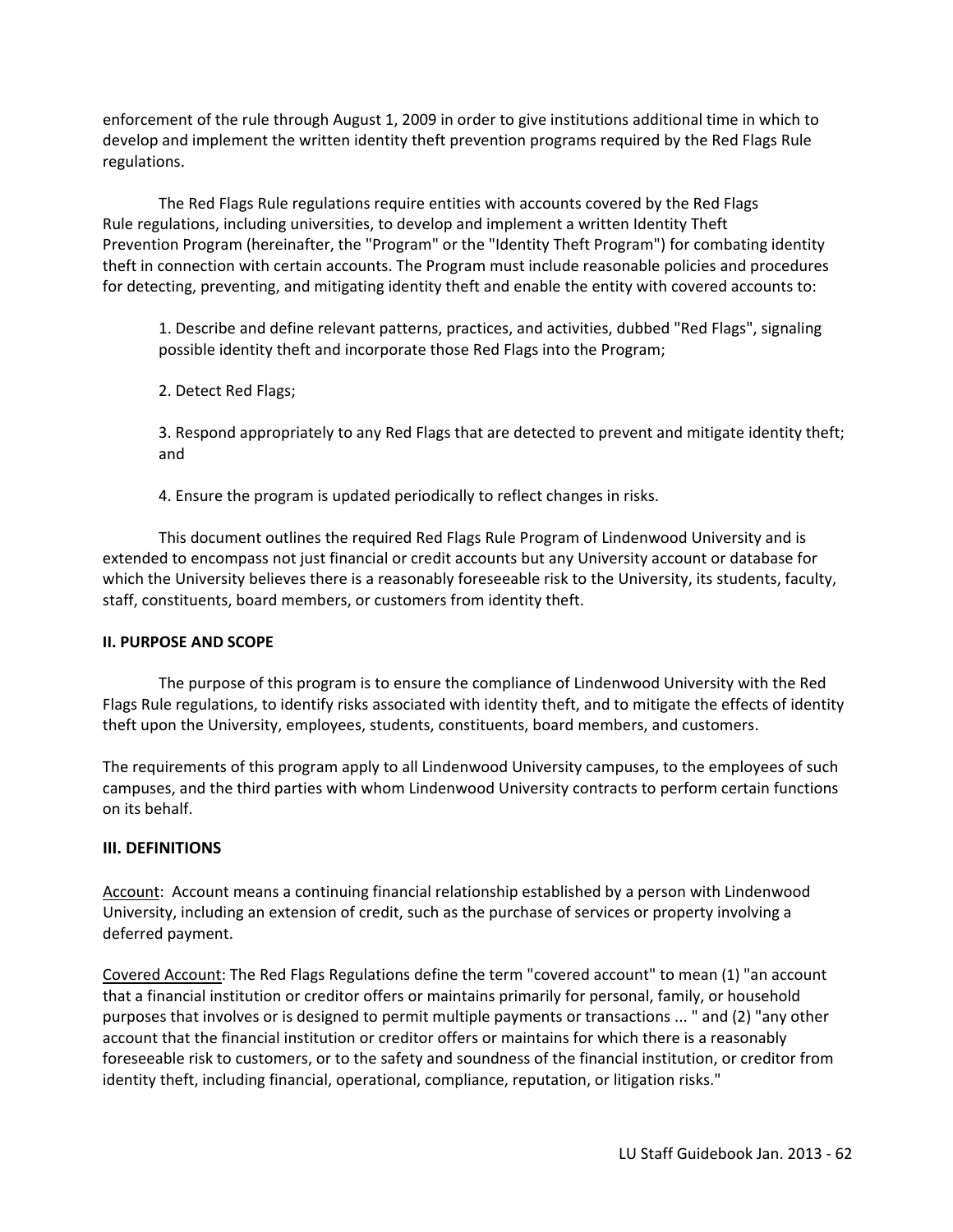enforcement of the rule through August 1, 2009 in order to give institutions additional time in which to develop and implement the written identity theft prevention programs required by the Red Flags Rule regulations.

The Red Flags Rule regulations require entities with accounts covered by the Red Flags Rule regulations, including universities, to develop and implement a written Identity Theft Prevention Program (hereinafter, the "Program" or the "Identity Theft Program") for combating identity theft in connection with certain accounts. The Program must include reasonable policies and procedures for detecting, preventing, and mitigating identity theft and enable the entity with covered accounts to:

1. Describe and define relevant patterns, practices, and activities, dubbed "Red Flags", signaling possible identity theft and incorporate those Red Flags into the Program;

2. Detect Red Flags;

3. Respond appropriately to any Red Flags that are detected to prevent and mitigate identity theft; and

4. Ensure the program is updated periodically to reflect changes in risks.

This document outlines the required Red Flags Rule Program of Lindenwood University and is extended to encompass not just financial or credit accounts but any University account or database for which the University believes there is a reasonably foreseeable risk to the University, its students, faculty, staff, constituents, board members, or customers from identity theft.

**II. PURPOSE AND SCOPE**

The purpose of this program is to ensure the compliance of Lindenwood University with the Red Flags Rule regulations, to identify risks associated with identity theft, and to mitigate the effects of identity theft upon the University, employees, students, constituents, board members, and customers.

The requirements of this program apply to all Lindenwood University campuses, to the employees of such campuses, and the third parties with whom Lindenwood University contracts to perform certain functions on its behalf.

**III. DEFINITIONS**

<u>Account</u>: Account means a continuing financial relationship established by a person with Lindenwood University, including an extension of credit, such as the purchase of services or property involving a deferred payment.

<u>Covered Account</u>: The Red Flags Regulations define the term "covered account" to mean (1) "an account that a financial institution or creditor offers or maintains primarily for personal, family, or household purposes that involves or is designed to permit multiple payments or transactions ... " and (2) "any other account that the financial institution or creditor offers or maintains for which there is a reasonably foreseeable risk to customers, or to the safety and soundness of the financial institution, or creditor from identity theft, including financial, operational, compliance, reputation, or litigation risks."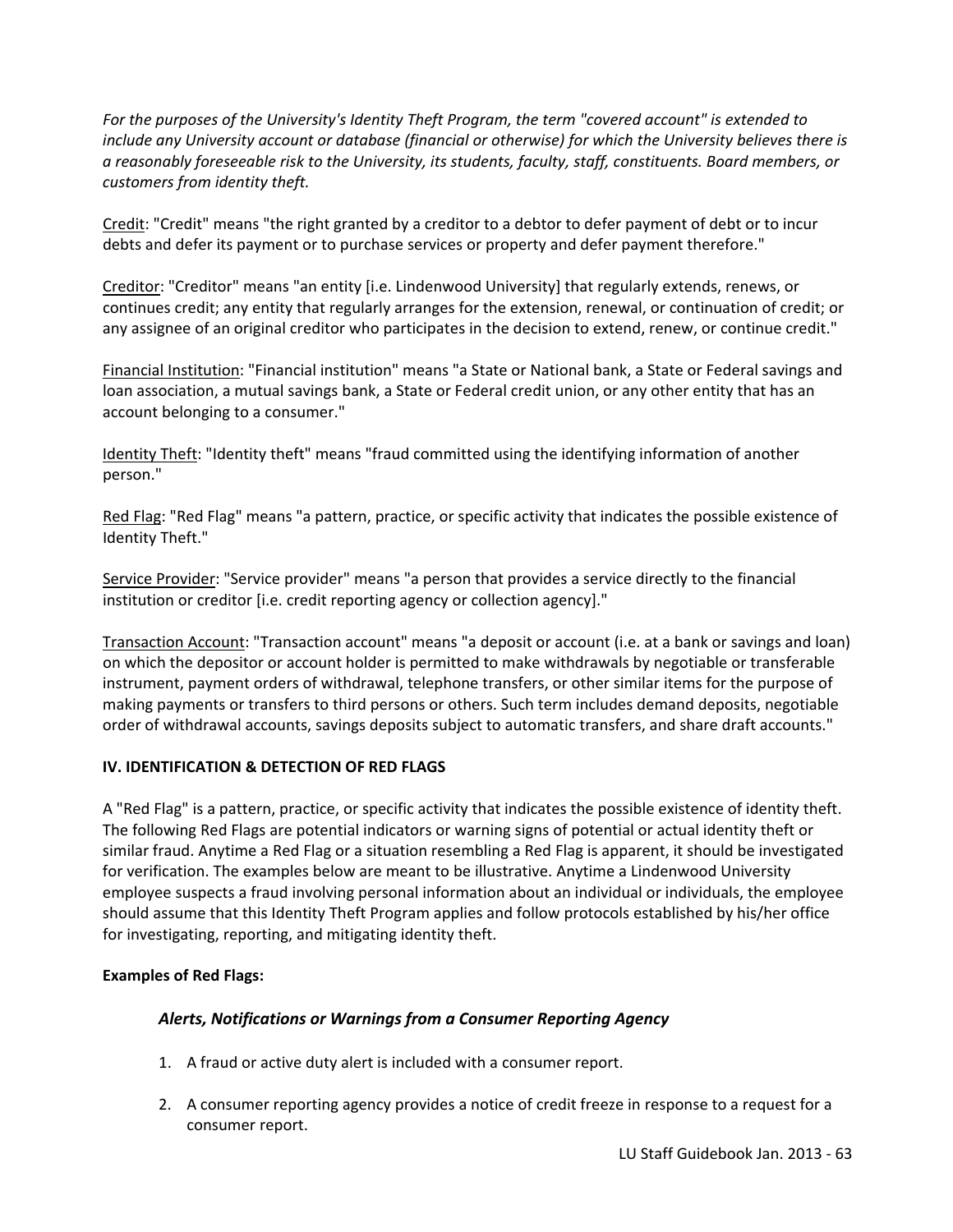*For the purposes of the University's Identity Theft Program, the term "covered account" is extended to include any University account or database (financial or otherwise) for which the University believes there is a reasonably foreseeable risk to the University, its students, faculty, staff, constituents. Board members, or customers from identity theft.*

<u>Credit</u>: "Credit" means "the right granted by a creditor to a debtor to defer payment of debt or to incur debts and defer its payment or to purchase services or property and defer payment therefore."

<u>Creditor</u>: "Creditor" means "an entity [i.e. Lindenwood University] that regularly extends, renews, or continues credit; any entity that regularly arranges for the extension, renewal, or continuation of credit; or any assignee of an original creditor who participates in the decision to extend, renew, or continue credit."

<u>Financial Institution</u>: "Financial institution" means "a State or National bank, a State or Federal savings and loan association, a mutual savings bank, a State or Federal credit union, or any other entity that has an account belonging to a consumer."

<u>Identity Theft</u>: "Identity theft" means "fraud committed using the identifying information of another person."

<u>Red Flag</u>: "Red Flag" means "a pattern, practice, or specific activity that indicates the possible existence of Identity Theft."

<u>Service Provider</u>: "Service provider" means "a person that provides a service directly to the financial institution or creditor [i.e. credit reporting agency or collection agency]."

<u>Transaction Account</u>: "Transaction account" means "a deposit or account (i.e. at a bank or savings and loan) on which the depositor or account holder is permitted to make withdrawals by negotiable or transferable instrument, payment orders of withdrawal, telephone transfers, or other similar items for the purpose of making payments or transfers to third persons or others. Such term includes demand deposits, negotiable order of withdrawal accounts, savings deposits subject to automatic transfers, and share draft accounts."

**IV. IDENTIFICATION & DETECTION OF RED FLAGS**

A "Red Flag" is a pattern, practice, or specific activity that indicates the possible existence of identity theft. The following Red Flags are potential indicators or warning signs of potential or actual identity theft or similar fraud. Anytime a Red Flag or a situation resembling a Red Flag is apparent, it should be investigated for verification. The examples below are meant to be illustrative. Anytime a Lindenwood University employee suspects a fraud involving personal information about an individual or individuals, the employee should assume that this Identity Theft Program applies and follow protocols established by his/her office for investigating, reporting, and mitigating identity theft.

**Examples of Red Flags:**

***Alerts, Notifications or Warnings from a Consumer Reporting Agency***

1. A fraud or active duty alert is included with a consumer report.
2. A consumer reporting agency provides a notice of credit freeze in response to a request for a consumer report.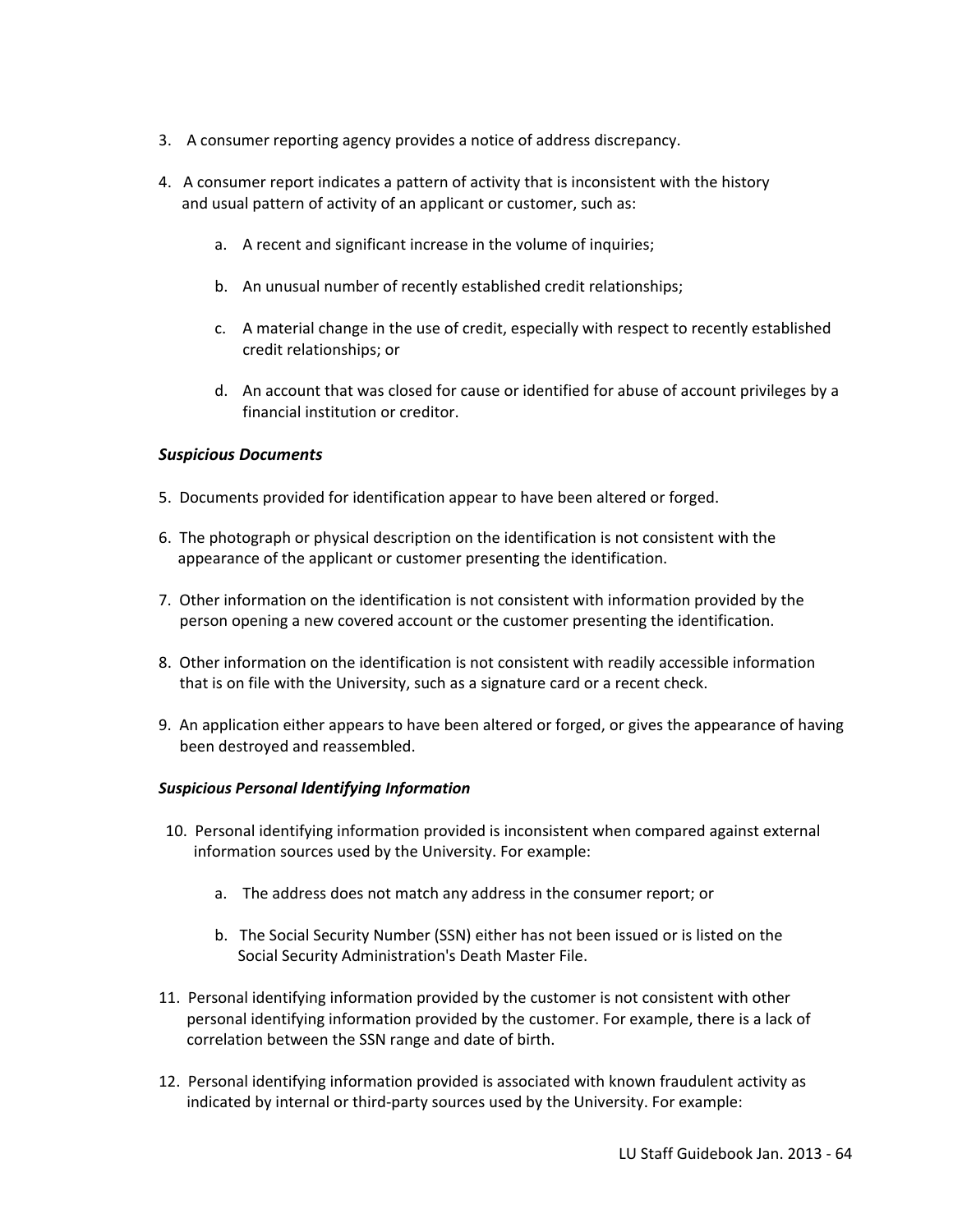3. A consumer reporting agency provides a notice of address discrepancy.

4. A consumer report indicates a pattern of activity that is inconsistent with the history and usual pattern of activity of an applicant or customer, such as:

   a. A recent and significant increase in the volume of inquiries;

   b. An unusual number of recently established credit relationships;

   c. A material change in the use of credit, especially with respect to recently established credit relationships; or

   d. An account that was closed for cause or identified for abuse of account privileges by a financial institution or creditor.

***Suspicious Documents***

5. Documents provided for identification appear to have been altered or forged.

6. The photograph or physical description on the identification is not consistent with the appearance of the applicant or customer presenting the identification.

7. Other information on the identification is not consistent with information provided by the person opening a new covered account or the customer presenting the identification.

8. Other information on the identification is not consistent with readily accessible information that is on file with the University, such as a signature card or a recent check.

9. An application either appears to have been altered or forged, or gives the appearance of having been destroyed and reassembled.

***Suspicious Personal Identifying Information***

10. Personal identifying information provided is inconsistent when compared against external information sources used by the University. For example:

    a. The address does not match any address in the consumer report; or

    b. The Social Security Number (SSN) either has not been issued or is listed on the Social Security Administration's Death Master File.

11. Personal identifying information provided by the customer is not consistent with other personal identifying information provided by the customer. For example, there is a lack of correlation between the SSN range and date of birth.

12. Personal identifying information provided is associated with known fraudulent activity as indicated by internal or third-party sources used by the University. For example: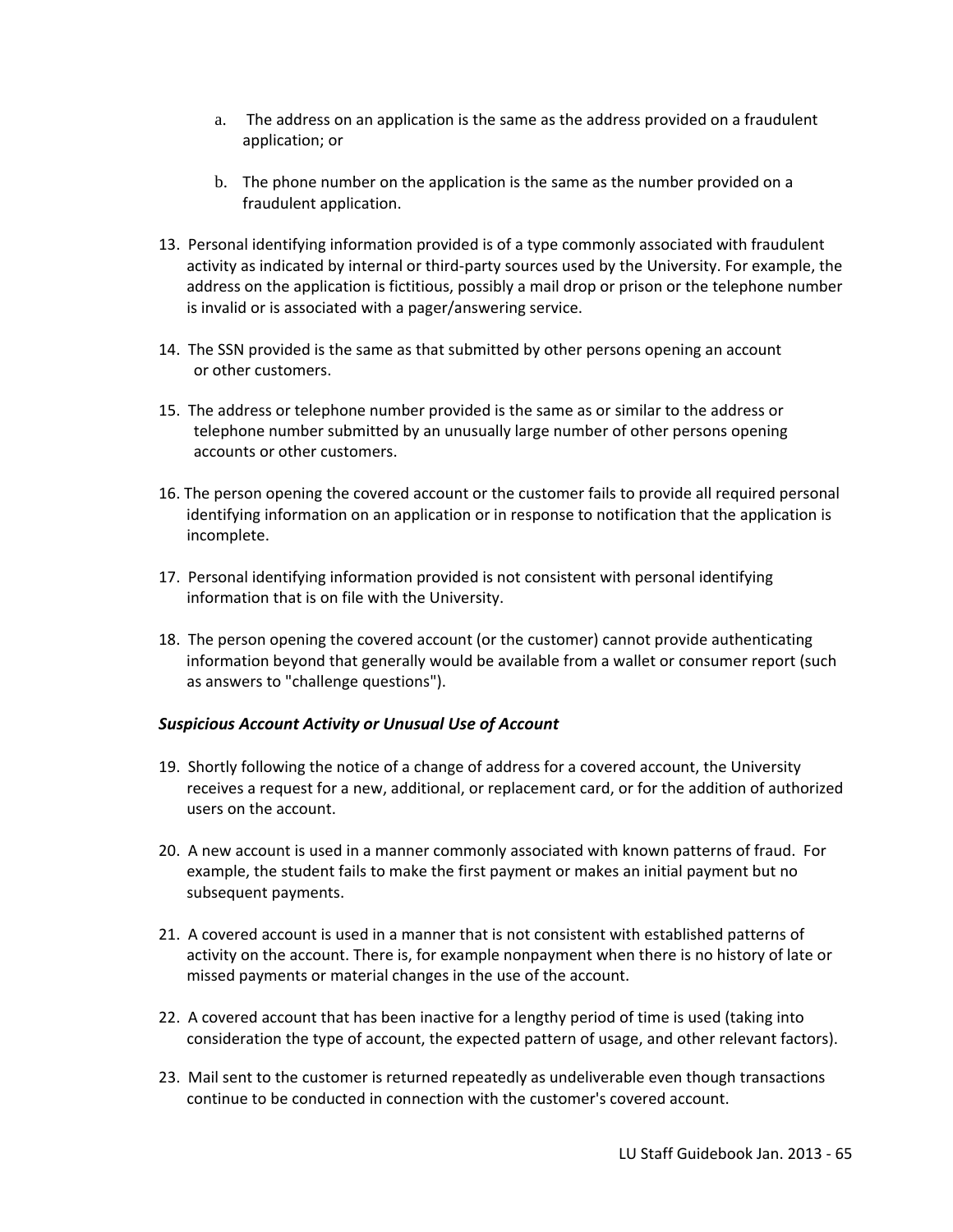a. The address on an application is the same as the address provided on a fraudulent application; or

   b. The phone number on the application is the same as the number provided on a fraudulent application.

13. Personal identifying information provided is of a type commonly associated with fraudulent activity as indicated by internal or third-party sources used by the University. For example, the address on the application is fictitious, possibly a mail drop or prison or the telephone number is invalid or is associated with a pager/answering service.

14. The SSN provided is the same as that submitted by other persons opening an account or other customers.

15. The address or telephone number provided is the same as or similar to the address or telephone number submitted by an unusually large number of other persons opening accounts or other customers.

16. The person opening the covered account or the customer fails to provide all required personal identifying information on an application or in response to notification that the application is incomplete.

17. Personal identifying information provided is not consistent with personal identifying information that is on file with the University.

18. The person opening the covered account (or the customer) cannot provide authenticating information beyond that generally would be available from a wallet or consumer report (such as answers to "challenge questions").

***Suspicious Account Activity or Unusual Use of Account***

19. Shortly following the notice of a change of address for a covered account, the University receives a request for a new, additional, or replacement card, or for the addition of authorized users on the account.

20. A new account is used in a manner commonly associated with known patterns of fraud. For example, the student fails to make the first payment or makes an initial payment but no subsequent payments.

21. A covered account is used in a manner that is not consistent with established patterns of activity on the account. There is, for example nonpayment when there is no history of late or missed payments or material changes in the use of the account.

22. A covered account that has been inactive for a lengthy period of time is used (taking into consideration the type of account, the expected pattern of usage, and other relevant factors).

23. Mail sent to the customer is returned repeatedly as undeliverable even though transactions continue to be conducted in connection with the customer's covered account.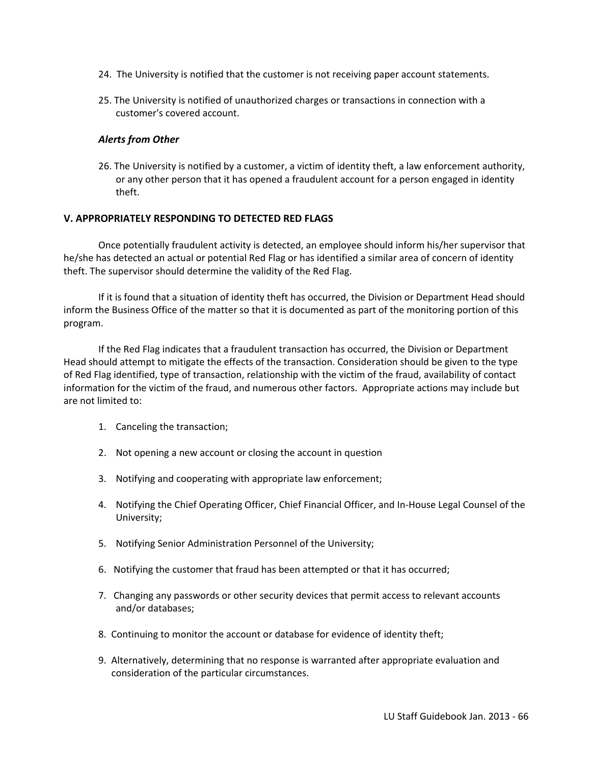24. The University is notified that the customer is not receiving paper account statements.

25. The University is notified of unauthorized charges or transactions in connection with a customer's covered account.

***Alerts from Other***

26. The University is notified by a customer, a victim of identity theft, a law enforcement authority, or any other person that it has opened a fraudulent account for a person engaged in identity theft.

**V. APPROPRIATELY RESPONDING TO DETECTED RED FLAGS**

Once potentially fraudulent activity is detected, an employee should inform his/her supervisor that he/she has detected an actual or potential Red Flag or has identified a similar area of concern of identity theft. The supervisor should determine the validity of the Red Flag.

If it is found that a situation of identity theft has occurred, the Division or Department Head should inform the Business Office of the matter so that it is documented as part of the monitoring portion of this program.

If the Red Flag indicates that a fraudulent transaction has occurred, the Division or Department Head should attempt to mitigate the effects of the transaction. Consideration should be given to the type of Red Flag identified, type of transaction, relationship with the victim of the fraud, availability of contact information for the victim of the fraud, and numerous other factors. Appropriate actions may include but are not limited to:

1. Canceling the transaction;

2. Not opening a new account or closing the account in question

3. Notifying and cooperating with appropriate law enforcement;

4. Notifying the Chief Operating Officer, Chief Financial Officer, and In-House Legal Counsel of the University;

5. Notifying Senior Administration Personnel of the University;

6. Notifying the customer that fraud has been attempted or that it has occurred;

7. Changing any passwords or other security devices that permit access to relevant accounts and/or databases;

8. Continuing to monitor the account or database for evidence of identity theft;

9. Alternatively, determining that no response is warranted after appropriate evaluation and consideration of the particular circumstances.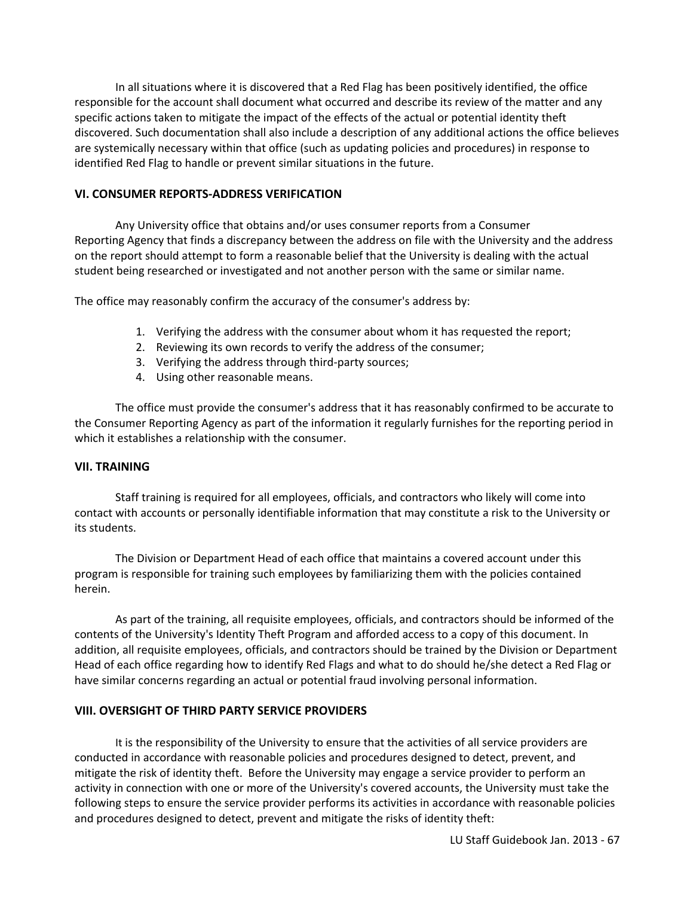In all situations where it is discovered that a Red Flag has been positively identified, the office responsible for the account shall document what occurred and describe its review of the matter and any specific actions taken to mitigate the impact of the effects of the actual or potential identity theft discovered. Such documentation shall also include a description of any additional actions the office believes are systemically necessary within that office (such as updating policies and procedures) in response to identified Red Flag to handle or prevent similar situations in the future.

## VI. CONSUMER REPORTS-ADDRESS VERIFICATION

Any University office that obtains and/or uses consumer reports from a Consumer Reporting Agency that finds a discrepancy between the address on file with the University and the address on the report should attempt to form a reasonable belief that the University is dealing with the actual student being researched or investigated and not another person with the same or similar name.

The office may reasonably confirm the accuracy of the consumer's address by:

1. Verifying the address with the consumer about whom it has requested the report;
2. Reviewing its own records to verify the address of the consumer;
3. Verifying the address through third-party sources;
4. Using other reasonable means.

The office must provide the consumer's address that it has reasonably confirmed to be accurate to the Consumer Reporting Agency as part of the information it regularly furnishes for the reporting period in which it establishes a relationship with the consumer.

## VII. TRAINING

Staff training is required for all employees, officials, and contractors who likely will come into contact with accounts or personally identifiable information that may constitute a risk to the University or its students.

The Division or Department Head of each office that maintains a covered account under this program is responsible for training such employees by familiarizing them with the policies contained herein.

As part of the training, all requisite employees, officials, and contractors should be informed of the contents of the University's Identity Theft Program and afforded access to a copy of this document. In addition, all requisite employees, officials, and contractors should be trained by the Division or Department Head of each office regarding how to identify Red Flags and what to do should he/she detect a Red Flag or have similar concerns regarding an actual or potential fraud involving personal information.

## VIII. OVERSIGHT OF THIRD PARTY SERVICE PROVIDERS

It is the responsibility of the University to ensure that the activities of all service providers are conducted in accordance with reasonable policies and procedures designed to detect, prevent, and mitigate the risk of identity theft. Before the University may engage a service provider to perform an activity in connection with one or more of the University's covered accounts, the University must take the following steps to ensure the service provider performs its activities in accordance with reasonable policies and procedures designed to detect, prevent and mitigate the risks of identity theft: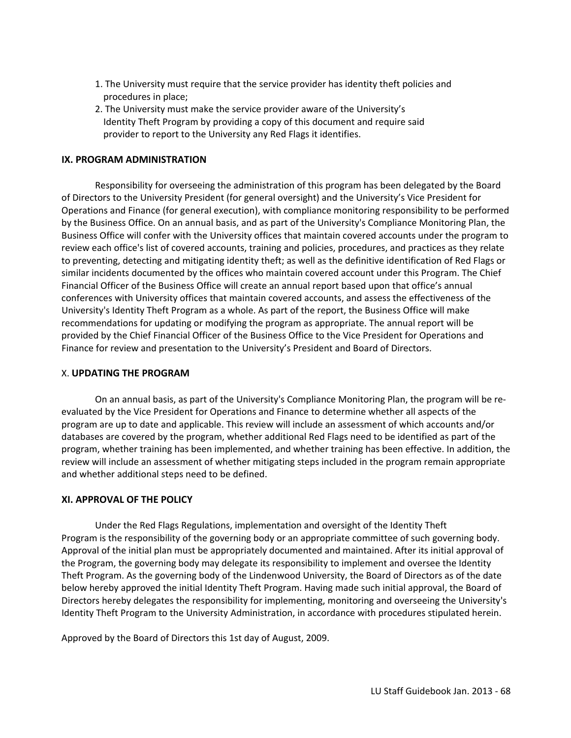1. The University must require that the service provider has identity theft policies and procedures in place;
2. The University must make the service provider aware of the University's Identity Theft Program by providing a copy of this document and require said provider to report to the University any Red Flags it identifies.

### IX. PROGRAM ADMINISTRATION

Responsibility for overseeing the administration of this program has been delegated by the Board of Directors to the University President (for general oversight) and the University's Vice President for Operations and Finance (for general execution), with compliance monitoring responsibility to be performed by the Business Office. On an annual basis, and as part of the University's Compliance Monitoring Plan, the Business Office will confer with the University offices that maintain covered accounts under the program to review each office's list of covered accounts, training and policies, procedures, and practices as they relate to preventing, detecting and mitigating identity theft; as well as the definitive identification of Red Flags or similar incidents documented by the offices who maintain covered account under this Program. The Chief Financial Officer of the Business Office will create an annual report based upon that office's annual conferences with University offices that maintain covered accounts, and assess the effectiveness of the University's Identity Theft Program as a whole. As part of the report, the Business Office will make recommendations for updating or modifying the program as appropriate. The annual report will be provided by the Chief Financial Officer of the Business Office to the Vice President for Operations and Finance for review and presentation to the University's President and Board of Directors.

### X. UPDATING THE PROGRAM

On an annual basis, as part of the University's Compliance Monitoring Plan, the program will be re-evaluated by the Vice President for Operations and Finance to determine whether all aspects of the program are up to date and applicable. This review will include an assessment of which accounts and/or databases are covered by the program, whether additional Red Flags need to be identified as part of the program, whether training has been implemented, and whether training has been effective. In addition, the review will include an assessment of whether mitigating steps included in the program remain appropriate and whether additional steps need to be defined.

### XI. APPROVAL OF THE POLICY

Under the Red Flags Regulations, implementation and oversight of the Identity Theft Program is the responsibility of the governing body or an appropriate committee of such governing body. Approval of the initial plan must be appropriately documented and maintained. After its initial approval of the Program, the governing body may delegate its responsibility to implement and oversee the Identity Theft Program. As the governing body of the Lindenwood University, the Board of Directors as of the date below hereby approved the initial Identity Theft Program. Having made such initial approval, the Board of Directors hereby delegates the responsibility for implementing, monitoring and overseeing the University's Identity Theft Program to the University Administration, in accordance with procedures stipulated herein.

Approved by the Board of Directors this 1st day of August, 2009.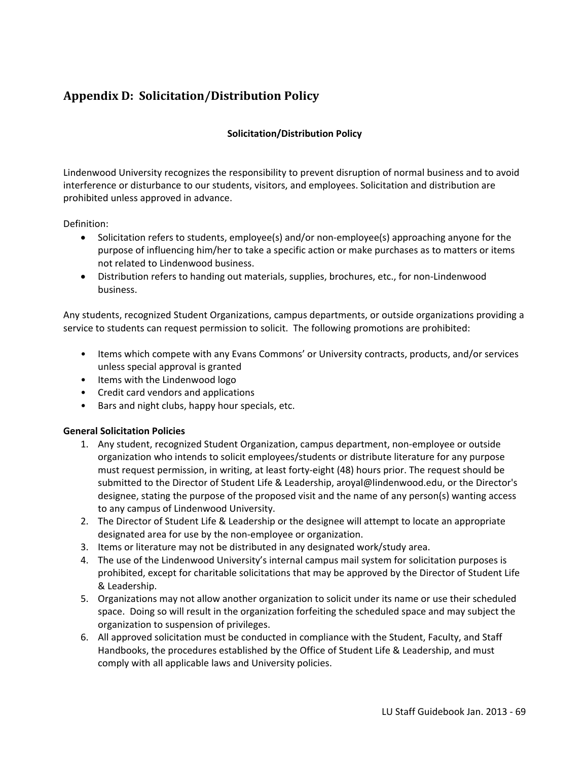# Appendix D: Solicitation/Distribution Policy

**Solicitation/Distribution Policy**

Lindenwood University recognizes the responsibility to prevent disruption of normal business and to avoid interference or disturbance to our students, visitors, and employees. Solicitation and distribution are prohibited unless approved in advance.

Definition:

- Solicitation refers to students, employee(s) and/or non-employee(s) approaching anyone for the purpose of influencing him/her to take a specific action or make purchases as to matters or items not related to Lindenwood business.
- Distribution refers to handing out materials, supplies, brochures, etc., for non-Lindenwood business.

Any students, recognized Student Organizations, campus departments, or outside organizations providing a service to students can request permission to solicit. The following promotions are prohibited:

- Items which compete with any Evans Commons' or University contracts, products, and/or services unless special approval is granted
- Items with the Lindenwood logo
- Credit card vendors and applications
- Bars and night clubs, happy hour specials, etc.

**General Solicitation Policies**

1. Any student, recognized Student Organization, campus department, non-employee or outside organization who intends to solicit employees/students or distribute literature for any purpose must request permission, in writing, at least forty-eight (48) hours prior. The request should be submitted to the Director of Student Life & Leadership, aroyal@lindenwood.edu, or the Director's designee, stating the purpose of the proposed visit and the name of any person(s) wanting access to any campus of Lindenwood University.
2. The Director of Student Life & Leadership or the designee will attempt to locate an appropriate designated area for use by the non-employee or organization.
3. Items or literature may not be distributed in any designated work/study area.
4. The use of the Lindenwood University's internal campus mail system for solicitation purposes is prohibited, except for charitable solicitations that may be approved by the Director of Student Life & Leadership.
5. Organizations may not allow another organization to solicit under its name or use their scheduled space. Doing so will result in the organization forfeiting the scheduled space and may subject the organization to suspension of privileges.
6. All approved solicitation must be conducted in compliance with the Student, Faculty, and Staff Handbooks, the procedures established by the Office of Student Life & Leadership, and must comply with all applicable laws and University policies.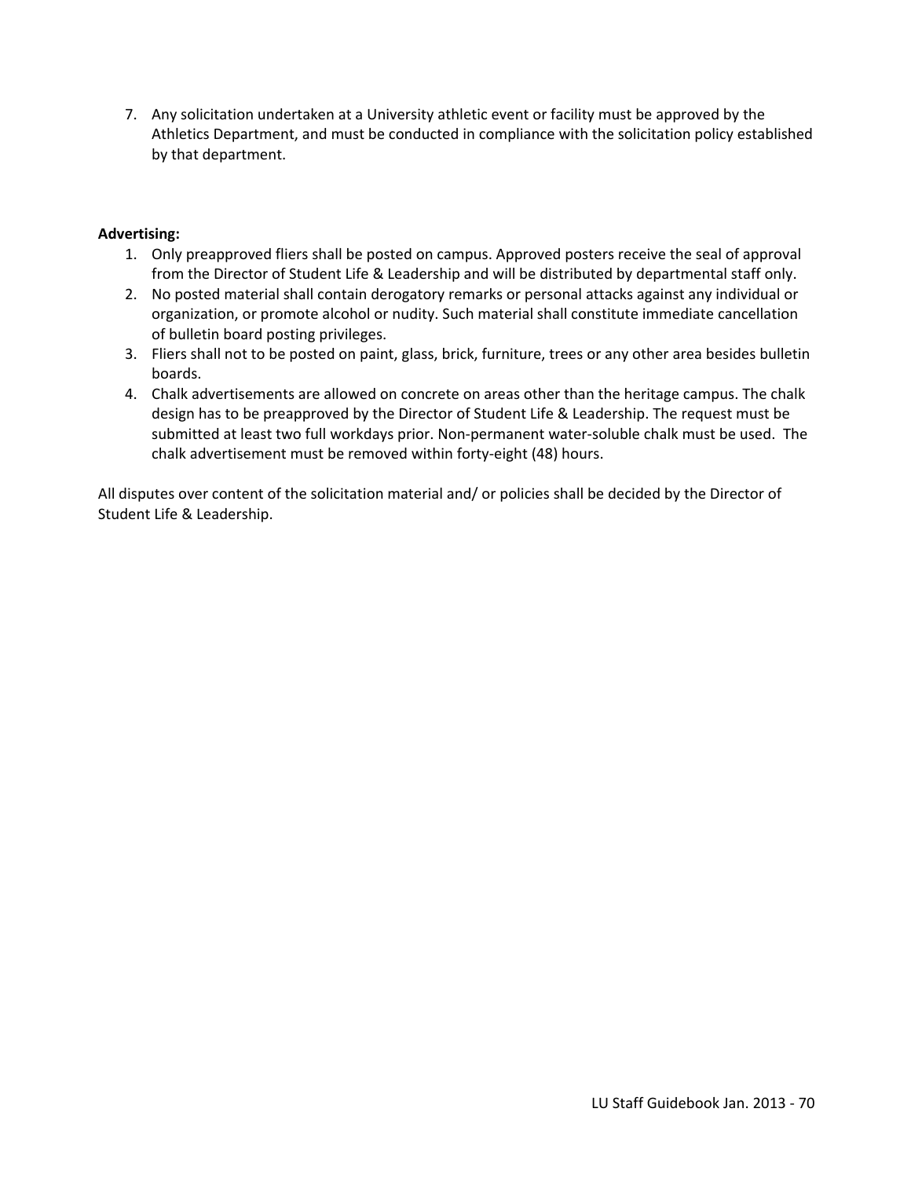7. Any solicitation undertaken at a University athletic event or facility must be approved by the Athletics Department, and must be conducted in compliance with the solicitation policy established by that department.

**Advertising:**

1. Only preapproved fliers shall be posted on campus. Approved posters receive the seal of approval from the Director of Student Life & Leadership and will be distributed by departmental staff only.
2. No posted material shall contain derogatory remarks or personal attacks against any individual or organization, or promote alcohol or nudity. Such material shall constitute immediate cancellation of bulletin board posting privileges.
3. Fliers shall not to be posted on paint, glass, brick, furniture, trees or any other area besides bulletin boards.
4. Chalk advertisements are allowed on concrete on areas other than the heritage campus. The chalk design has to be preapproved by the Director of Student Life & Leadership. The request must be submitted at least two full workdays prior. Non-permanent water-soluble chalk must be used. The chalk advertisement must be removed within forty-eight (48) hours.

All disputes over content of the solicitation material and/ or policies shall be decided by the Director of Student Life & Leadership.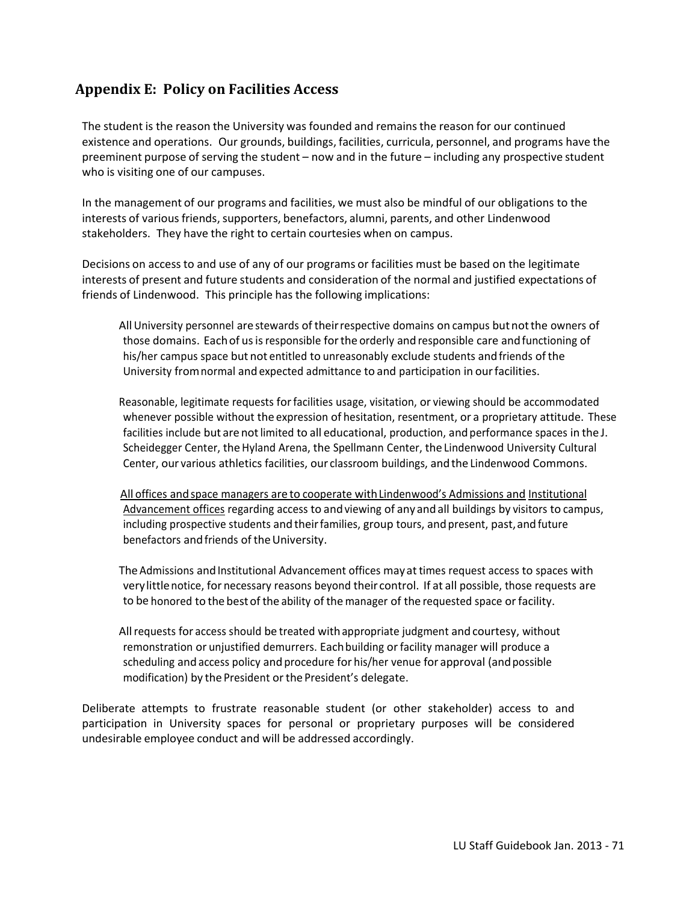## Appendix E: Policy on Facilities Access

The student is the reason the University was founded and remains the reason for our continued existence and operations. Our grounds, buildings, facilities, curricula, personnel, and programs have the preeminent purpose of serving the student – now and in the future – including any prospective student who is visiting one of our campuses.

In the management of our programs and facilities, we must also be mindful of our obligations to the interests of various friends, supporters, benefactors, alumni, parents, and other Lindenwood stakeholders. They have the right to certain courtesies when on campus.

Decisions on access to and use of any of our programs or facilities must be based on the legitimate interests of present and future students and consideration of the normal and justified expectations of friends of Lindenwood. This principle has the following implications:

All University personnel are stewards of their respective domains on campus but not the owners of those domains. Each of us is responsible for the orderly and responsible care and functioning of his/her campus space but not entitled to unreasonably exclude students and friends of the University from normal and expected admittance to and participation in our facilities.

Reasonable, legitimate requests for facilities usage, visitation, or viewing should be accommodated whenever possible without the expression of hesitation, resentment, or a proprietary attitude. These facilities include but are not limited to all educational, production, and performance spaces in the J. Scheidegger Center, the Hyland Arena, the Spellmann Center, the Lindenwood University Cultural Center, our various athletics facilities, our classroom buildings, and the Lindenwood Commons.

<u>All offices and space managers are to cooperate with Lindenwood's Admissions and Institutional Advancement offices</u> regarding access to and viewing of any and all buildings by visitors to campus, including prospective students and their families, group tours, and present, past, and future benefactors and friends of the University.

The Admissions and Institutional Advancement offices may at times request access to spaces with very little notice, for necessary reasons beyond their control. If at all possible, those requests are to be honored to the best of the ability of the manager of the requested space or facility.

All requests for access should be treated with appropriate judgment and courtesy, without remonstration or unjustified demurrers. Each building or facility manager will produce a scheduling and access policy and procedure for his/her venue for approval (and possible modification) by the President or the President's delegate.

Deliberate attempts to frustrate reasonable student (or other stakeholder) access to and participation in University spaces for personal or proprietary purposes will be considered undesirable employee conduct and will be addressed accordingly.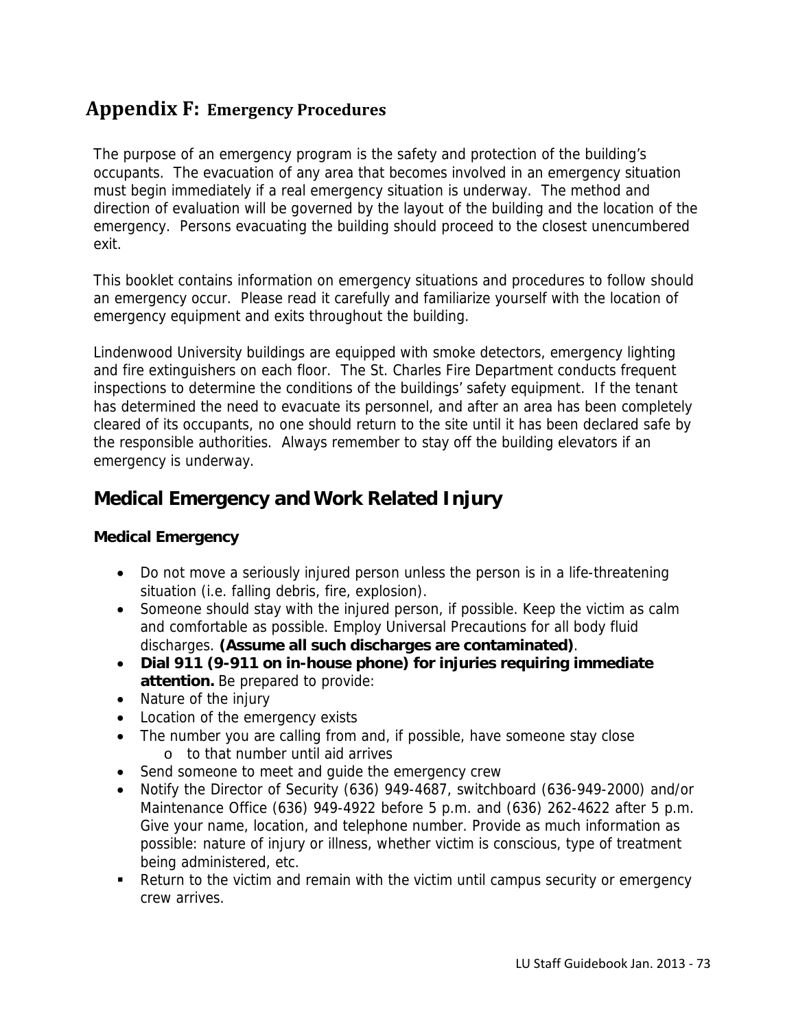# Appendix F: Emergency Procedures

The purpose of an emergency program is the safety and protection of the building's occupants. The evacuation of any area that becomes involved in an emergency situation must begin immediately if a real emergency situation is underway. The method and direction of evaluation will be governed by the layout of the building and the location of the emergency. Persons evacuating the building should proceed to the closest unencumbered exit.

This booklet contains information on emergency situations and procedures to follow should an emergency occur. Please read it carefully and familiarize yourself with the location of emergency equipment and exits throughout the building.

Lindenwood University buildings are equipped with smoke detectors, emergency lighting and fire extinguishers on each floor. The St. Charles Fire Department conducts frequent inspections to determine the conditions of the buildings' safety equipment. If the tenant has determined the need to evacuate its personnel, and after an area has been completely cleared of its occupants, no one should return to the site until it has been declared safe by the responsible authorities. Always remember to stay off the building elevators if an emergency is underway.

## Medical Emergency and Work Related Injury

### Medical Emergency

- Do not move a seriously injured person unless the person is in a life-threatening situation (i.e. falling debris, fire, explosion).
- Someone should stay with the injured person, if possible. Keep the victim as calm and comfortable as possible. Employ Universal Precautions for all body fluid discharges. **(Assume all such discharges are contaminated)**.
- **Dial 911 (9-911 on in-house phone) for injuries requiring immediate attention.** Be prepared to provide:
- Nature of the injury
- Location of the emergency exists
- The number you are calling from and, if possible, have someone stay close
  - to that number until aid arrives
- Send someone to meet and guide the emergency crew
- Notify the Director of Security (636) 949-4687, switchboard (636-949-2000) and/or Maintenance Office (636) 949-4922 before 5 p.m. and (636) 262-4622 after 5 p.m. Give your name, location, and telephone number. Provide as much information as possible: nature of injury or illness, whether victim is conscious, type of treatment being administered, etc.
- Return to the victim and remain with the victim until campus security or emergency crew arrives.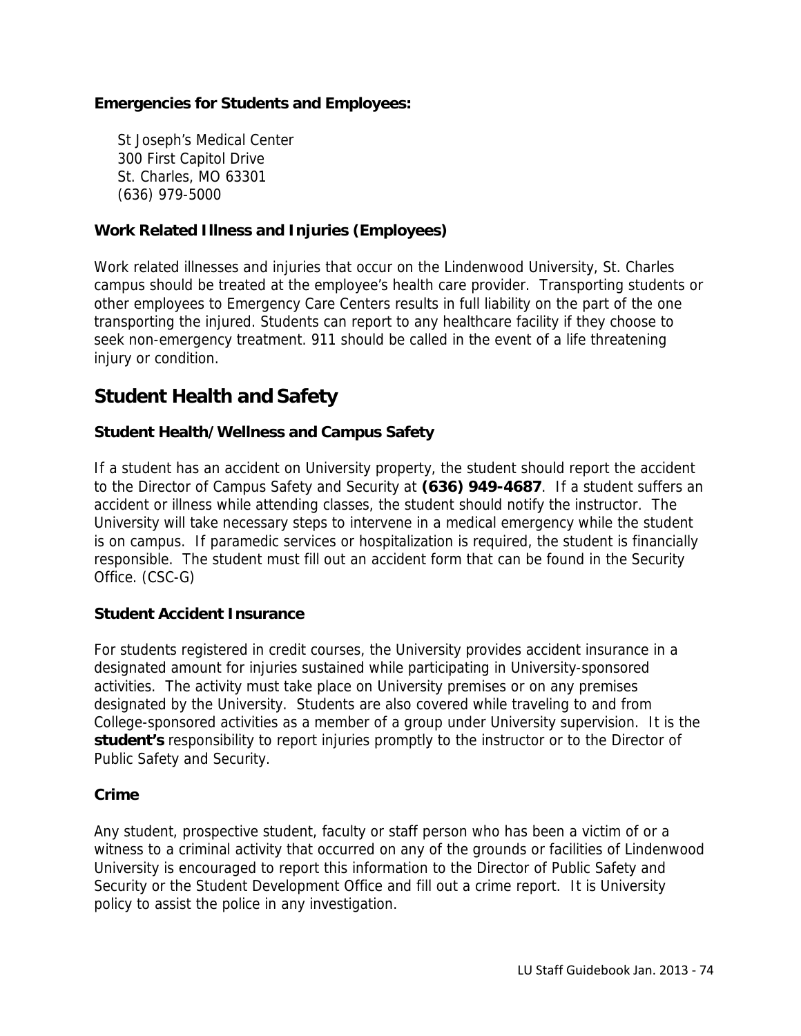**Emergencies for Students and Employees:**

St Joseph's Medical Center
300 First Capitol Drive
St. Charles, MO 63301
(636) 979-5000

### Work Related Illness and Injuries (Employees)

Work related illnesses and injuries that occur on the Lindenwood University, St. Charles campus should be treated at the employee's health care provider. Transporting students or other employees to Emergency Care Centers results in full liability on the part of the one transporting the injured. Students can report to any healthcare facility if they choose to seek non-emergency treatment. 911 should be called in the event of a life threatening injury or condition.

## Student Health and Safety

### Student Health/Wellness and Campus Safety

If a student has an accident on University property, the student should report the accident to the Director of Campus Safety and Security at **(636) 949-4687**. If a student suffers an accident or illness while attending classes, the student should notify the instructor. The University will take necessary steps to intervene in a medical emergency while the student is on campus. If paramedic services or hospitalization is required, the student is financially responsible. The student must fill out an accident form that can be found in the Security Office. (CSC-G)

### Student Accident Insurance

For students registered in credit courses, the University provides accident insurance in a designated amount for injuries sustained while participating in University-sponsored activities. The activity must take place on University premises or on any premises designated by the University. Students are also covered while traveling to and from College-sponsored activities as a member of a group under University supervision. It is the **student's** responsibility to report injuries promptly to the instructor or to the Director of Public Safety and Security.

### Crime

Any student, prospective student, faculty or staff person who has been a victim of or a witness to a criminal activity that occurred on any of the grounds or facilities of Lindenwood University is encouraged to report this information to the Director of Public Safety and Security or the Student Development Office and fill out a crime report. It is University policy to assist the police in any investigation.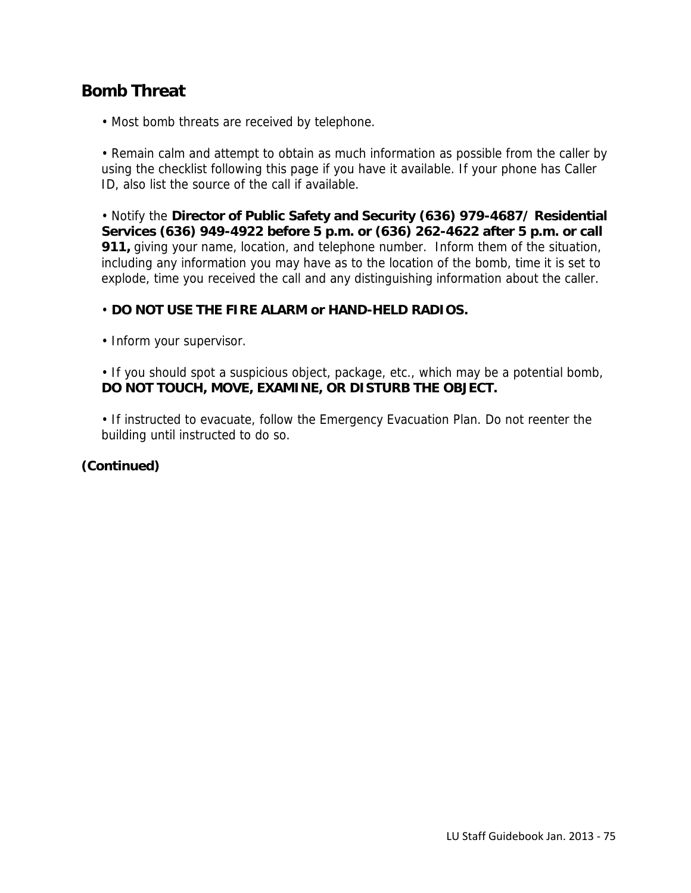## Bomb Threat

- Most bomb threats are received by telephone.

- Remain calm and attempt to obtain as much information as possible from the caller by using the checklist following this page if you have it available. If your phone has Caller ID, also list the source of the call if available.

- Notify the **Director of Public Safety and Security (636) 979-4687/ Residential Services (636) 949-4922 before 5 p.m. or (636) 262-4622 after 5 p.m. or call 911,** giving your name, location, and telephone number. Inform them of the situation, including any information you may have as to the location of the bomb, time it is set to explode, time you received the call and any distinguishing information about the caller.

- **DO NOT USE THE FIRE ALARM or HAND-HELD RADIOS.**

- Inform your supervisor.

- If you should spot a suspicious object, package, etc., which may be a potential bomb, **DO NOT TOUCH, MOVE, EXAMINE, OR DISTURB THE OBJECT.**

- If instructed to evacuate, follow the Emergency Evacuation Plan. Do not reenter the building until instructed to do so.

***(Continued)***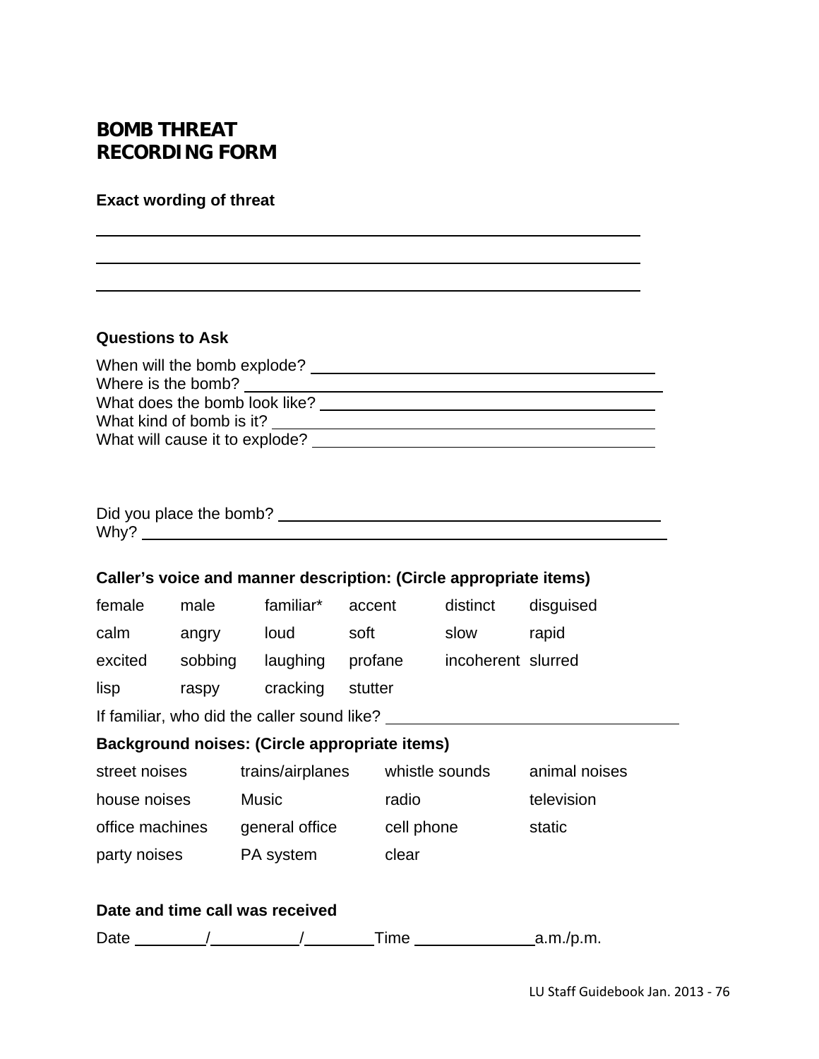# BOMB THREAT RECORDING FORM

**Exact wording of threat**

\_\_\_\_\_\_\_\_\_\_\_\_\_\_\_\_\_\_\_\_\_\_\_\_\_\_\_\_\_\_\_\_\_\_\_\_\_\_\_\_\_\_\_\_\_\_\_\_\_\_\_\_\_\_\_\_\_\_\_\_

\_\_\_\_\_\_\_\_\_\_\_\_\_\_\_\_\_\_\_\_\_\_\_\_\_\_\_\_\_\_\_\_\_\_\_\_\_\_\_\_\_\_\_\_\_\_\_\_\_\_\_\_\_\_\_\_\_\_\_\_

\_\_\_\_\_\_\_\_\_\_\_\_\_\_\_\_\_\_\_\_\_\_\_\_\_\_\_\_\_\_\_\_\_\_\_\_\_\_\_\_\_\_\_\_\_\_\_\_\_\_\_\_\_\_\_\_\_\_\_\_

**Questions to Ask**

When will the bomb explode? \_\_\_\_\_\_\_\_\_\_\_\_\_\_\_\_\_\_\_\_\_\_\_\_\_\_\_\_\_\_\_\_\_\_\_\_\_\_\_\_  
Where is the bomb? \_\_\_\_\_\_\_\_\_\_\_\_\_\_\_\_\_\_\_\_\_\_\_\_\_\_\_\_\_\_\_\_\_\_\_\_\_\_\_\_\_\_\_\_\_\_\_\_  
What does the bomb look like? \_\_\_\_\_\_\_\_\_\_\_\_\_\_\_\_\_\_\_\_\_\_\_\_\_\_\_\_\_\_\_\_\_\_\_\_\_\_\_  
What kind of bomb is it? \_\_\_\_\_\_\_\_\_\_\_\_\_\_\_\_\_\_\_\_\_\_\_\_\_\_\_\_\_\_\_\_\_\_\_\_\_\_\_\_\_\_\_  
What will cause it to explode? \_\_\_\_\_\_\_\_\_\_\_\_\_\_\_\_\_\_\_\_\_\_\_\_\_\_\_\_\_\_\_\_\_\_\_\_\_\_\_

Did you place the bomb? \_\_\_\_\_\_\_\_\_\_\_\_\_\_\_\_\_\_\_\_\_\_\_\_\_\_\_\_\_\_\_\_\_\_\_\_\_\_\_\_\_\_\_\_  
Why? \_\_\_\_\_\_\_\_\_\_\_\_\_\_\_\_\_\_\_\_\_\_\_\_\_\_\_\_\_\_\_\_\_\_\_\_\_\_\_\_\_\_\_\_\_\_\_\_\_\_\_\_\_\_\_\_\_\_\_\_

**Caller's voice and manner description: (Circle appropriate items)**

| | | | | | |
|---|---|---|---|---|---|
| female | male | familiar* | accent | distinct | disguised |
| calm | angry | loud | soft | slow | rapid |
| excited | sobbing | laughing | profane | incoherent | slurred |
| lisp | raspy | cracking | stutter | | |

If familiar, who did the caller sound like? \_\_\_\_\_\_\_\_\_\_\_\_\_\_\_\_\_\_\_\_\_\_\_\_\_\_\_\_\_\_\_\_\_\_

**Background noises: (Circle appropriate items)**

| | | | |
|---|---|---|---|
| street noises | trains/airplanes | whistle sounds | animal noises |
| house noises | Music | radio | television |
| office machines | general office | cell phone | static |
| party noises | PA system | clear | |

**Date and time call was received**

Date \_\_\_\_\_\_\_\_/\_\_\_\_\_\_\_\_\_\_/\_\_\_\_\_\_\_\_Time \_\_\_\_\_\_\_\_\_\_\_\_\_\_a.m./p.m.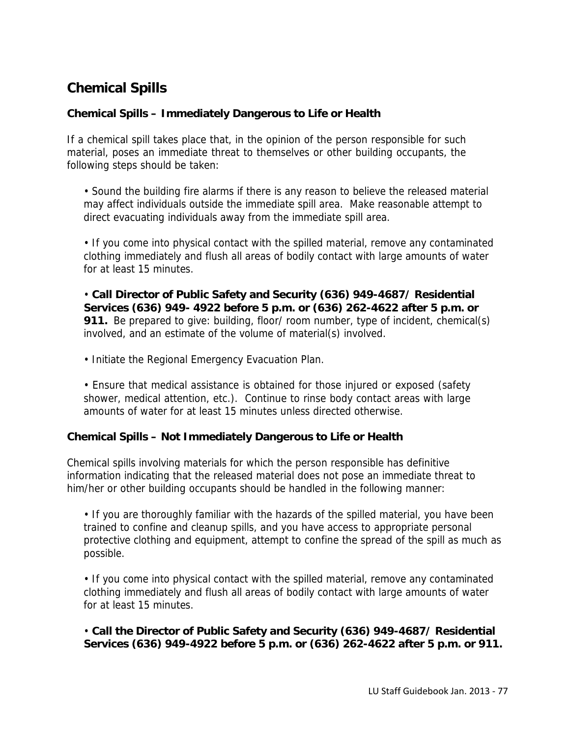## Chemical Spills

### Chemical Spills – Immediately Dangerous to Life or Health

If a chemical spill takes place that, in the opinion of the person responsible for such material, poses an immediate threat to themselves or other building occupants, the following steps should be taken:

- Sound the building fire alarms if there is any reason to believe the released material may affect individuals outside the immediate spill area. Make reasonable attempt to direct evacuating individuals away from the immediate spill area.

- If you come into physical contact with the spilled material, remove any contaminated clothing immediately and flush all areas of bodily contact with large amounts of water for at least 15 minutes.

- **Call Director of Public Safety and Security (636) 949-4687/ Residential Services (636) 949- 4922 before 5 p.m. or (636) 262-4622 after 5 p.m. or 911.** Be prepared to give: building, floor/ room number, type of incident, chemical(s) involved, and an estimate of the volume of material(s) involved.

- Initiate the Regional Emergency Evacuation Plan.

- Ensure that medical assistance is obtained for those injured or exposed (safety shower, medical attention, etc.). Continue to rinse body contact areas with large amounts of water for at least 15 minutes unless directed otherwise.

### Chemical Spills – Not Immediately Dangerous to Life or Health

Chemical spills involving materials for which the person responsible has definitive information indicating that the released material does not pose an immediate threat to him/her or other building occupants should be handled in the following manner:

- If you are thoroughly familiar with the hazards of the spilled material, you have been trained to confine and cleanup spills, and you have access to appropriate personal protective clothing and equipment, attempt to confine the spread of the spill as much as possible.

- If you come into physical contact with the spilled material, remove any contaminated clothing immediately and flush all areas of bodily contact with large amounts of water for at least 15 minutes.

- **Call the Director of Public Safety and Security (636) 949-4687/ Residential Services (636) 949-4922 before 5 p.m. or (636) 262-4622 after 5 p.m. or 911.**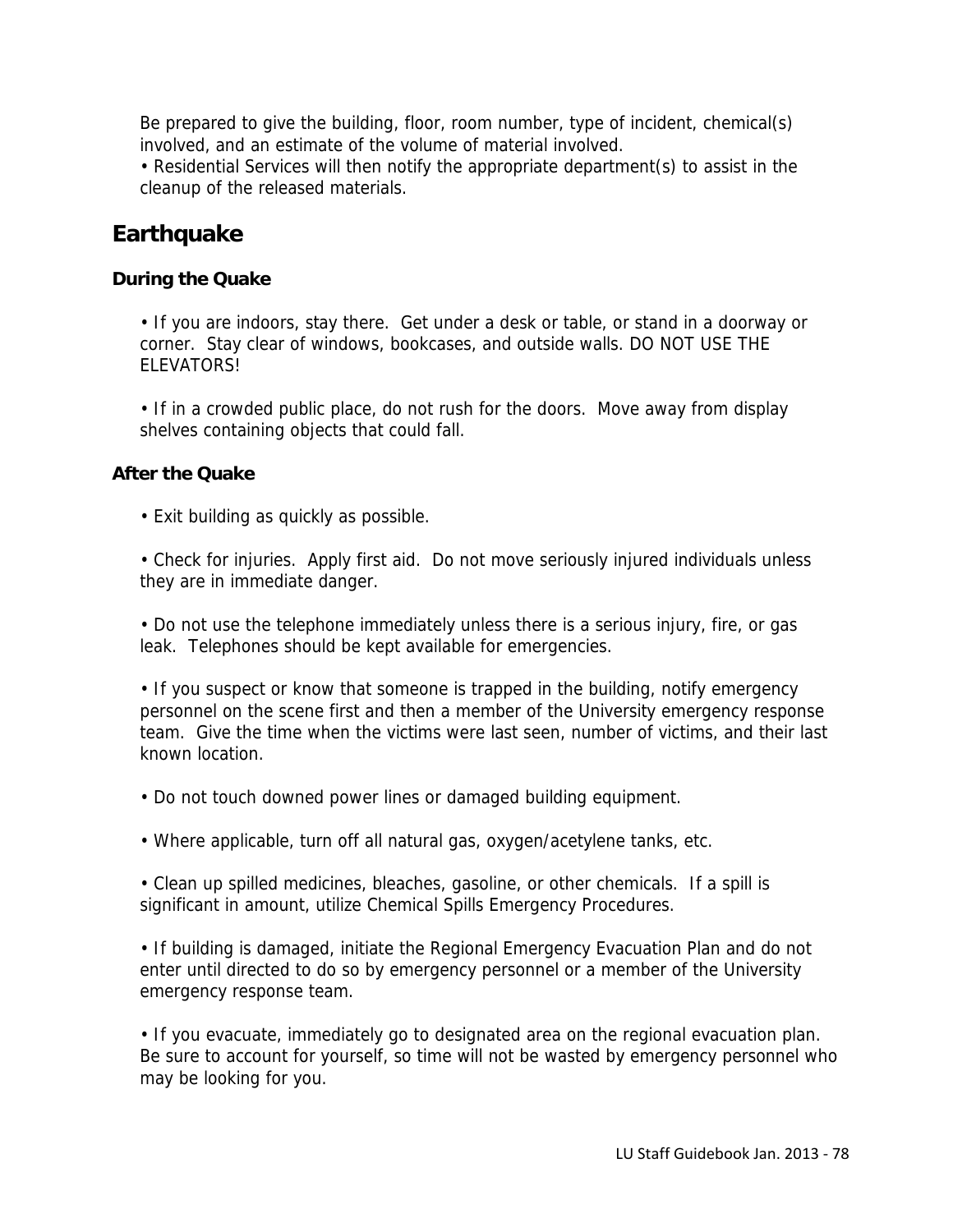Be prepared to give the building, floor, room number, type of incident, chemical(s) involved, and an estimate of the volume of material involved.

- Residential Services will then notify the appropriate department(s) to assist in the cleanup of the released materials.

## Earthquake

### During the Quake

- If you are indoors, stay there. Get under a desk or table, or stand in a doorway or corner. Stay clear of windows, bookcases, and outside walls. DO NOT USE THE ELEVATORS!

- If in a crowded public place, do not rush for the doors. Move away from display shelves containing objects that could fall.

### After the Quake

- Exit building as quickly as possible.

- Check for injuries. Apply first aid. Do not move seriously injured individuals unless they are in immediate danger.

- Do not use the telephone immediately unless there is a serious injury, fire, or gas leak. Telephones should be kept available for emergencies.

- If you suspect or know that someone is trapped in the building, notify emergency personnel on the scene first and then a member of the University emergency response team. Give the time when the victims were last seen, number of victims, and their last known location.

- Do not touch downed power lines or damaged building equipment.

- Where applicable, turn off all natural gas, oxygen/acetylene tanks, etc.

- Clean up spilled medicines, bleaches, gasoline, or other chemicals. If a spill is significant in amount, utilize Chemical Spills Emergency Procedures.

- If building is damaged, initiate the Regional Emergency Evacuation Plan and do not enter until directed to do so by emergency personnel or a member of the University emergency response team.

- If you evacuate, immediately go to designated area on the regional evacuation plan. Be sure to account for yourself, so time will not be wasted by emergency personnel who may be looking for you.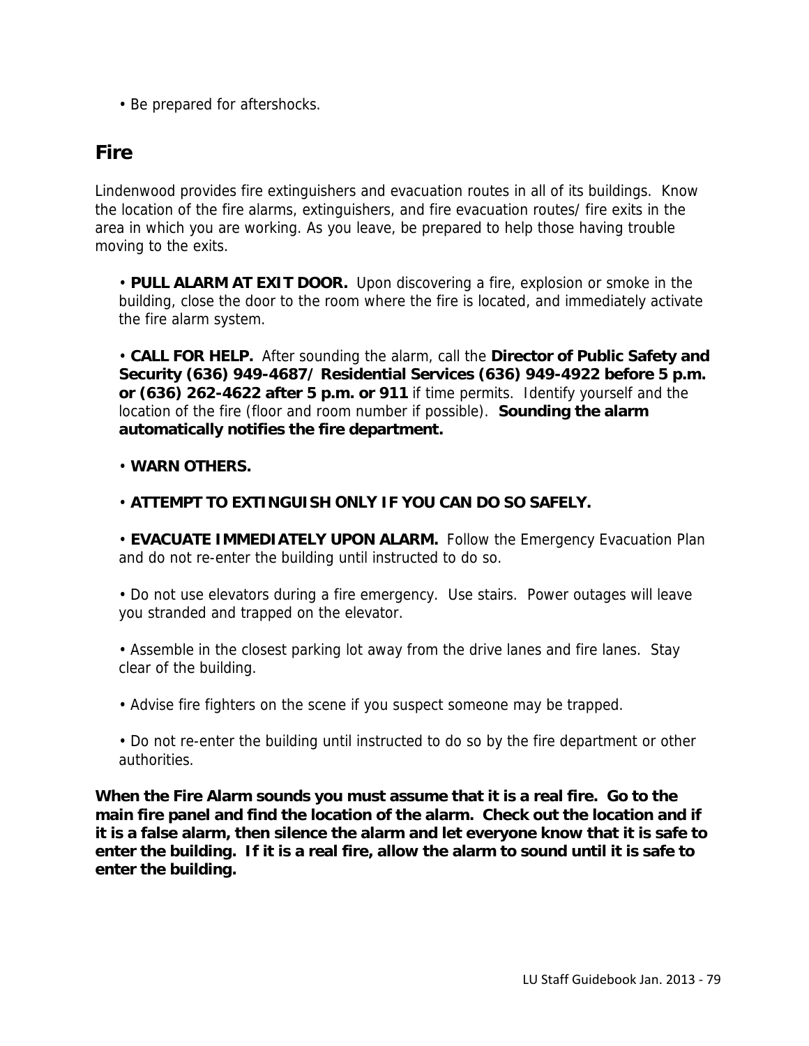- Be prepared for aftershocks.

## Fire

Lindenwood provides fire extinguishers and evacuation routes in all of its buildings. Know the location of the fire alarms, extinguishers, and fire evacuation routes/ fire exits in the area in which you are working. As you leave, be prepared to help those having trouble moving to the exits.

- **PULL ALARM AT EXIT DOOR.** Upon discovering a fire, explosion or smoke in the building, close the door to the room where the fire is located, and immediately activate the fire alarm system.

- **CALL FOR HELP.** After sounding the alarm, call the **Director of Public Safety and Security (636) 949-4687/ Residential Services (636) 949-4922 before 5 p.m. or (636) 262-4622 after 5 p.m. or 911** if time permits. Identify yourself and the location of the fire (floor and room number if possible). **Sounding the alarm automatically notifies the fire department.**

- **WARN OTHERS.**

- **ATTEMPT TO EXTINGUISH ONLY IF YOU CAN DO SO SAFELY.**

- **EVACUATE IMMEDIATELY UPON ALARM.** Follow the Emergency Evacuation Plan and do not re-enter the building until instructed to do so.

- Do not use elevators during a fire emergency. Use stairs. Power outages will leave you stranded and trapped on the elevator.

- Assemble in the closest parking lot away from the drive lanes and fire lanes. Stay clear of the building.

- Advise fire fighters on the scene if you suspect someone may be trapped.

- Do not re-enter the building until instructed to do so by the fire department or other authorities.

**When the Fire Alarm sounds you must assume that it is a real fire. Go to the main fire panel and find the location of the alarm. Check out the location and if it is a false alarm, then silence the alarm and let everyone know that it is safe to enter the building. If it is a real fire, allow the alarm to sound until it is safe to enter the building.**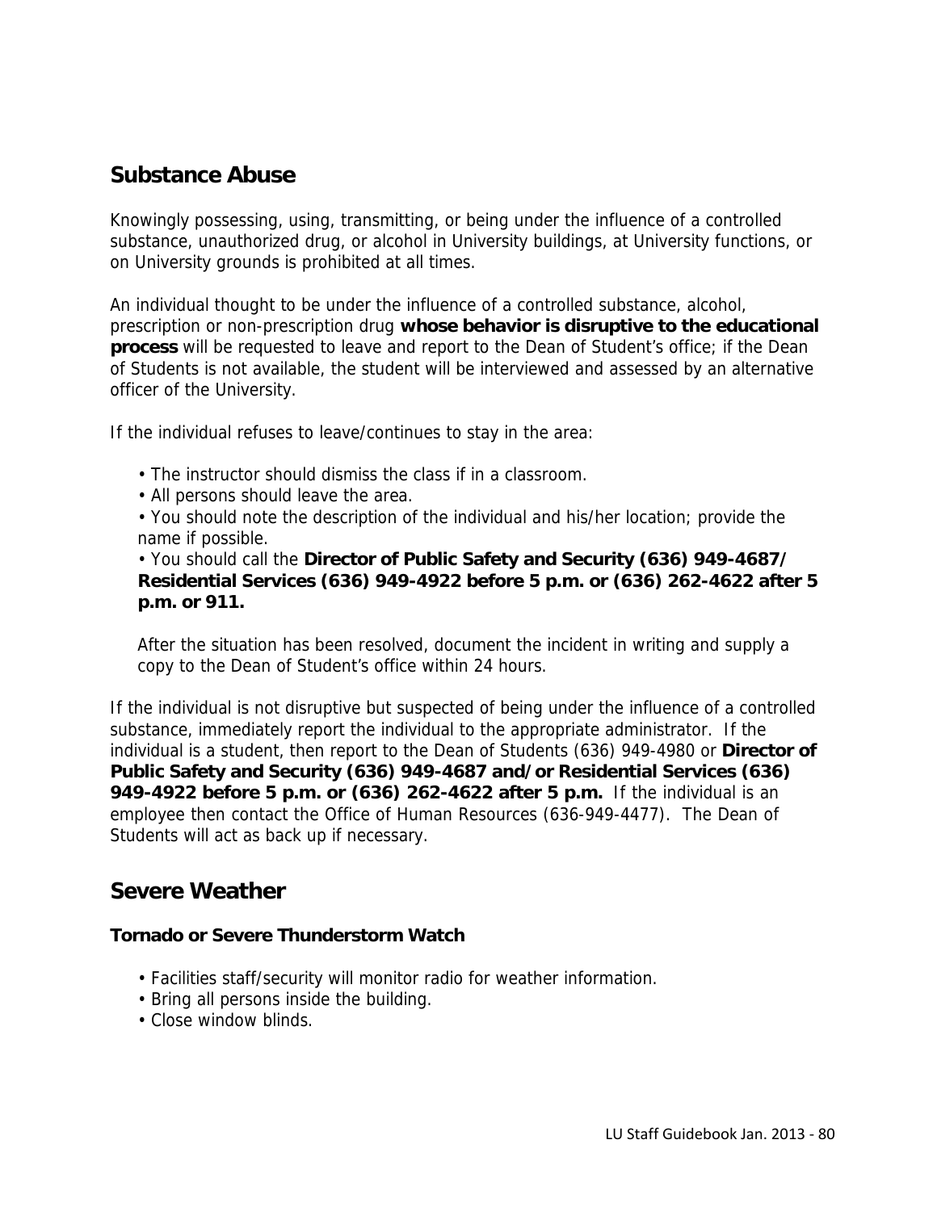## Substance Abuse

Knowingly possessing, using, transmitting, or being under the influence of a controlled substance, unauthorized drug, or alcohol in University buildings, at University functions, or on University grounds is prohibited at all times.

An individual thought to be under the influence of a controlled substance, alcohol, prescription or non-prescription drug **whose behavior is disruptive to the educational process** will be requested to leave and report to the Dean of Student's office; if the Dean of Students is not available, the student will be interviewed and assessed by an alternative officer of the University.

If the individual refuses to leave/continues to stay in the area:

- The instructor should dismiss the class if in a classroom.
- All persons should leave the area.
- You should note the description of the individual and his/her location; provide the name if possible.
- You should call the **Director of Public Safety and Security (636) 949-4687/ Residential Services (636) 949-4922 before 5 p.m. or (636) 262-4622 after 5 p.m. or 911.**

After the situation has been resolved, document the incident in writing and supply a copy to the Dean of Student's office within 24 hours.

If the individual is not disruptive but suspected of being under the influence of a controlled substance, immediately report the individual to the appropriate administrator. If the individual is a student, then report to the Dean of Students (636) 949-4980 or **Director of Public Safety and Security (636) 949-4687 and/or Residential Services (636) 949-4922 before 5 p.m. or (636) 262-4622 after 5 p.m.** If the individual is an employee then contact the Office of Human Resources (636-949-4477). The Dean of Students will act as back up if necessary.

## Severe Weather

### Tornado or Severe Thunderstorm Watch

- Facilities staff/security will monitor radio for weather information.
- Bring all persons inside the building.
- Close window blinds.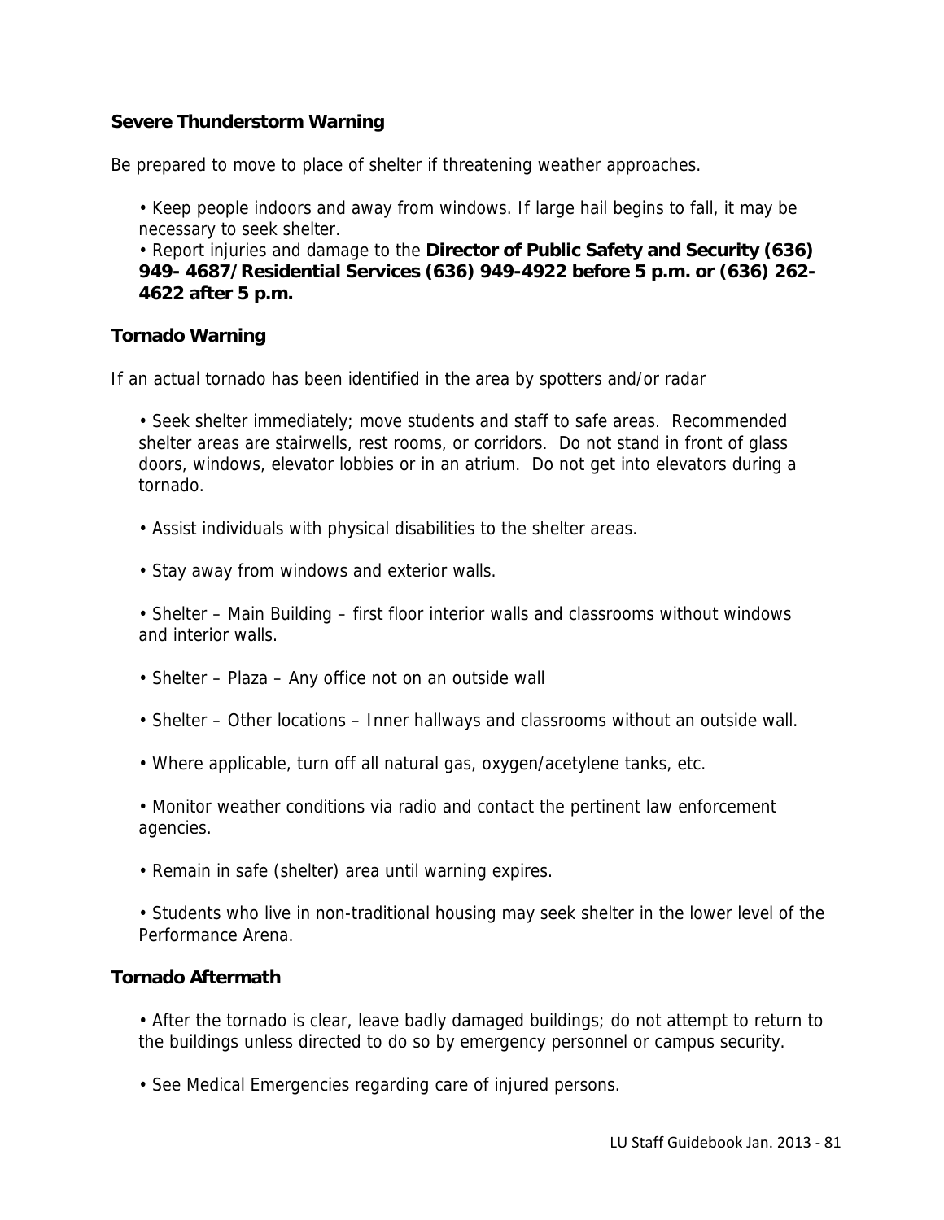### Severe Thunderstorm Warning

Be prepared to move to place of shelter if threatening weather approaches.

- Keep people indoors and away from windows. If large hail begins to fall, it may be necessary to seek shelter.
- Report injuries and damage to the **Director of Public Safety and Security (636) 949- 4687/Residential Services (636) 949-4922 before 5 p.m. or (636) 262-4622 after 5 p.m.**

### Tornado Warning

If an actual tornado has been identified in the area by spotters and/or radar

- Seek shelter immediately; move students and staff to safe areas. Recommended shelter areas are stairwells, rest rooms, or corridors. Do not stand in front of glass doors, windows, elevator lobbies or in an atrium. Do not get into elevators during a tornado.

- Assist individuals with physical disabilities to the shelter areas.

- Stay away from windows and exterior walls.

- Shelter – Main Building – first floor interior walls and classrooms without windows and interior walls.

- Shelter – Plaza – Any office not on an outside wall

- Shelter – Other locations – Inner hallways and classrooms without an outside wall.

- Where applicable, turn off all natural gas, oxygen/acetylene tanks, etc.

- Monitor weather conditions via radio and contact the pertinent law enforcement agencies.

- Remain in safe (shelter) area until warning expires.

- Students who live in non-traditional housing may seek shelter in the lower level of the Performance Arena.

### Tornado Aftermath

- After the tornado is clear, leave badly damaged buildings; do not attempt to return to the buildings unless directed to do so by emergency personnel or campus security.

- See Medical Emergencies regarding care of injured persons.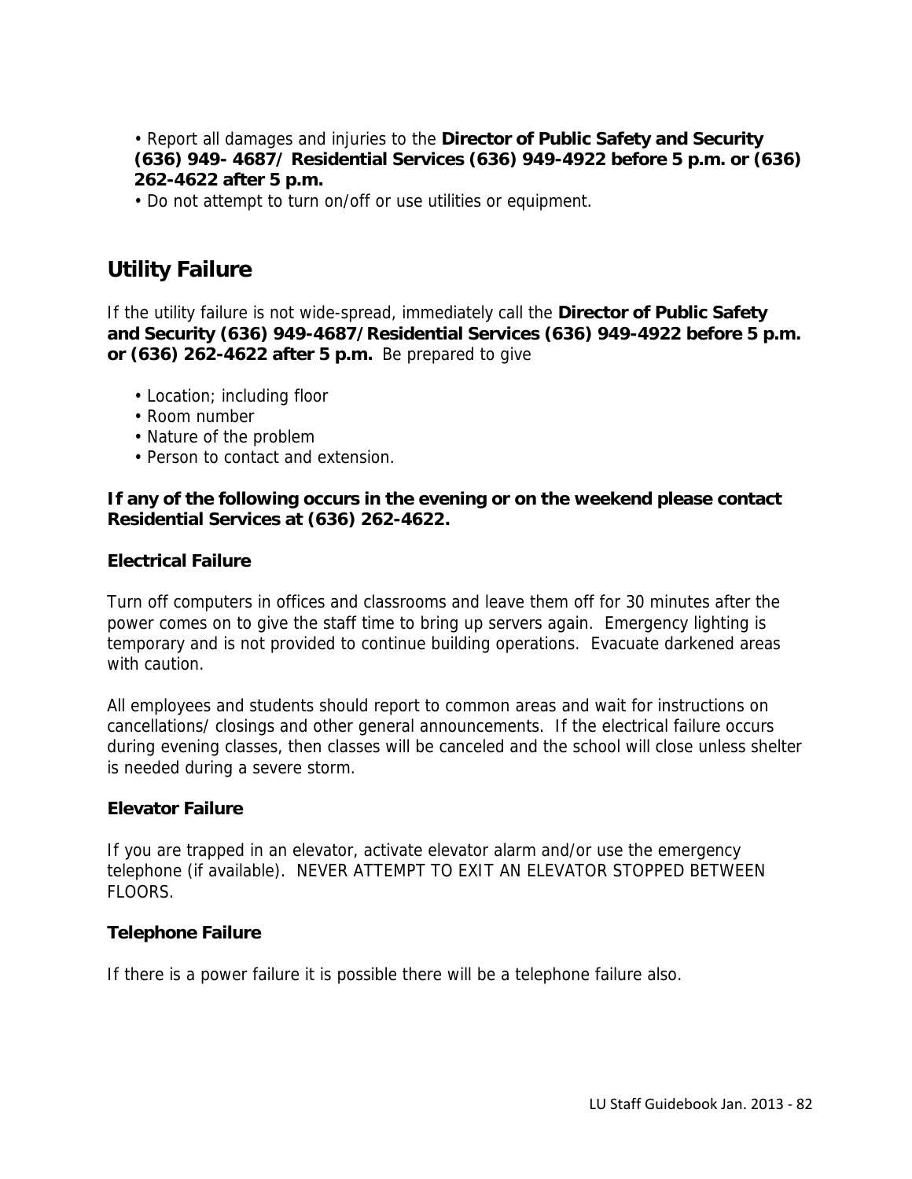- Report all damages and injuries to the **Director of Public Safety and Security (636) 949- 4687/ Residential Services (636) 949-4922 before 5 p.m. or (636) 262-4622 after 5 p.m.**
- Do not attempt to turn on/off or use utilities or equipment.

## Utility Failure

If the utility failure is not wide-spread, immediately call the **Director of Public Safety and Security (636) 949-4687/Residential Services (636) 949-4922 before 5 p.m. or (636) 262-4622 after 5 p.m.** Be prepared to give

- Location; including floor
- Room number
- Nature of the problem
- Person to contact and extension.

**If any of the following occurs in the evening or on the weekend please contact Residential Services at (636) 262-4622.**

### Electrical Failure

Turn off computers in offices and classrooms and leave them off for 30 minutes after the power comes on to give the staff time to bring up servers again. Emergency lighting is temporary and is not provided to continue building operations. Evacuate darkened areas with caution.

All employees and students should report to common areas and wait for instructions on cancellations/ closings and other general announcements. If the electrical failure occurs during evening classes, then classes will be canceled and the school will close unless shelter is needed during a severe storm.

### Elevator Failure

If you are trapped in an elevator, activate elevator alarm and/or use the emergency telephone (if available). NEVER ATTEMPT TO EXIT AN ELEVATOR STOPPED BETWEEN FLOORS.

### Telephone Failure

If there is a power failure it is possible there will be a telephone failure also.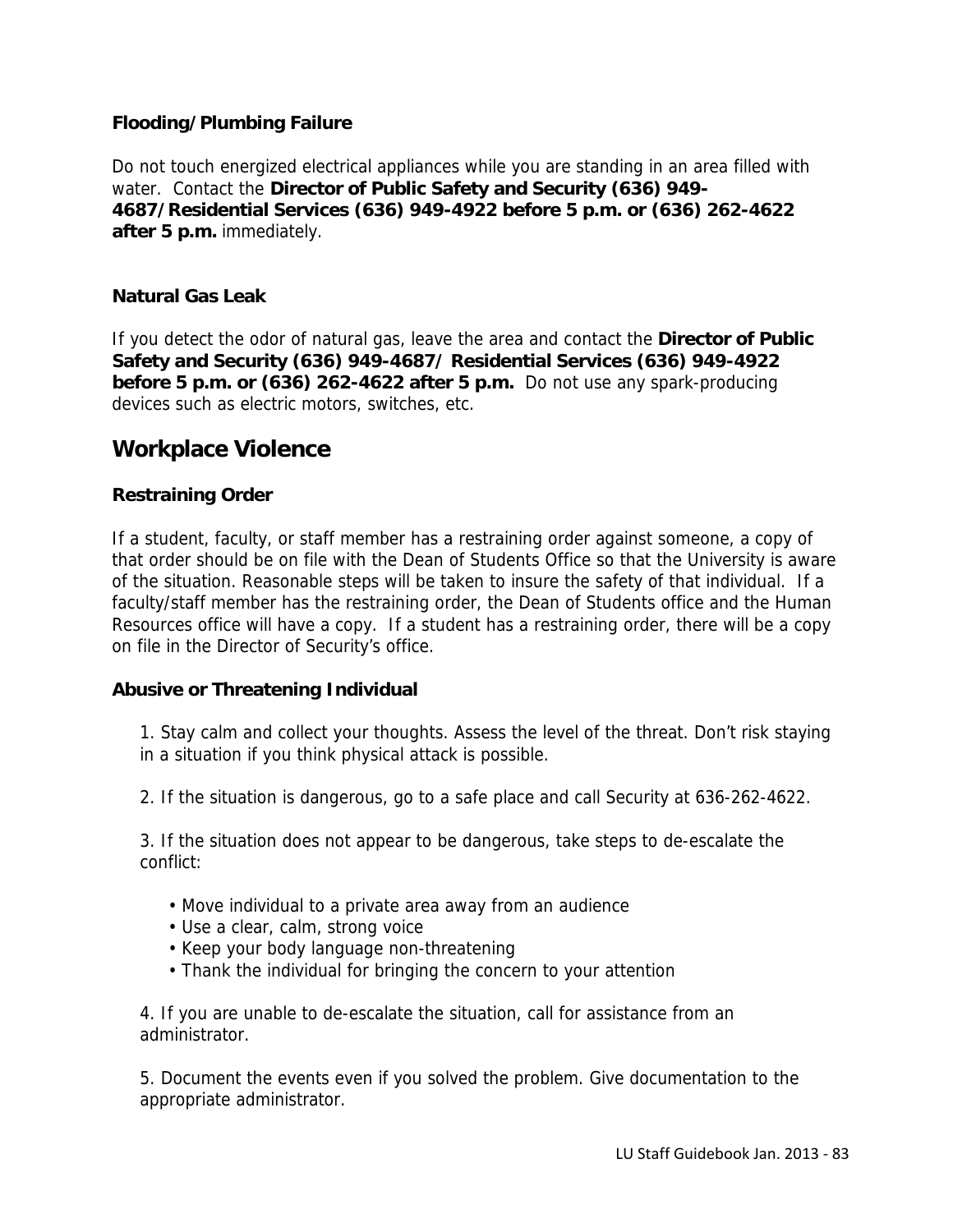### Flooding/Plumbing Failure

Do not touch energized electrical appliances while you are standing in an area filled with water. Contact the **Director of Public Safety and Security (636) 949-4687/Residential Services (636) 949-4922 before 5 p.m. or (636) 262-4622 after 5 p.m.** immediately.

### Natural Gas Leak

If you detect the odor of natural gas, leave the area and contact the **Director of Public Safety and Security (636) 949-4687/ Residential Services (636) 949-4922 before 5 p.m. or (636) 262-4622 after 5 p.m.** Do not use any spark-producing devices such as electric motors, switches, etc.

## Workplace Violence

### Restraining Order

If a student, faculty, or staff member has a restraining order against someone, a copy of that order should be on file with the Dean of Students Office so that the University is aware of the situation. Reasonable steps will be taken to insure the safety of that individual. If a faculty/staff member has the restraining order, the Dean of Students office and the Human Resources office will have a copy. If a student has a restraining order, there will be a copy on file in the Director of Security's office.

### Abusive or Threatening Individual

1. Stay calm and collect your thoughts. Assess the level of the threat. Don't risk staying in a situation if you think physical attack is possible.

2. If the situation is dangerous, go to a safe place and call Security at 636-262-4622.

3. If the situation does not appear to be dangerous, take steps to de-escalate the conflict:

   - Move individual to a private area away from an audience
   - Use a clear, calm, strong voice
   - Keep your body language non-threatening
   - Thank the individual for bringing the concern to your attention

4. If you are unable to de-escalate the situation, call for assistance from an administrator.

5. Document the events even if you solved the problem. Give documentation to the appropriate administrator.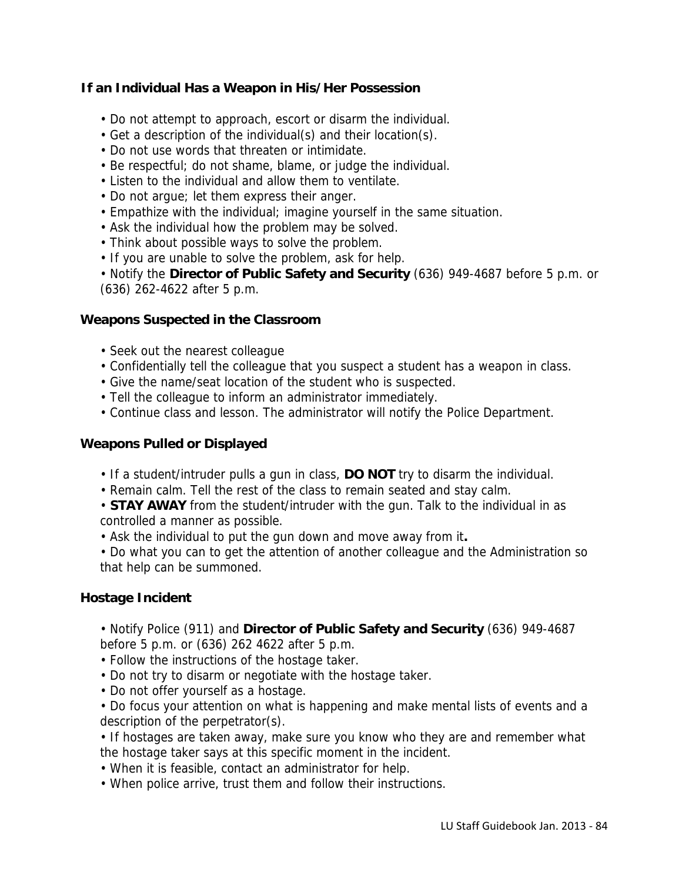### If an Individual Has a Weapon in His/Her Possession

- Do not attempt to approach, escort or disarm the individual.
- Get a description of the individual(s) and their location(s).
- Do not use words that threaten or intimidate.
- Be respectful; do not shame, blame, or judge the individual.
- Listen to the individual and allow them to ventilate.
- Do not argue; let them express their anger.
- Empathize with the individual; imagine yourself in the same situation.
- Ask the individual how the problem may be solved.
- Think about possible ways to solve the problem.
- If you are unable to solve the problem, ask for help.
- Notify the **Director of Public Safety and Security** (636) 949-4687 before 5 p.m. or (636) 262-4622 after 5 p.m.

### Weapons Suspected in the Classroom

- Seek out the nearest colleague
- Confidentially tell the colleague that you suspect a student has a weapon in class.
- Give the name/seat location of the student who is suspected.
- Tell the colleague to inform an administrator immediately.
- Continue class and lesson. The administrator will notify the Police Department.

### Weapons Pulled or Displayed

- If a student/intruder pulls a gun in class, **DO NOT** try to disarm the individual.
- Remain calm. Tell the rest of the class to remain seated and stay calm.
- **STAY AWAY** from the student/intruder with the gun. Talk to the individual in as controlled a manner as possible.
- Ask the individual to put the gun down and move away from it**.**
- Do what you can to get the attention of another colleague and the Administration so that help can be summoned.

### Hostage Incident

- Notify Police (911) and **Director of Public Safety and Security** (636) 949-4687 before 5 p.m. or (636) 262 4622 after 5 p.m.
- Follow the instructions of the hostage taker.
- Do not try to disarm or negotiate with the hostage taker.
- Do not offer yourself as a hostage.
- Do focus your attention on what is happening and make mental lists of events and a description of the perpetrator(s).
- If hostages are taken away, make sure you know who they are and remember what the hostage taker says at this specific moment in the incident.
- When it is feasible, contact an administrator for help.
- When police arrive, trust them and follow their instructions.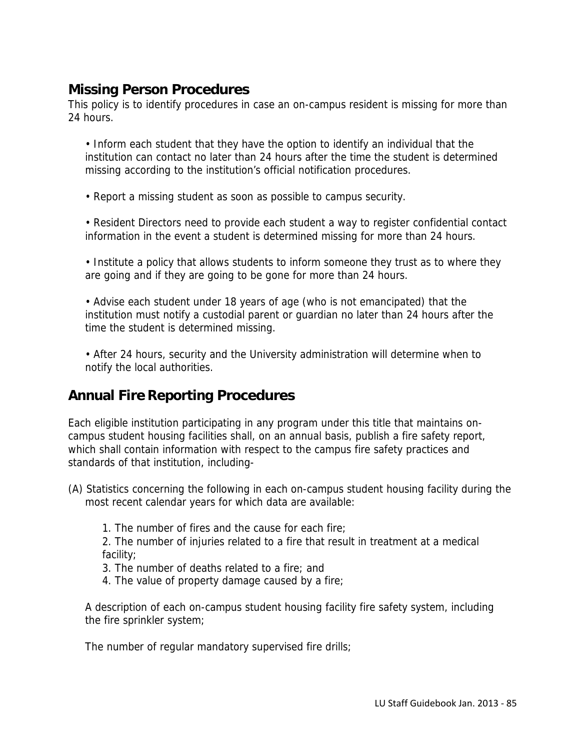## Missing Person Procedures

This policy is to identify procedures in case an on-campus resident is missing for more than 24 hours.

- Inform each student that they have the option to identify an individual that the institution can contact no later than 24 hours after the time the student is determined missing according to the institution's official notification procedures.

- Report a missing student as soon as possible to campus security.

- Resident Directors need to provide each student a way to register confidential contact information in the event a student is determined missing for more than 24 hours.

- Institute a policy that allows students to inform someone they trust as to where they are going and if they are going to be gone for more than 24 hours.

- Advise each student under 18 years of age (who is not emancipated) that the institution must notify a custodial parent or guardian no later than 24 hours after the time the student is determined missing.

- After 24 hours, security and the University administration will determine when to notify the local authorities.

## Annual Fire Reporting Procedures

Each eligible institution participating in any program under this title that maintains on-campus student housing facilities shall, on an annual basis, publish a fire safety report, which shall contain information with respect to the campus fire safety practices and standards of that institution, including-

(A) Statistics concerning the following in each on-campus student housing facility during the most recent calendar years for which data are available:

1. The number of fires and the cause for each fire;
2. The number of injuries related to a fire that result in treatment at a medical facility;
3. The number of deaths related to a fire; and
4. The value of property damage caused by a fire;

A description of each on-campus student housing facility fire safety system, including the fire sprinkler system;

The number of regular mandatory supervised fire drills;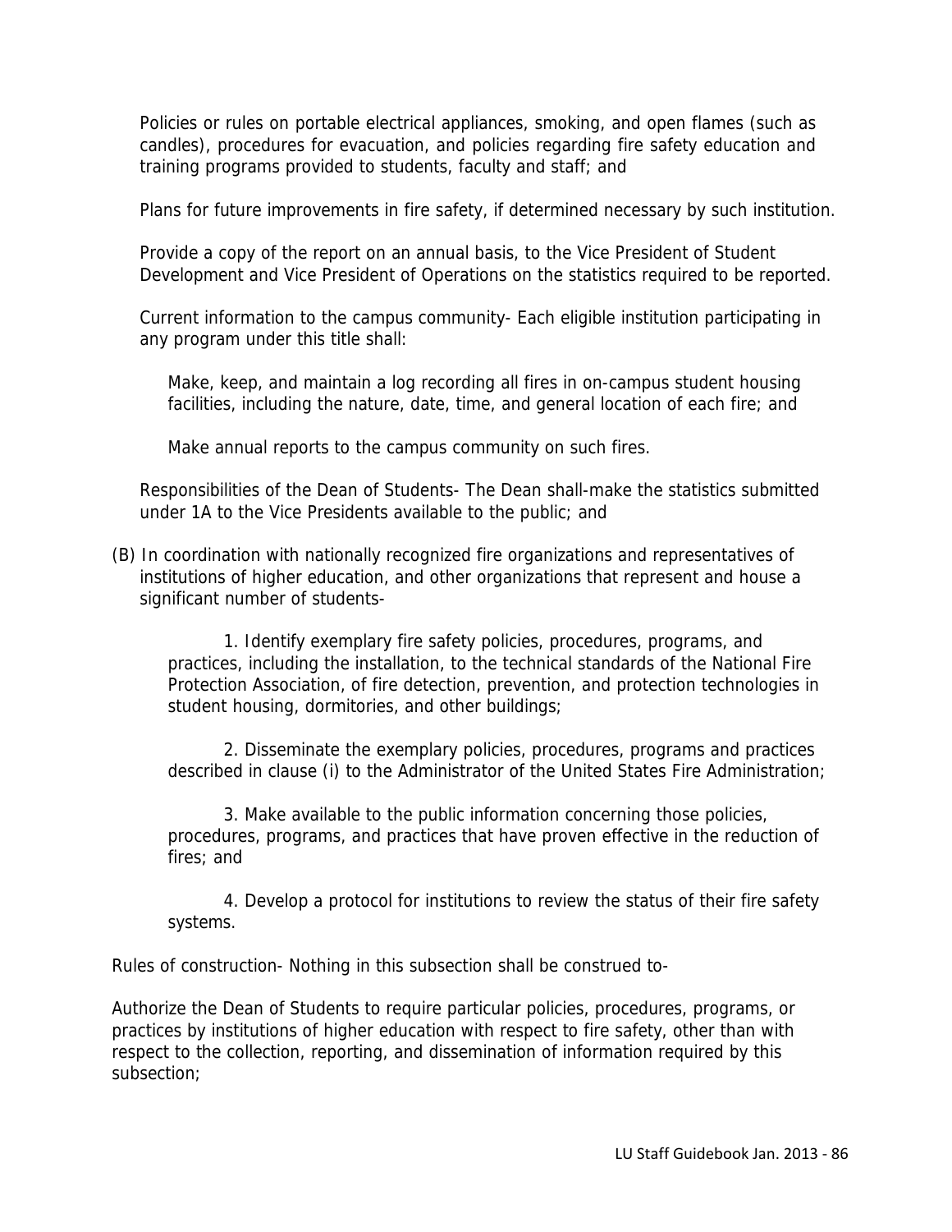Policies or rules on portable electrical appliances, smoking, and open flames (such as candles), procedures for evacuation, and policies regarding fire safety education and training programs provided to students, faculty and staff; and

Plans for future improvements in fire safety, if determined necessary by such institution.

Provide a copy of the report on an annual basis, to the Vice President of Student Development and Vice President of Operations on the statistics required to be reported.

Current information to the campus community- Each eligible institution participating in any program under this title shall:

Make, keep, and maintain a log recording all fires in on-campus student housing facilities, including the nature, date, time, and general location of each fire; and

Make annual reports to the campus community on such fires.

Responsibilities of the Dean of Students- The Dean shall-make the statistics submitted under 1A to the Vice Presidents available to the public; and

(B) In coordination with nationally recognized fire organizations and representatives of institutions of higher education, and other organizations that represent and house a significant number of students-

1. Identify exemplary fire safety policies, procedures, programs, and practices, including the installation, to the technical standards of the National Fire Protection Association, of fire detection, prevention, and protection technologies in student housing, dormitories, and other buildings;

2. Disseminate the exemplary policies, procedures, programs and practices described in clause (i) to the Administrator of the United States Fire Administration;

3. Make available to the public information concerning those policies, procedures, programs, and practices that have proven effective in the reduction of fires; and

4. Develop a protocol for institutions to review the status of their fire safety systems.

Rules of construction- Nothing in this subsection shall be construed to-

Authorize the Dean of Students to require particular policies, procedures, programs, or practices by institutions of higher education with respect to fire safety, other than with respect to the collection, reporting, and dissemination of information required by this subsection;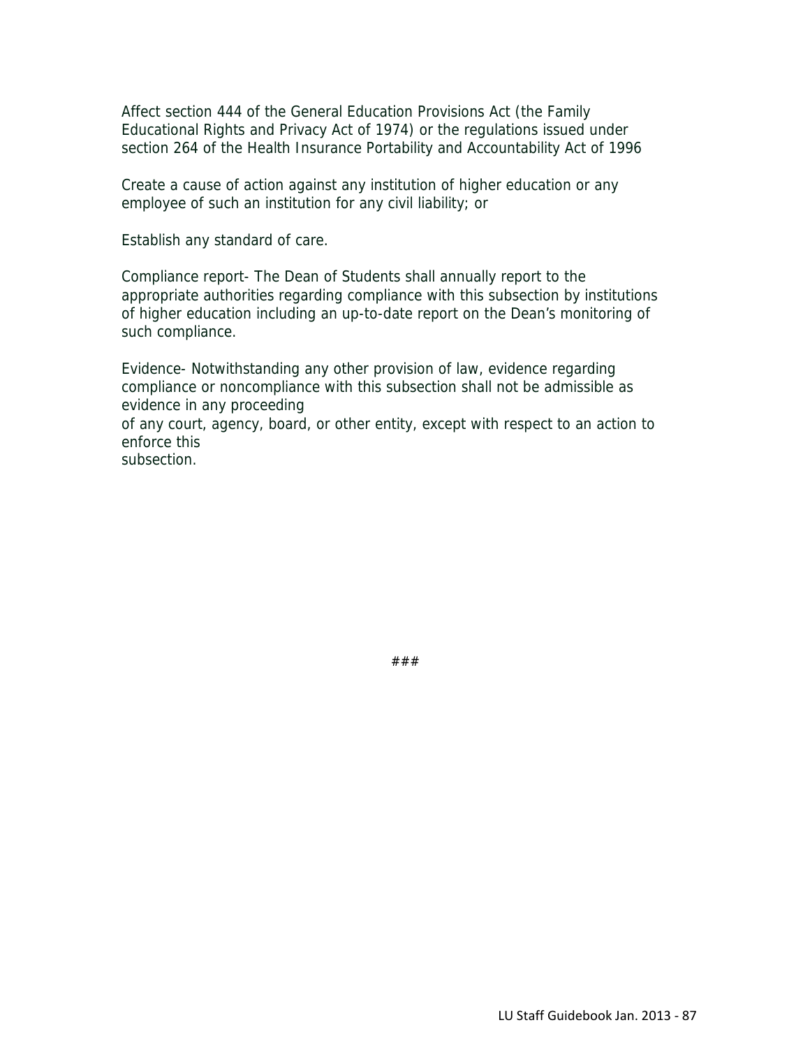Affect section 444 of the General Education Provisions Act (the Family Educational Rights and Privacy Act of 1974) or the regulations issued under section 264 of the Health Insurance Portability and Accountability Act of 1996

Create a cause of action against any institution of higher education or any employee of such an institution for any civil liability; or

Establish any standard of care.

Compliance report- The Dean of Students shall annually report to the appropriate authorities regarding compliance with this subsection by institutions of higher education including an up-to-date report on the Dean's monitoring of such compliance.

Evidence- Notwithstanding any other provision of law, evidence regarding compliance or noncompliance with this subsection shall not be admissible as evidence in any proceeding of any court, agency, board, or other entity, except with respect to an action to enforce this subsection.

###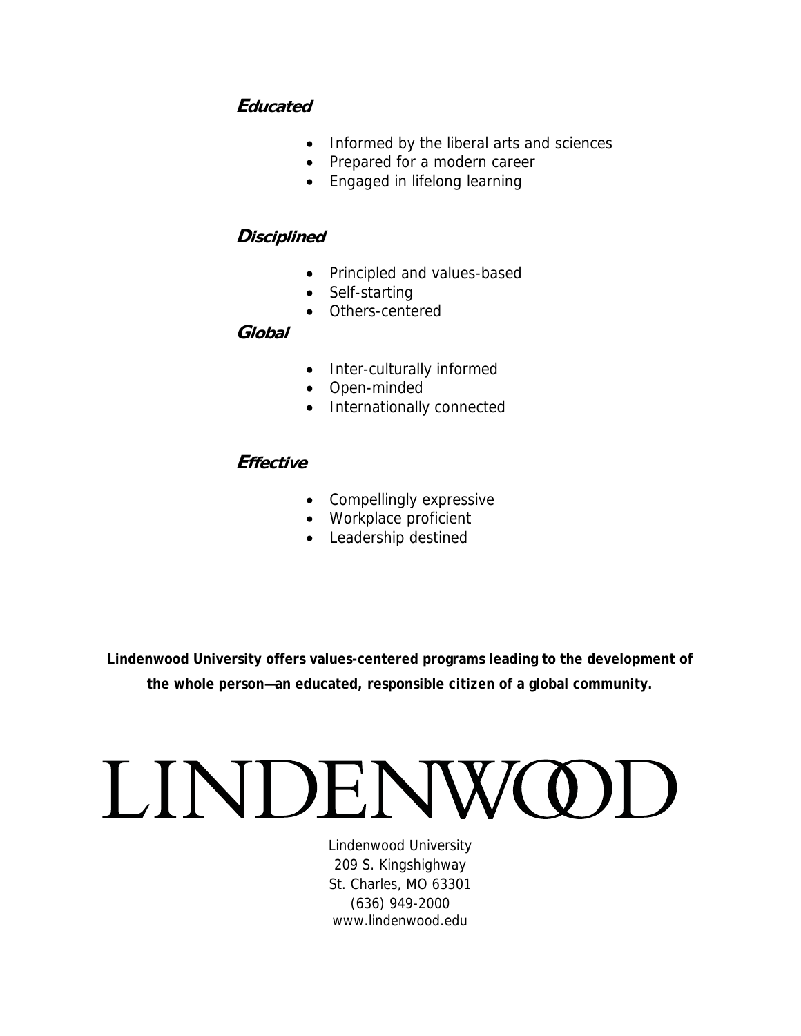***Educated***

- Informed by the liberal arts and sciences
- Prepared for a modern career
- Engaged in lifelong learning

***Disciplined***

- Principled and values-based
- Self-starting
- Others-centered

***Global***

- Inter-culturally informed
- Open-minded
- Internationally connected

***Effective***

- Compellingly expressive
- Workplace proficient
- Leadership destined

**Lindenwood University offers values-centered programs leading to the development of the whole person—an educated, responsible citizen of a global community.**

# LINDENWOOD

Lindenwood University
209 S. Kingshighway
St. Charles, MO 63301
(636) 949-2000
www.lindenwood.edu